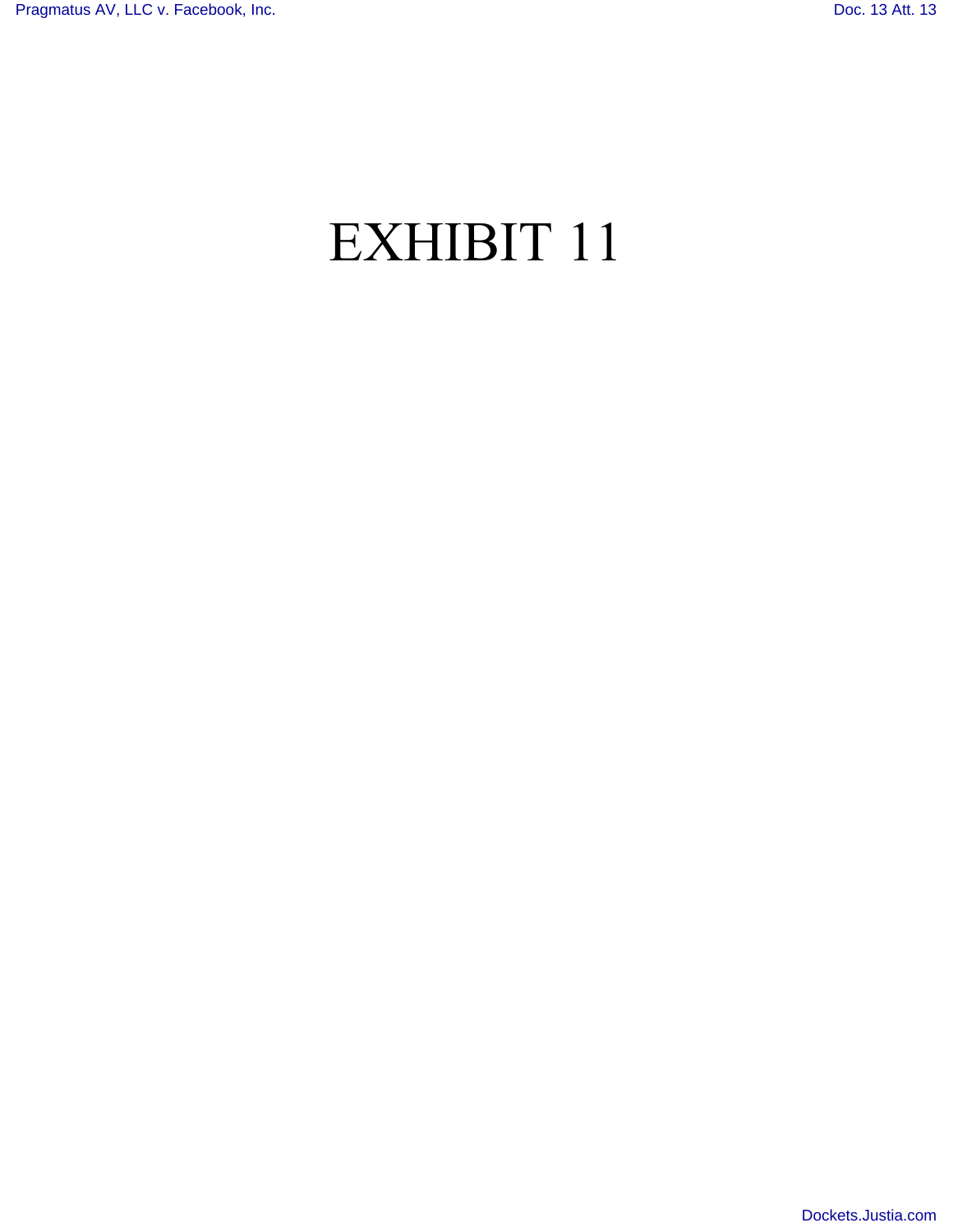# EXHIBIT 11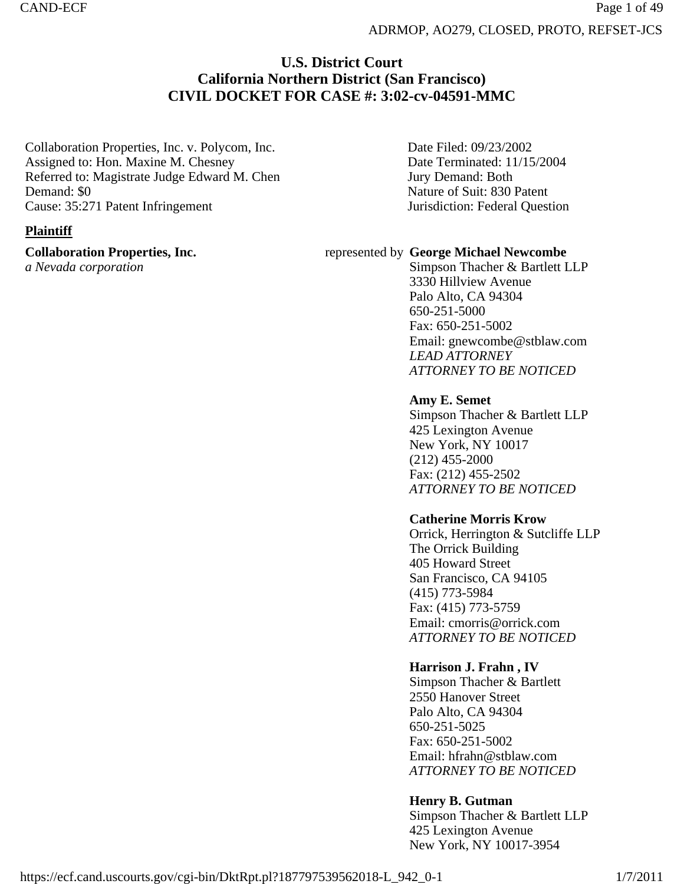ADRMOP, AO279, CLOSED, PROTO, REFSET-JCS

# U.S. District Court
## California Northern District (San Francisco)
## CIVIL DOCKET FOR CASE #: 3:02-cv-04591-MMC

Collaboration Properties, Inc. v. Polycom, Inc.
Assigned to: Hon. Maxine M. Chesney
Referred to: Magistrate Judge Edward M. Chen
Demand: $0
Cause: 35:271 Patent Infringement

Date Filed: 09/23/2002
Date Terminated: 11/15/2004
Jury Demand: Both
Nature of Suit: 830 Patent
Jurisdiction: Federal Question

**Plaintiff**

**Collaboration Properties, Inc.**
*a Nevada corporation*

represented by **George Michael Newcombe**
Simpson Thacher & Bartlett LLP
3330 Hillview Avenue
Palo Alto, CA 94304
650-251-5000
Fax: 650-251-5002
Email: gnewcombe@stblaw.com
*LEAD ATTORNEY*
*ATTORNEY TO BE NOTICED*

**Amy E. Semet**
Simpson Thacher & Bartlett LLP
425 Lexington Avenue
New York, NY 10017
(212) 455-2000
Fax: (212) 455-2502
*ATTORNEY TO BE NOTICED*

**Catherine Morris Krow**
Orrick, Herrington & Sutcliffe LLP
The Orrick Building
405 Howard Street
San Francisco, CA 94105
(415) 773-5984
Fax: (415) 773-5759
Email: cmorris@orrick.com
*ATTORNEY TO BE NOTICED*

**Harrison J. Frahn , IV**
Simpson Thacher & Bartlett
2550 Hanover Street
Palo Alto, CA 94304
650-251-5025
Fax: 650-251-5002
Email: hfrahn@stblaw.com
*ATTORNEY TO BE NOTICED*

**Henry B. Gutman**
Simpson Thacher & Bartlett LLP
425 Lexington Avenue
New York, NY 10017-3954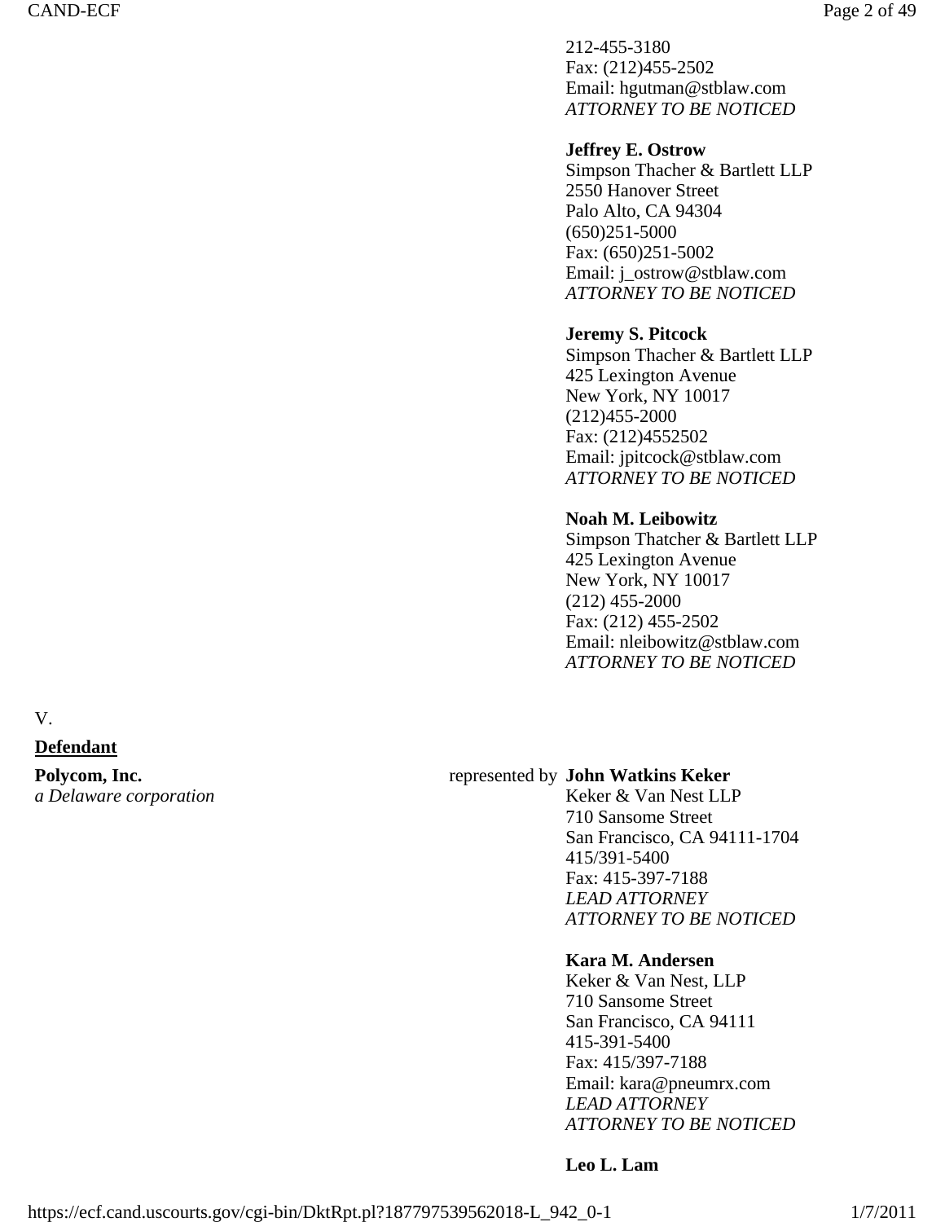212-455-3180
Fax: (212)455-2502
Email: hgutman@stblaw.com
*ATTORNEY TO BE NOTICED*

**Jeffrey E. Ostrow**
Simpson Thacher & Bartlett LLP
2550 Hanover Street
Palo Alto, CA 94304
(650)251-5000
Fax: (650)251-5002
Email: j_ostrow@stblaw.com
*ATTORNEY TO BE NOTICED*

**Jeremy S. Pitcock**
Simpson Thacher & Bartlett LLP
425 Lexington Avenue
New York, NY 10017
(212)455-2000
Fax: (212)4552502
Email: jpitcock@stblaw.com
*ATTORNEY TO BE NOTICED*

**Noah M. Leibowitz**
Simpson Thatcher & Bartlett LLP
425 Lexington Avenue
New York, NY 10017
(212) 455-2000
Fax: (212) 455-2502
Email: nleibowitz@stblaw.com
*ATTORNEY TO BE NOTICED*

V.

**Defendant**

**Polycom, Inc.**
*a Delaware corporation*

represented by **John Watkins Keker**
Keker & Van Nest LLP
710 Sansome Street
San Francisco, CA 94111-1704
415/391-5400
Fax: 415-397-7188
*LEAD ATTORNEY*
*ATTORNEY TO BE NOTICED*

**Kara M. Andersen**
Keker & Van Nest, LLP
710 Sansome Street
San Francisco, CA 94111
415-391-5400
Fax: 415/397-7188
Email: kara@pneumrx.com
*LEAD ATTORNEY*
*ATTORNEY TO BE NOTICED*

**Leo L. Lam**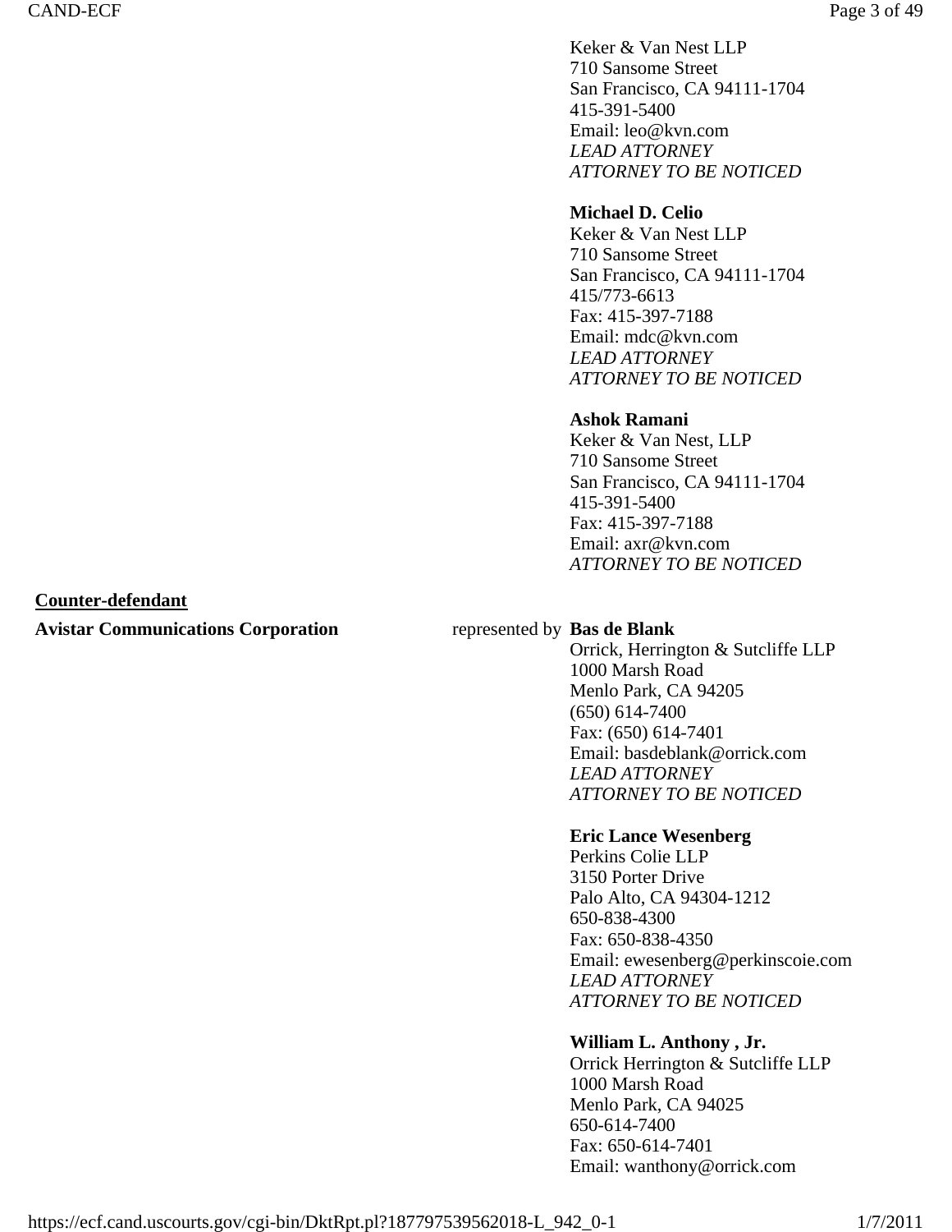Keker & Van Nest LLP
710 Sansome Street
San Francisco, CA 94111-1704
415-391-5400
Email: leo@kvn.com
*LEAD ATTORNEY*
*ATTORNEY TO BE NOTICED*

**Michael D. Celio**
Keker & Van Nest LLP
710 Sansome Street
San Francisco, CA 94111-1704
415/773-6613
Fax: 415-397-7188
Email: mdc@kvn.com
*LEAD ATTORNEY*
*ATTORNEY TO BE NOTICED*

**Ashok Ramani**
Keker & Van Nest, LLP
710 Sansome Street
San Francisco, CA 94111-1704
415-391-5400
Fax: 415-397-7188
Email: axr@kvn.com
*ATTORNEY TO BE NOTICED*

**Counter-defendant**

**Avistar Communications Corporation** represented by **Bas de Blank**
Orrick, Herrington & Sutcliffe LLP
1000 Marsh Road
Menlo Park, CA 94205
(650) 614-7400
Fax: (650) 614-7401
Email: basdeblank@orrick.com
*LEAD ATTORNEY*
*ATTORNEY TO BE NOTICED*

**Eric Lance Wesenberg**
Perkins Colie LLP
3150 Porter Drive
Palo Alto, CA 94304-1212
650-838-4300
Fax: 650-838-4350
Email: ewesenberg@perkinscoie.com
*LEAD ATTORNEY*
*ATTORNEY TO BE NOTICED*

**William L. Anthony , Jr.**
Orrick Herrington & Sutcliffe LLP
1000 Marsh Road
Menlo Park, CA 94025
650-614-7400
Fax: 650-614-7401
Email: wanthony@orrick.com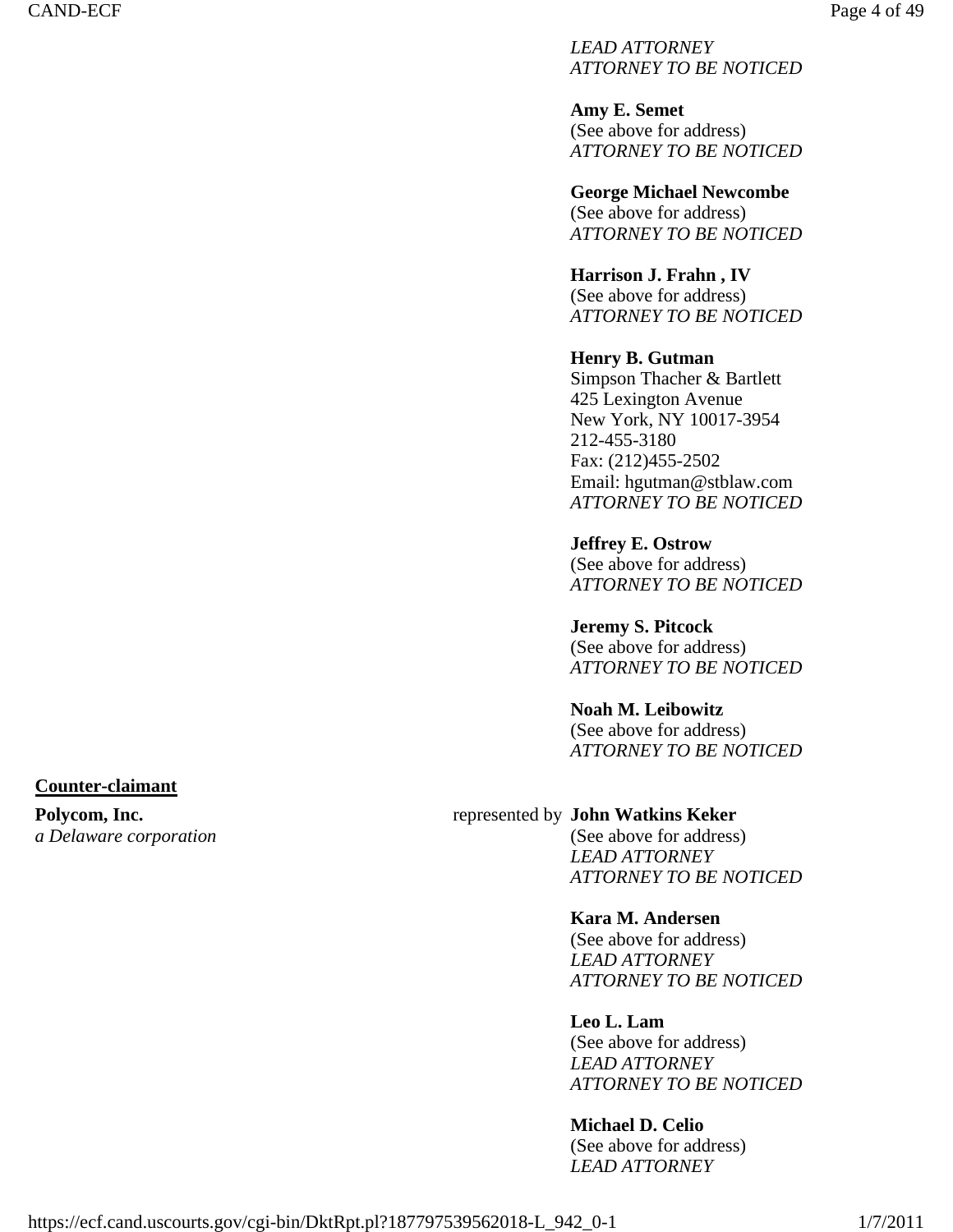*LEAD ATTORNEY*
*ATTORNEY TO BE NOTICED*

**Amy E. Semet**
(See above for address)
*ATTORNEY TO BE NOTICED*

**George Michael Newcombe**
(See above for address)
*ATTORNEY TO BE NOTICED*

**Harrison J. Frahn , IV**
(See above for address)
*ATTORNEY TO BE NOTICED*

**Henry B. Gutman**
Simpson Thacher & Bartlett
425 Lexington Avenue
New York, NY 10017-3954
212-455-3180
Fax: (212)455-2502
Email: hgutman@stblaw.com
*ATTORNEY TO BE NOTICED*

**Jeffrey E. Ostrow**
(See above for address)
*ATTORNEY TO BE NOTICED*

**Jeremy S. Pitcock**
(See above for address)
*ATTORNEY TO BE NOTICED*

**Noah M. Leibowitz**
(See above for address)
*ATTORNEY TO BE NOTICED*

**Counter-claimant**

**Polycom, Inc.**
*a Delaware corporation*

represented by **John Watkins Keker**
(See above for address)
*LEAD ATTORNEY*
*ATTORNEY TO BE NOTICED*

**Kara M. Andersen**
(See above for address)
*LEAD ATTORNEY*
*ATTORNEY TO BE NOTICED*

**Leo L. Lam**
(See above for address)
*LEAD ATTORNEY*
*ATTORNEY TO BE NOTICED*

**Michael D. Celio**
(See above for address)
*LEAD ATTORNEY*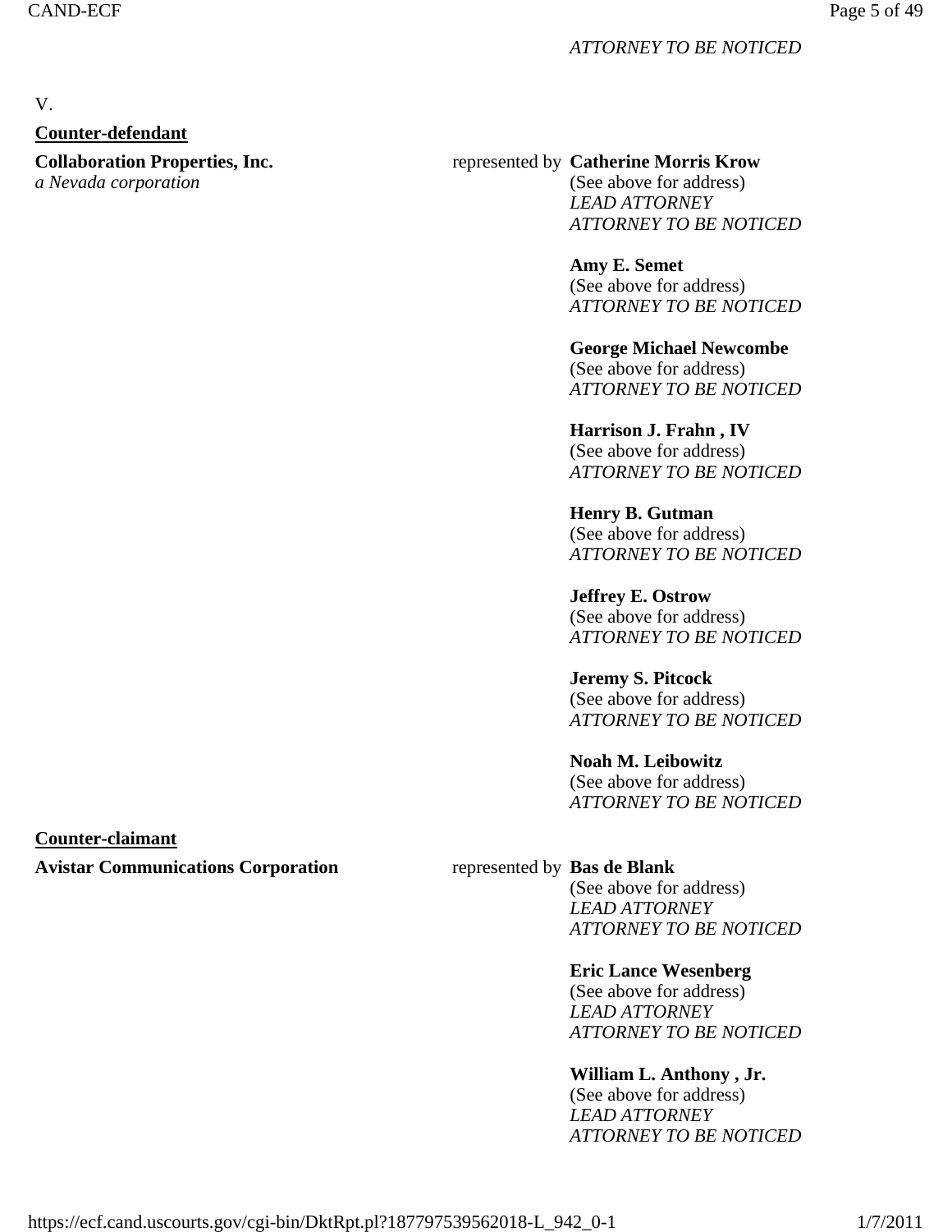*ATTORNEY TO BE NOTICED*

V.

**Counter-defendant**

**Collaboration Properties, Inc.**
*a Nevada corporation*

represented by **Catherine Morris Krow**
(See above for address)
*LEAD ATTORNEY*
*ATTORNEY TO BE NOTICED*

**Amy E. Semet**
(See above for address)
*ATTORNEY TO BE NOTICED*

**George Michael Newcombe**
(See above for address)
*ATTORNEY TO BE NOTICED*

**Harrison J. Frahn , IV**
(See above for address)
*ATTORNEY TO BE NOTICED*

**Henry B. Gutman**
(See above for address)
*ATTORNEY TO BE NOTICED*

**Jeffrey E. Ostrow**
(See above for address)
*ATTORNEY TO BE NOTICED*

**Jeremy S. Pitcock**
(See above for address)
*ATTORNEY TO BE NOTICED*

**Noah M. Leibowitz**
(See above for address)
*ATTORNEY TO BE NOTICED*

**Counter-claimant**

**Avistar Communications Corporation**

represented by **Bas de Blank**
(See above for address)
*LEAD ATTORNEY*
*ATTORNEY TO BE NOTICED*

**Eric Lance Wesenberg**
(See above for address)
*LEAD ATTORNEY*
*ATTORNEY TO BE NOTICED*

**William L. Anthony , Jr.**
(See above for address)
*LEAD ATTORNEY*
*ATTORNEY TO BE NOTICED*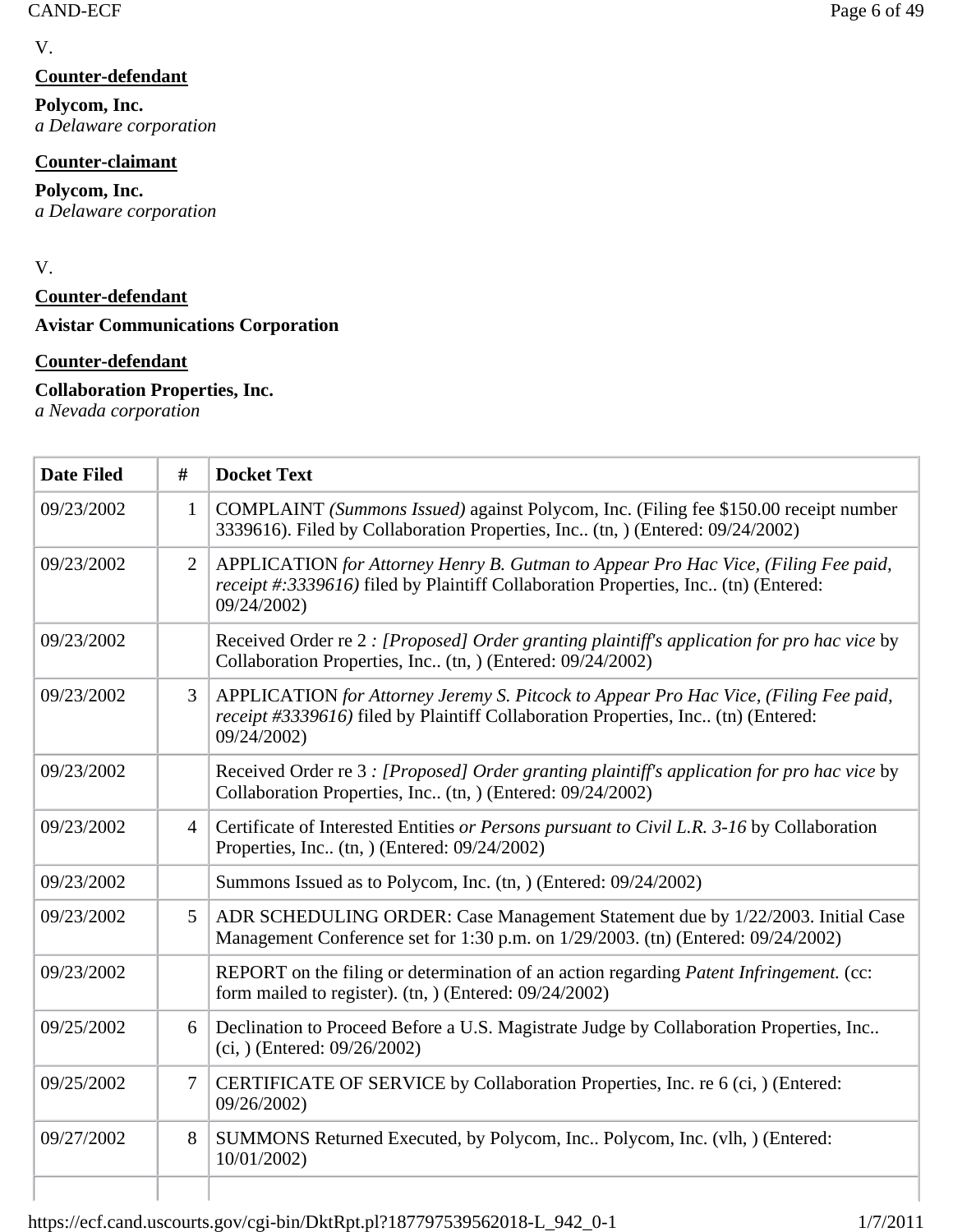V.

**Counter-defendant**

**Polycom, Inc.**
*a Delaware corporation*

**Counter-claimant**

**Polycom, Inc.**
*a Delaware corporation*

V.

**Counter-defendant**

**Avistar Communications Corporation**

**Counter-defendant**

**Collaboration Properties, Inc.**
*a Nevada corporation*

| Date Filed | # | Docket Text |
|---|---|---|
| 09/23/2002 | 1 | COMPLAINT *(Summons Issued)* against Polycom, Inc. (Filing fee $150.00 receipt number 3339616). Filed by Collaboration Properties, Inc.. (tn, ) (Entered: 09/24/2002) |
| 09/23/2002 | 2 | APPLICATION *for Attorney Henry B. Gutman to Appear Pro Hac Vice, (Filing Fee paid, receipt #:3339616)* filed by Plaintiff Collaboration Properties, Inc.. (tn) (Entered: 09/24/2002) |
| 09/23/2002 | | Received Order re 2 *: [Proposed] Order granting plaintiff's application for pro hac vice* by Collaboration Properties, Inc.. (tn, ) (Entered: 09/24/2002) |
| 09/23/2002 | 3 | APPLICATION *for Attorney Jeremy S. Pitcock to Appear Pro Hac Vice, (Filing Fee paid, receipt #3339616)* filed by Plaintiff Collaboration Properties, Inc.. (tn) (Entered: 09/24/2002) |
| 09/23/2002 | | Received Order re 3 *: [Proposed] Order granting plaintiff's application for pro hac vice* by Collaboration Properties, Inc.. (tn, ) (Entered: 09/24/2002) |
| 09/23/2002 | 4 | Certificate of Interested Entities *or Persons pursuant to Civil L.R. 3-16* by Collaboration Properties, Inc.. (tn, ) (Entered: 09/24/2002) |
| 09/23/2002 | | Summons Issued as to Polycom, Inc. (tn, ) (Entered: 09/24/2002) |
| 09/23/2002 | 5 | ADR SCHEDULING ORDER: Case Management Statement due by 1/22/2003. Initial Case Management Conference set for 1:30 p.m. on 1/29/2003. (tn) (Entered: 09/24/2002) |
| 09/23/2002 | | REPORT on the filing or determination of an action regarding *Patent Infringement.* (cc: form mailed to register). (tn, ) (Entered: 09/24/2002) |
| 09/25/2002 | 6 | Declination to Proceed Before a U.S. Magistrate Judge by Collaboration Properties, Inc.. (ci, ) (Entered: 09/26/2002) |
| 09/25/2002 | 7 | CERTIFICATE OF SERVICE by Collaboration Properties, Inc. re 6 (ci, ) (Entered: 09/26/2002) |
| 09/27/2002 | 8 | SUMMONS Returned Executed, by Polycom, Inc.. Polycom, Inc. (vlh, ) (Entered: 10/01/2002) |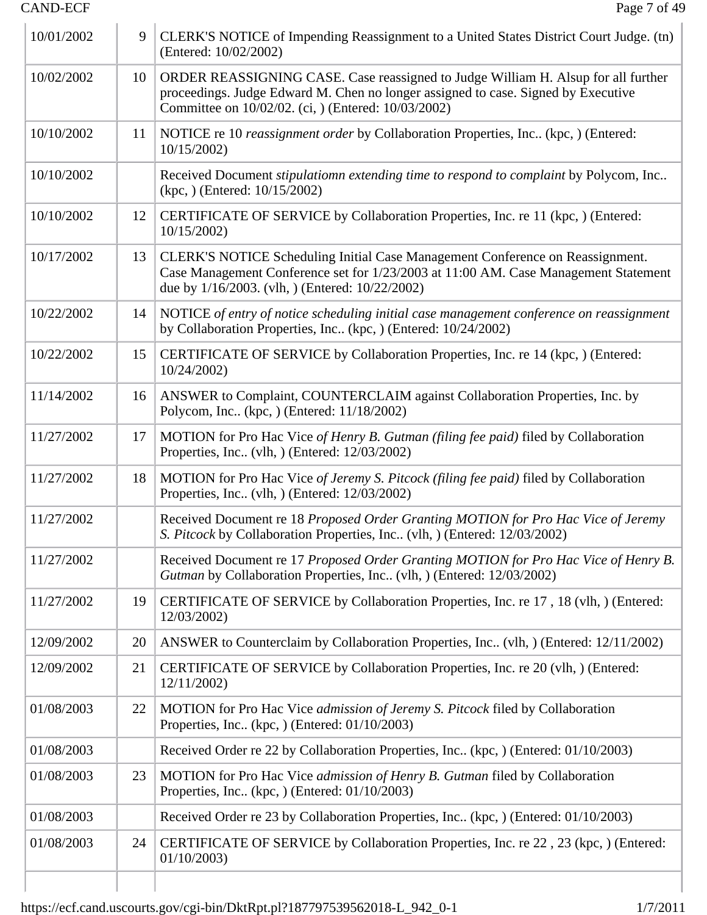| | | |
|---|---|---|
| 10/01/2002 | 9 | CLERK'S NOTICE of Impending Reassignment to a United States District Court Judge. (tn) (Entered: 10/02/2002) |
| 10/02/2002 | 10 | ORDER REASSIGNING CASE. Case reassigned to Judge William H. Alsup for all further proceedings. Judge Edward M. Chen no longer assigned to case. Signed by Executive Committee on 10/02/02. (ci, ) (Entered: 10/03/2002) |
| 10/10/2002 | 11 | NOTICE re 10 *reassignment order* by Collaboration Properties, Inc.. (kpc, ) (Entered: 10/15/2002) |
| 10/10/2002 | | Received Document *stipulatiomn extending time to respond to complaint* by Polycom, Inc.. (kpc, ) (Entered: 10/15/2002) |
| 10/10/2002 | 12 | CERTIFICATE OF SERVICE by Collaboration Properties, Inc. re 11 (kpc, ) (Entered: 10/15/2002) |
| 10/17/2002 | 13 | CLERK'S NOTICE Scheduling Initial Case Management Conference on Reassignment. Case Management Conference set for 1/23/2003 at 11:00 AM. Case Management Statement due by 1/16/2003. (vlh, ) (Entered: 10/22/2002) |
| 10/22/2002 | 14 | NOTICE *of entry of notice scheduling initial case management conference on reassignment* by Collaboration Properties, Inc.. (kpc, ) (Entered: 10/24/2002) |
| 10/22/2002 | 15 | CERTIFICATE OF SERVICE by Collaboration Properties, Inc. re 14 (kpc, ) (Entered: 10/24/2002) |
| 11/14/2002 | 16 | ANSWER to Complaint, COUNTERCLAIM against Collaboration Properties, Inc. by Polycom, Inc.. (kpc, ) (Entered: 11/18/2002) |
| 11/27/2002 | 17 | MOTION for Pro Hac Vice *of Henry B. Gutman (filing fee paid)* filed by Collaboration Properties, Inc.. (vlh, ) (Entered: 12/03/2002) |
| 11/27/2002 | 18 | MOTION for Pro Hac Vice *of Jeremy S. Pitcock (filing fee paid)* filed by Collaboration Properties, Inc.. (vlh, ) (Entered: 12/03/2002) |
| 11/27/2002 | | Received Document re 18 *Proposed Order Granting MOTION for Pro Hac Vice of Jeremy S. Pitcock* by Collaboration Properties, Inc.. (vlh, ) (Entered: 12/03/2002) |
| 11/27/2002 | | Received Document re 17 *Proposed Order Granting MOTION for Pro Hac Vice of Henry B. Gutman* by Collaboration Properties, Inc.. (vlh, ) (Entered: 12/03/2002) |
| 11/27/2002 | 19 | CERTIFICATE OF SERVICE by Collaboration Properties, Inc. re 17 , 18 (vlh, ) (Entered: 12/03/2002) |
| 12/09/2002 | 20 | ANSWER to Counterclaim by Collaboration Properties, Inc.. (vlh, ) (Entered: 12/11/2002) |
| 12/09/2002 | 21 | CERTIFICATE OF SERVICE by Collaboration Properties, Inc. re 20 (vlh, ) (Entered: 12/11/2002) |
| 01/08/2003 | 22 | MOTION for Pro Hac Vice *admission of Jeremy S. Pitcock* filed by Collaboration Properties, Inc.. (kpc, ) (Entered: 01/10/2003) |
| 01/08/2003 | | Received Order re 22 by Collaboration Properties, Inc.. (kpc, ) (Entered: 01/10/2003) |
| 01/08/2003 | 23 | MOTION for Pro Hac Vice *admission of Henry B. Gutman* filed by Collaboration Properties, Inc.. (kpc, ) (Entered: 01/10/2003) |
| 01/08/2003 | | Received Order re 23 by Collaboration Properties, Inc.. (kpc, ) (Entered: 01/10/2003) |
| 01/08/2003 | 24 | CERTIFICATE OF SERVICE by Collaboration Properties, Inc. re 22 , 23 (kpc, ) (Entered: 01/10/2003) |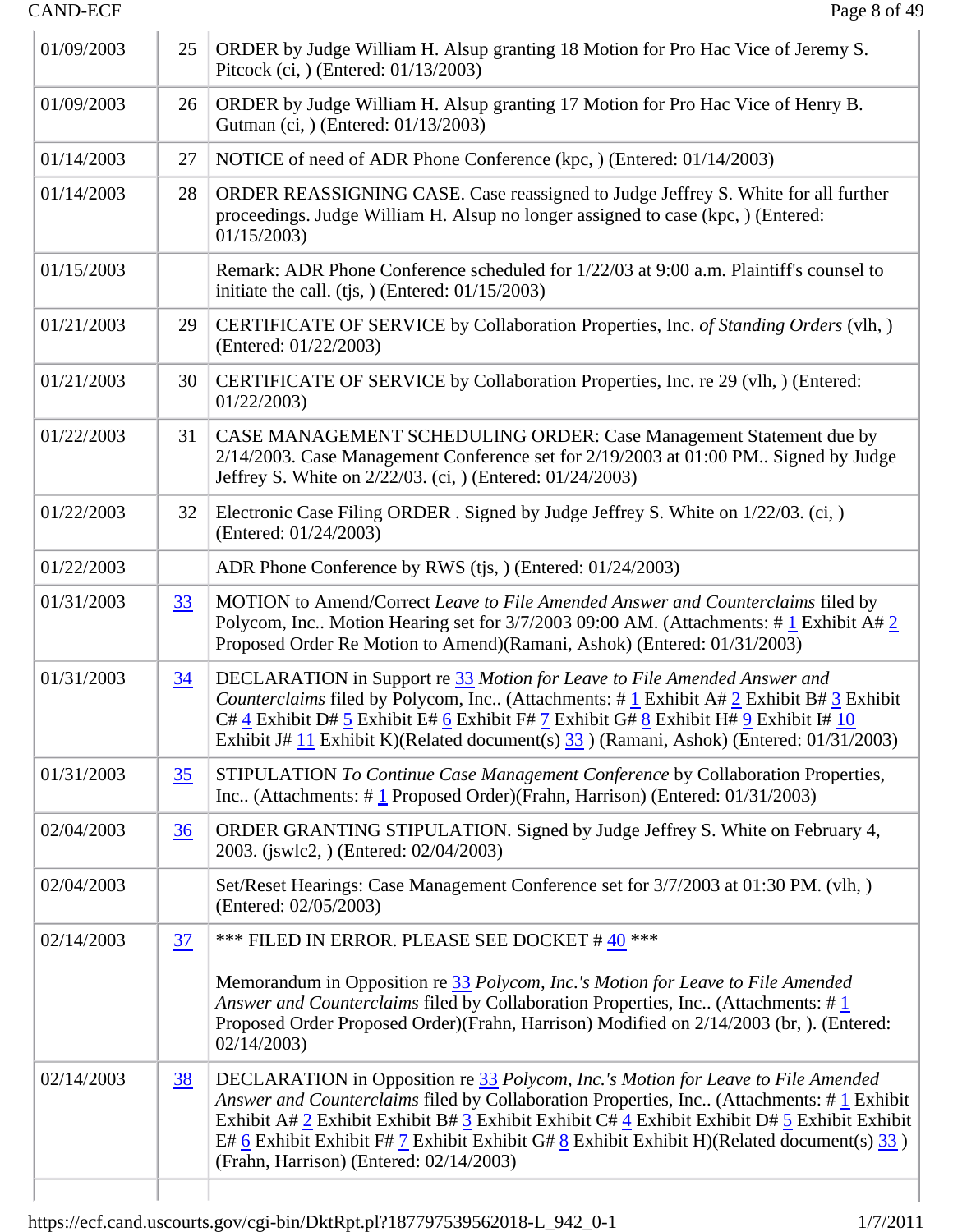| | | |
|---|---|---|
| 01/09/2003 | 25 | ORDER by Judge William H. Alsup granting 18 Motion for Pro Hac Vice of Jeremy S. Pitcock (ci, ) (Entered: 01/13/2003) |
| 01/09/2003 | 26 | ORDER by Judge William H. Alsup granting 17 Motion for Pro Hac Vice of Henry B. Gutman (ci, ) (Entered: 01/13/2003) |
| 01/14/2003 | 27 | NOTICE of need of ADR Phone Conference (kpc, ) (Entered: 01/14/2003) |
| 01/14/2003 | 28 | ORDER REASSIGNING CASE. Case reassigned to Judge Jeffrey S. White for all further proceedings. Judge William H. Alsup no longer assigned to case (kpc, ) (Entered: 01/15/2003) |
| 01/15/2003 | | Remark: ADR Phone Conference scheduled for 1/22/03 at 9:00 a.m. Plaintiff's counsel to initiate the call. (tjs, ) (Entered: 01/15/2003) |
| 01/21/2003 | 29 | CERTIFICATE OF SERVICE by Collaboration Properties, Inc. *of Standing Orders* (vlh, ) (Entered: 01/22/2003) |
| 01/21/2003 | 30 | CERTIFICATE OF SERVICE by Collaboration Properties, Inc. re 29 (vlh, ) (Entered: 01/22/2003) |
| 01/22/2003 | 31 | CASE MANAGEMENT SCHEDULING ORDER: Case Management Statement due by 2/14/2003. Case Management Conference set for 2/19/2003 at 01:00 PM.. Signed by Judge Jeffrey S. White on 2/22/03. (ci, ) (Entered: 01/24/2003) |
| 01/22/2003 | 32 | Electronic Case Filing ORDER . Signed by Judge Jeffrey S. White on 1/22/03. (ci, ) (Entered: 01/24/2003) |
| 01/22/2003 | | ADR Phone Conference by RWS (tjs, ) (Entered: 01/24/2003) |
| 01/31/2003 | 33 | MOTION to Amend/Correct *Leave to File Amended Answer and Counterclaims* filed by Polycom, Inc.. Motion Hearing set for 3/7/2003 09:00 AM. (Attachments: # 1 Exhibit A# 2 Proposed Order Re Motion to Amend)(Ramani, Ashok) (Entered: 01/31/2003) |
| 01/31/2003 | 34 | DECLARATION in Support re 33 *Motion for Leave to File Amended Answer and Counterclaims* filed by Polycom, Inc.. (Attachments: # 1 Exhibit A# 2 Exhibit B# 3 Exhibit C# 4 Exhibit D# 5 Exhibit E# 6 Exhibit F# 7 Exhibit G# 8 Exhibit H# 9 Exhibit I# 10 Exhibit J# 11 Exhibit K)(Related document(s) 33 ) (Ramani, Ashok) (Entered: 01/31/2003) |
| 01/31/2003 | 35 | STIPULATION *To Continue Case Management Conference* by Collaboration Properties, Inc.. (Attachments: # 1 Proposed Order)(Frahn, Harrison) (Entered: 01/31/2003) |
| 02/04/2003 | 36 | ORDER GRANTING STIPULATION. Signed by Judge Jeffrey S. White on February 4, 2003. (jswlc2, ) (Entered: 02/04/2003) |
| 02/04/2003 | | Set/Reset Hearings: Case Management Conference set for 3/7/2003 at 01:30 PM. (vlh, ) (Entered: 02/05/2003) |
| 02/14/2003 | 37 | *** FILED IN ERROR. PLEASE SEE DOCKET # 40 ***<br><br>Memorandum in Opposition re 33 *Polycom, Inc.'s Motion for Leave to File Amended Answer and Counterclaims* filed by Collaboration Properties, Inc.. (Attachments: # 1 Proposed Order Proposed Order)(Frahn, Harrison) Modified on 2/14/2003 (br, ). (Entered: 02/14/2003) |
| 02/14/2003 | 38 | DECLARATION in Opposition re 33 *Polycom, Inc.'s Motion for Leave to File Amended Answer and Counterclaims* filed by Collaboration Properties, Inc.. (Attachments: # 1 Exhibit Exhibit A# 2 Exhibit Exhibit B# 3 Exhibit Exhibit C# 4 Exhibit Exhibit D# 5 Exhibit Exhibit E# 6 Exhibit Exhibit F# 7 Exhibit Exhibit G# 8 Exhibit Exhibit H)(Related document(s) 33 ) (Frahn, Harrison) (Entered: 02/14/2003) |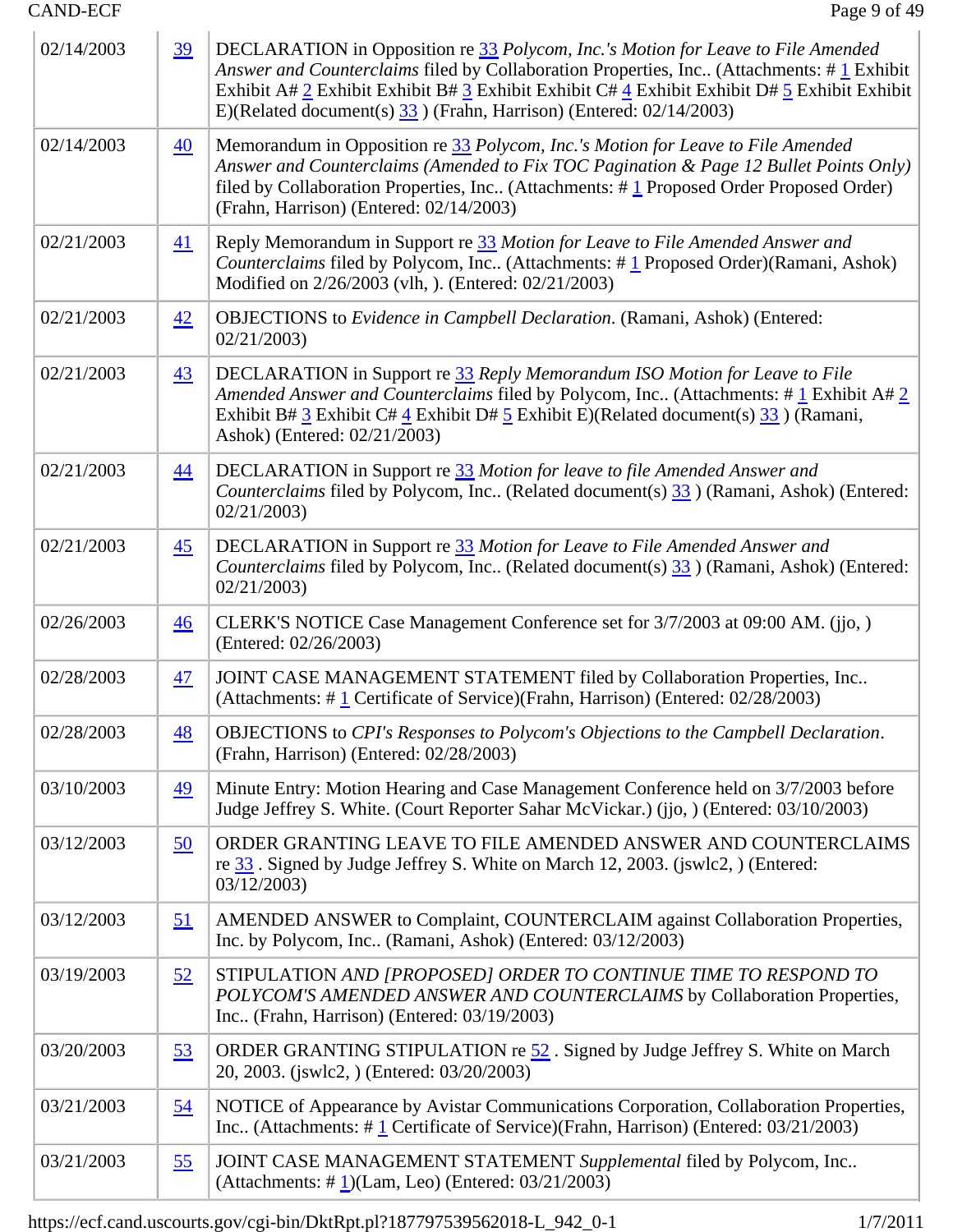| | | |
|---|---|---|
| 02/14/2003 | 39 | DECLARATION in Opposition re 33 *Polycom, Inc.'s Motion for Leave to File Amended Answer and Counterclaims* filed by Collaboration Properties, Inc.. (Attachments: # 1 Exhibit Exhibit A# 2 Exhibit Exhibit B# 3 Exhibit Exhibit C# 4 Exhibit Exhibit D# 5 Exhibit Exhibit E)(Related document(s) 33 ) (Frahn, Harrison) (Entered: 02/14/2003) |
| 02/14/2003 | 40 | Memorandum in Opposition re 33 *Polycom, Inc.'s Motion for Leave to File Amended Answer and Counterclaims (Amended to Fix TOC Pagination & Page 12 Bullet Points Only)* filed by Collaboration Properties, Inc.. (Attachments: # 1 Proposed Order Proposed Order) (Frahn, Harrison) (Entered: 02/14/2003) |
| 02/21/2003 | 41 | Reply Memorandum in Support re 33 *Motion for Leave to File Amended Answer and Counterclaims* filed by Polycom, Inc.. (Attachments: # 1 Proposed Order)(Ramani, Ashok) Modified on 2/26/2003 (vlh, ). (Entered: 02/21/2003) |
| 02/21/2003 | 42 | OBJECTIONS to *Evidence in Campbell Declaration*. (Ramani, Ashok) (Entered: 02/21/2003) |
| 02/21/2003 | 43 | DECLARATION in Support re 33 *Reply Memorandum ISO Motion for Leave to File Amended Answer and Counterclaims* filed by Polycom, Inc.. (Attachments: # 1 Exhibit A# 2 Exhibit B# 3 Exhibit C# 4 Exhibit D# 5 Exhibit E)(Related document(s) 33 ) (Ramani, Ashok) (Entered: 02/21/2003) |
| 02/21/2003 | 44 | DECLARATION in Support re 33 *Motion for leave to file Amended Answer and Counterclaims* filed by Polycom, Inc.. (Related document(s) 33 ) (Ramani, Ashok) (Entered: 02/21/2003) |
| 02/21/2003 | 45 | DECLARATION in Support re 33 *Motion for Leave to File Amended Answer and Counterclaims* filed by Polycom, Inc.. (Related document(s) 33 ) (Ramani, Ashok) (Entered: 02/21/2003) |
| 02/26/2003 | 46 | CLERK'S NOTICE Case Management Conference set for 3/7/2003 at 09:00 AM. (jjo, ) (Entered: 02/26/2003) |
| 02/28/2003 | 47 | JOINT CASE MANAGEMENT STATEMENT filed by Collaboration Properties, Inc.. (Attachments: # 1 Certificate of Service)(Frahn, Harrison) (Entered: 02/28/2003) |
| 02/28/2003 | 48 | OBJECTIONS to *CPI's Responses to Polycom's Objections to the Campbell Declaration*. (Frahn, Harrison) (Entered: 02/28/2003) |
| 03/10/2003 | 49 | Minute Entry: Motion Hearing and Case Management Conference held on 3/7/2003 before Judge Jeffrey S. White. (Court Reporter Sahar McVickar.) (jjo, ) (Entered: 03/10/2003) |
| 03/12/2003 | 50 | ORDER GRANTING LEAVE TO FILE AMENDED ANSWER AND COUNTERCLAIMS re 33 . Signed by Judge Jeffrey S. White on March 12, 2003. (jswlc2, ) (Entered: 03/12/2003) |
| 03/12/2003 | 51 | AMENDED ANSWER to Complaint, COUNTERCLAIM against Collaboration Properties, Inc. by Polycom, Inc.. (Ramani, Ashok) (Entered: 03/12/2003) |
| 03/19/2003 | 52 | STIPULATION *AND [PROPOSED] ORDER TO CONTINUE TIME TO RESPOND TO POLYCOM'S AMENDED ANSWER AND COUNTERCLAIMS* by Collaboration Properties, Inc.. (Frahn, Harrison) (Entered: 03/19/2003) |
| 03/20/2003 | 53 | ORDER GRANTING STIPULATION re 52 . Signed by Judge Jeffrey S. White on March 20, 2003. (jswlc2, ) (Entered: 03/20/2003) |
| 03/21/2003 | 54 | NOTICE of Appearance by Avistar Communications Corporation, Collaboration Properties, Inc.. (Attachments: # 1 Certificate of Service)(Frahn, Harrison) (Entered: 03/21/2003) |
| 03/21/2003 | 55 | JOINT CASE MANAGEMENT STATEMENT *Supplemental* filed by Polycom, Inc.. (Attachments: # 1)(Lam, Leo) (Entered: 03/21/2003) |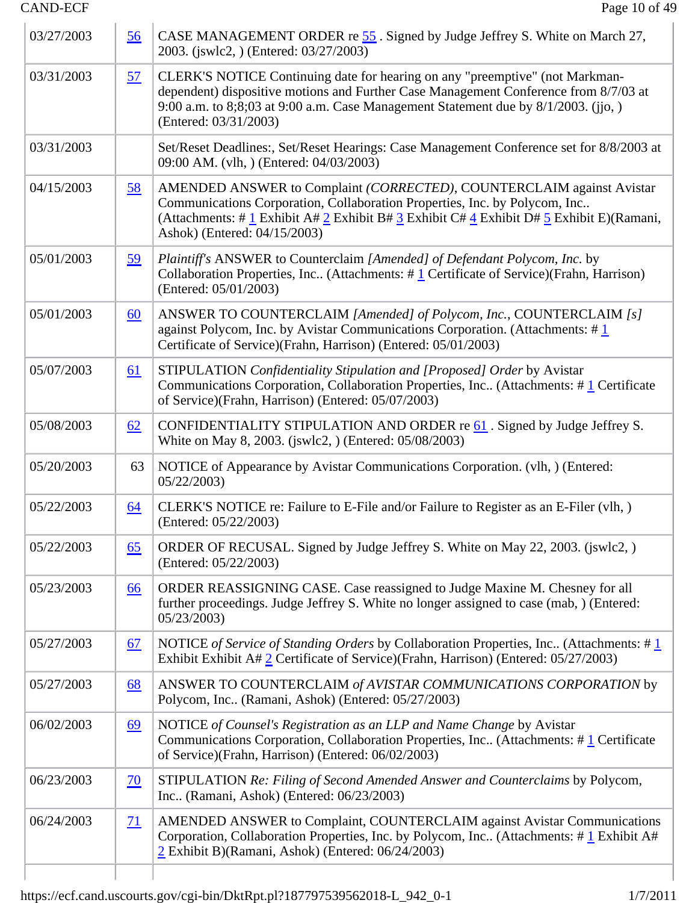| | | |
|---|---|---|
| 03/27/2003 | 56 | CASE MANAGEMENT ORDER re 55 . Signed by Judge Jeffrey S. White on March 27, 2003. (jswlc2, ) (Entered: 03/27/2003) |
| 03/31/2003 | 57 | CLERK'S NOTICE Continuing date for hearing on any "preemptive" (not Markman-dependent) dispositive motions and Further Case Management Conference from 8/7/03 at 9:00 a.m. to 8;8;03 at 9:00 a.m. Case Management Statement due by 8/1/2003. (jjo, ) (Entered: 03/31/2003) |
| 03/31/2003 | | Set/Reset Deadlines:, Set/Reset Hearings: Case Management Conference set for 8/8/2003 at 09:00 AM. (vlh, ) (Entered: 04/03/2003) |
| 04/15/2003 | 58 | AMENDED ANSWER to Complaint *(CORRECTED)*, COUNTERCLAIM against Avistar Communications Corporation, Collaboration Properties, Inc. by Polycom, Inc.. (Attachments: # 1 Exhibit A# 2 Exhibit B# 3 Exhibit C# 4 Exhibit D# 5 Exhibit E)(Ramani, Ashok) (Entered: 04/15/2003) |
| 05/01/2003 | 59 | *Plaintiff's* ANSWER to Counterclaim *[Amended] of Defendant Polycom, Inc.* by Collaboration Properties, Inc.. (Attachments: # 1 Certificate of Service)(Frahn, Harrison) (Entered: 05/01/2003) |
| 05/01/2003 | 60 | ANSWER TO COUNTERCLAIM *[Amended] of Polycom, Inc.*, COUNTERCLAIM *[s]* against Polycom, Inc. by Avistar Communications Corporation. (Attachments: # 1 Certificate of Service)(Frahn, Harrison) (Entered: 05/01/2003) |
| 05/07/2003 | 61 | STIPULATION *Confidentiality Stipulation and [Proposed] Order* by Avistar Communications Corporation, Collaboration Properties, Inc.. (Attachments: # 1 Certificate of Service)(Frahn, Harrison) (Entered: 05/07/2003) |
| 05/08/2003 | 62 | CONFIDENTIALITY STIPULATION AND ORDER re 61 . Signed by Judge Jeffrey S. White on May 8, 2003. (jswlc2, ) (Entered: 05/08/2003) |
| 05/20/2003 | 63 | NOTICE of Appearance by Avistar Communications Corporation. (vlh, ) (Entered: 05/22/2003) |
| 05/22/2003 | 64 | CLERK'S NOTICE re: Failure to E-File and/or Failure to Register as an E-Filer (vlh, ) (Entered: 05/22/2003) |
| 05/22/2003 | 65 | ORDER OF RECUSAL. Signed by Judge Jeffrey S. White on May 22, 2003. (jswlc2, ) (Entered: 05/22/2003) |
| 05/23/2003 | 66 | ORDER REASSIGNING CASE. Case reassigned to Judge Maxine M. Chesney for all further proceedings. Judge Jeffrey S. White no longer assigned to case (mab, ) (Entered: 05/23/2003) |
| 05/27/2003 | 67 | NOTICE *of Service of Standing Orders* by Collaboration Properties, Inc.. (Attachments: # 1 Exhibit Exhibit A# 2 Certificate of Service)(Frahn, Harrison) (Entered: 05/27/2003) |
| 05/27/2003 | 68 | ANSWER TO COUNTERCLAIM *of AVISTAR COMMUNICATIONS CORPORATION* by Polycom, Inc.. (Ramani, Ashok) (Entered: 05/27/2003) |
| 06/02/2003 | 69 | NOTICE *of Counsel's Registration as an LLP and Name Change* by Avistar Communications Corporation, Collaboration Properties, Inc.. (Attachments: # 1 Certificate of Service)(Frahn, Harrison) (Entered: 06/02/2003) |
| 06/23/2003 | 70 | STIPULATION *Re: Filing of Second Amended Answer and Counterclaims* by Polycom, Inc.. (Ramani, Ashok) (Entered: 06/23/2003) |
| 06/24/2003 | 71 | AMENDED ANSWER to Complaint, COUNTERCLAIM against Avistar Communications Corporation, Collaboration Properties, Inc. by Polycom, Inc.. (Attachments: # 1 Exhibit A# 2 Exhibit B)(Ramani, Ashok) (Entered: 06/24/2003) |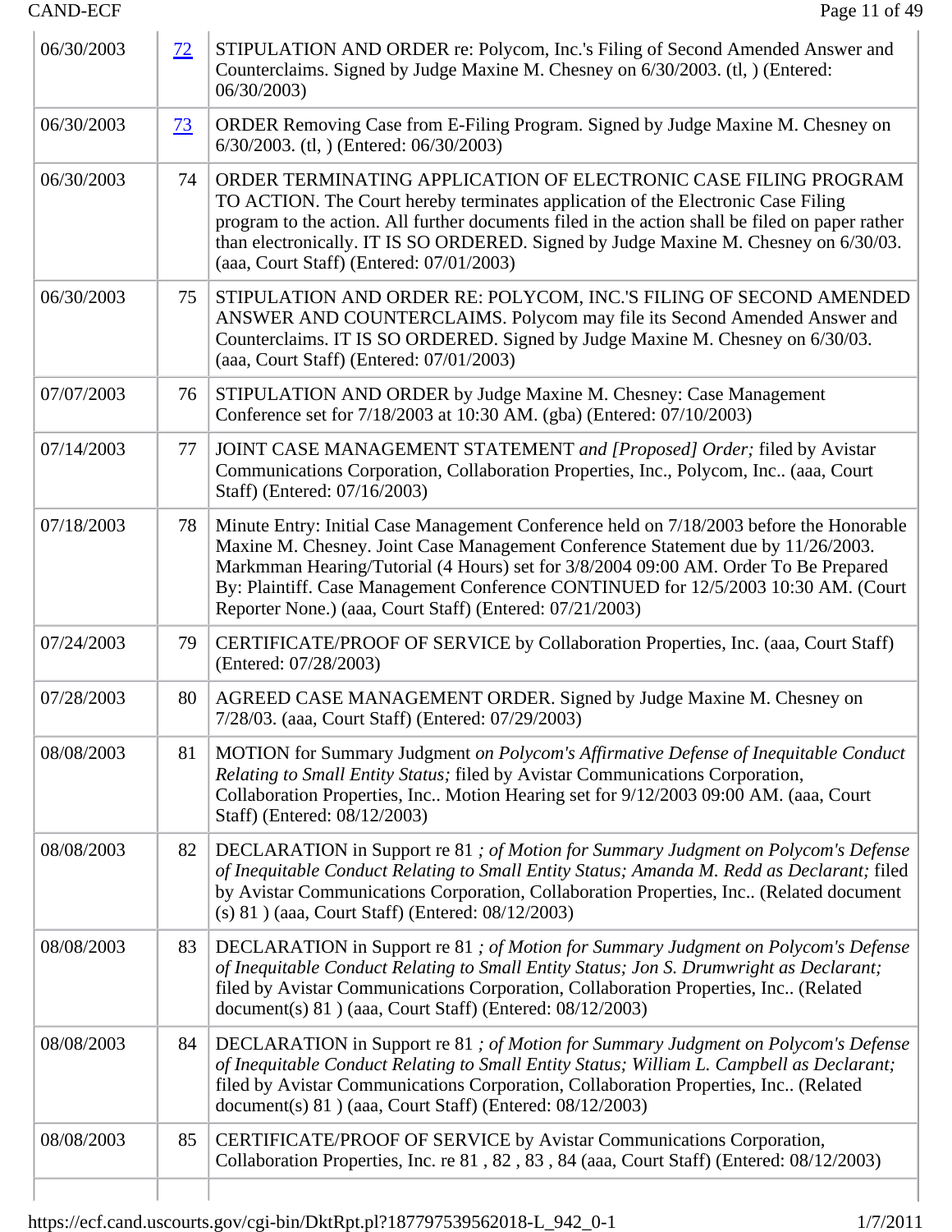| | | |
|---|---|---|
| 06/30/2003 | 72 | STIPULATION AND ORDER re: Polycom, Inc.'s Filing of Second Amended Answer and Counterclaims. Signed by Judge Maxine M. Chesney on 6/30/2003. (tl, ) (Entered: 06/30/2003) |
| 06/30/2003 | 73 | ORDER Removing Case from E-Filing Program. Signed by Judge Maxine M. Chesney on 6/30/2003. (tl, ) (Entered: 06/30/2003) |
| 06/30/2003 | 74 | ORDER TERMINATING APPLICATION OF ELECTRONIC CASE FILING PROGRAM TO ACTION. The Court hereby terminates application of the Electronic Case Filing program to the action. All further documents filed in the action shall be filed on paper rather than electronically. IT IS SO ORDERED. Signed by Judge Maxine M. Chesney on 6/30/03. (aaa, Court Staff) (Entered: 07/01/2003) |
| 06/30/2003 | 75 | STIPULATION AND ORDER RE: POLYCOM, INC.'S FILING OF SECOND AMENDED ANSWER AND COUNTERCLAIMS. Polycom may file its Second Amended Answer and Counterclaims. IT IS SO ORDERED. Signed by Judge Maxine M. Chesney on 6/30/03. (aaa, Court Staff) (Entered: 07/01/2003) |
| 07/07/2003 | 76 | STIPULATION AND ORDER by Judge Maxine M. Chesney: Case Management Conference set for 7/18/2003 at 10:30 AM. (gba) (Entered: 07/10/2003) |
| 07/14/2003 | 77 | JOINT CASE MANAGEMENT STATEMENT *and [Proposed] Order;* filed by Avistar Communications Corporation, Collaboration Properties, Inc., Polycom, Inc.. (aaa, Court Staff) (Entered: 07/16/2003) |
| 07/18/2003 | 78 | Minute Entry: Initial Case Management Conference held on 7/18/2003 before the Honorable Maxine M. Chesney. Joint Case Management Conference Statement due by 11/26/2003. Markmman Hearing/Tutorial (4 Hours) set for 3/8/2004 09:00 AM. Order To Be Prepared By: Plaintiff. Case Management Conference CONTINUED for 12/5/2003 10:30 AM. (Court Reporter None.) (aaa, Court Staff) (Entered: 07/21/2003) |
| 07/24/2003 | 79 | CERTIFICATE/PROOF OF SERVICE by Collaboration Properties, Inc. (aaa, Court Staff) (Entered: 07/28/2003) |
| 07/28/2003 | 80 | AGREED CASE MANAGEMENT ORDER. Signed by Judge Maxine M. Chesney on 7/28/03. (aaa, Court Staff) (Entered: 07/29/2003) |
| 08/08/2003 | 81 | MOTION for Summary Judgment *on Polycom's Affirmative Defense of Inequitable Conduct Relating to Small Entity Status;* filed by Avistar Communications Corporation, Collaboration Properties, Inc.. Motion Hearing set for 9/12/2003 09:00 AM. (aaa, Court Staff) (Entered: 08/12/2003) |
| 08/08/2003 | 82 | DECLARATION in Support re 81 *; of Motion for Summary Judgment on Polycom's Defense of Inequitable Conduct Relating to Small Entity Status; Amanda M. Redd as Declarant;* filed by Avistar Communications Corporation, Collaboration Properties, Inc.. (Related document (s) 81 ) (aaa, Court Staff) (Entered: 08/12/2003) |
| 08/08/2003 | 83 | DECLARATION in Support re 81 *; of Motion for Summary Judgment on Polycom's Defense of Inequitable Conduct Relating to Small Entity Status; Jon S. Drumwright as Declarant;* filed by Avistar Communications Corporation, Collaboration Properties, Inc.. (Related document(s) 81 ) (aaa, Court Staff) (Entered: 08/12/2003) |
| 08/08/2003 | 84 | DECLARATION in Support re 81 *; of Motion for Summary Judgment on Polycom's Defense of Inequitable Conduct Relating to Small Entity Status; William L. Campbell as Declarant;* filed by Avistar Communications Corporation, Collaboration Properties, Inc.. (Related document(s) 81 ) (aaa, Court Staff) (Entered: 08/12/2003) |
| 08/08/2003 | 85 | CERTIFICATE/PROOF OF SERVICE by Avistar Communications Corporation, Collaboration Properties, Inc. re 81 , 82 , 83 , 84 (aaa, Court Staff) (Entered: 08/12/2003) |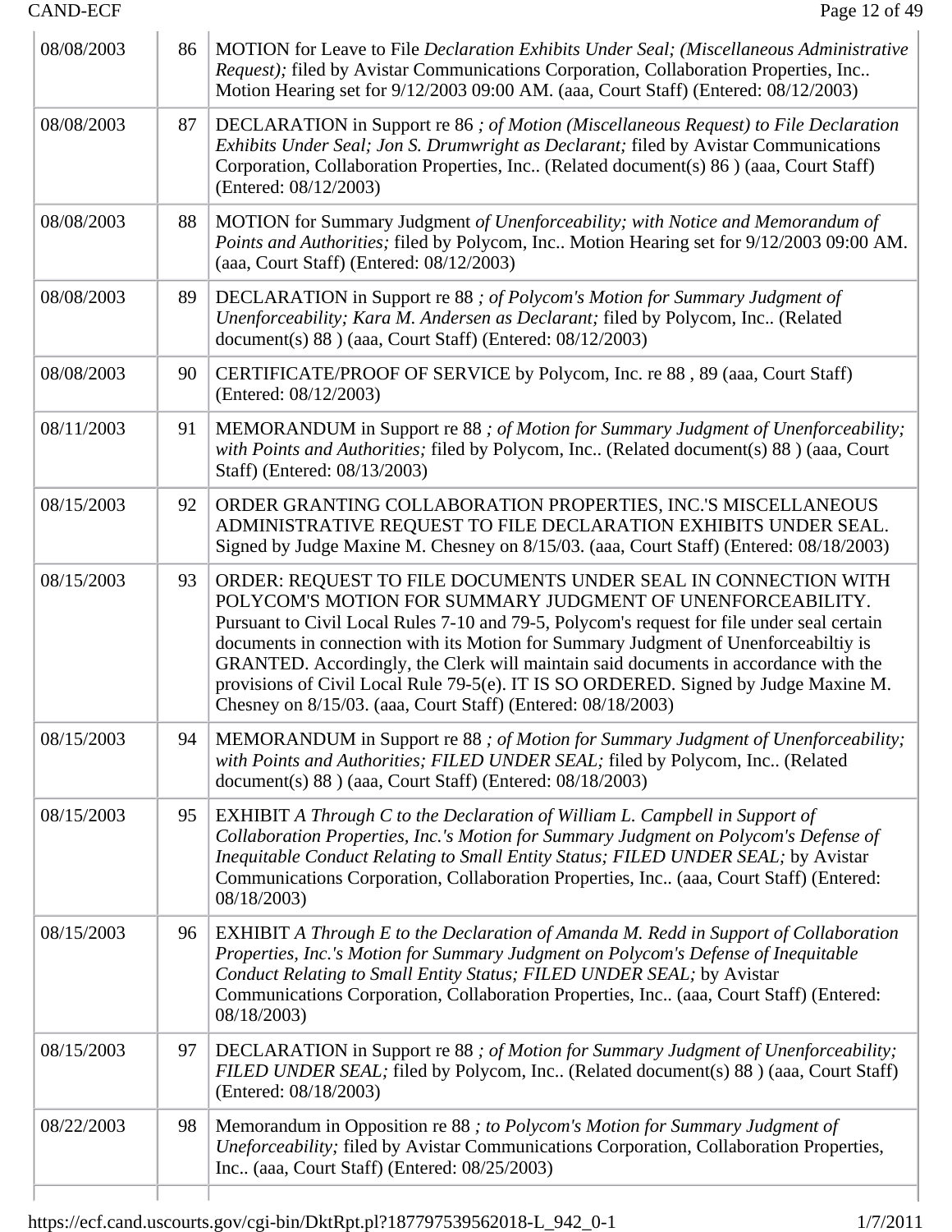| | | |
|---|---|---|
| 08/08/2003 | 86 | MOTION for Leave to File *Declaration Exhibits Under Seal; (Miscellaneous Administrative Request);* filed by Avistar Communications Corporation, Collaboration Properties, Inc.. Motion Hearing set for 9/12/2003 09:00 AM. (aaa, Court Staff) (Entered: 08/12/2003) |
| 08/08/2003 | 87 | DECLARATION in Support re 86 *; of Motion (Miscellaneous Request) to File Declaration Exhibits Under Seal; Jon S. Drumwright as Declarant;* filed by Avistar Communications Corporation, Collaboration Properties, Inc.. (Related document(s) 86 ) (aaa, Court Staff) (Entered: 08/12/2003) |
| 08/08/2003 | 88 | MOTION for Summary Judgment *of Unenforceability; with Notice and Memorandum of Points and Authorities;* filed by Polycom, Inc.. Motion Hearing set for 9/12/2003 09:00 AM. (aaa, Court Staff) (Entered: 08/12/2003) |
| 08/08/2003 | 89 | DECLARATION in Support re 88 *; of Polycom's Motion for Summary Judgment of Unenforceability; Kara M. Andersen as Declarant;* filed by Polycom, Inc.. (Related document(s) 88 ) (aaa, Court Staff) (Entered: 08/12/2003) |
| 08/08/2003 | 90 | CERTIFICATE/PROOF OF SERVICE by Polycom, Inc. re 88 , 89 (aaa, Court Staff) (Entered: 08/12/2003) |
| 08/11/2003 | 91 | MEMORANDUM in Support re 88 *; of Motion for Summary Judgment of Unenforceability; with Points and Authorities;* filed by Polycom, Inc.. (Related document(s) 88 ) (aaa, Court Staff) (Entered: 08/13/2003) |
| 08/15/2003 | 92 | ORDER GRANTING COLLABORATION PROPERTIES, INC.'S MISCELLANEOUS ADMINISTRATIVE REQUEST TO FILE DECLARATION EXHIBITS UNDER SEAL. Signed by Judge Maxine M. Chesney on 8/15/03. (aaa, Court Staff) (Entered: 08/18/2003) |
| 08/15/2003 | 93 | ORDER: REQUEST TO FILE DOCUMENTS UNDER SEAL IN CONNECTION WITH POLYCOM'S MOTION FOR SUMMARY JUDGMENT OF UNENFORCEABILITY. Pursuant to Civil Local Rules 7-10 and 79-5, Polycom's request for file under seal certain documents in connection with its Motion for Summary Judgment of Unenforceabiltiy is GRANTED. Accordingly, the Clerk will maintain said documents in accordance with the provisions of Civil Local Rule 79-5(e). IT IS SO ORDERED. Signed by Judge Maxine M. Chesney on 8/15/03. (aaa, Court Staff) (Entered: 08/18/2003) |
| 08/15/2003 | 94 | MEMORANDUM in Support re 88 *; of Motion for Summary Judgment of Unenforceability; with Points and Authorities; FILED UNDER SEAL;* filed by Polycom, Inc.. (Related document(s) 88 ) (aaa, Court Staff) (Entered: 08/18/2003) |
| 08/15/2003 | 95 | EXHIBIT *A Through C to the Declaration of William L. Campbell in Support of Collaboration Properties, Inc.'s Motion for Summary Judgment on Polycom's Defense of Inequitable Conduct Relating to Small Entity Status; FILED UNDER SEAL;* by Avistar Communications Corporation, Collaboration Properties, Inc.. (aaa, Court Staff) (Entered: 08/18/2003) |
| 08/15/2003 | 96 | EXHIBIT *A Through E to the Declaration of Amanda M. Redd in Support of Collaboration Properties, Inc.'s Motion for Summary Judgment on Polycom's Defense of Inequitable Conduct Relating to Small Entity Status; FILED UNDER SEAL;* by Avistar Communications Corporation, Collaboration Properties, Inc.. (aaa, Court Staff) (Entered: 08/18/2003) |
| 08/15/2003 | 97 | DECLARATION in Support re 88 *; of Motion for Summary Judgment of Unenforceability; FILED UNDER SEAL;* filed by Polycom, Inc.. (Related document(s) 88 ) (aaa, Court Staff) (Entered: 08/18/2003) |
| 08/22/2003 | 98 | Memorandum in Opposition re 88 *; to Polycom's Motion for Summary Judgment of Uneforceability;* filed by Avistar Communications Corporation, Collaboration Properties, Inc.. (aaa, Court Staff) (Entered: 08/25/2003) |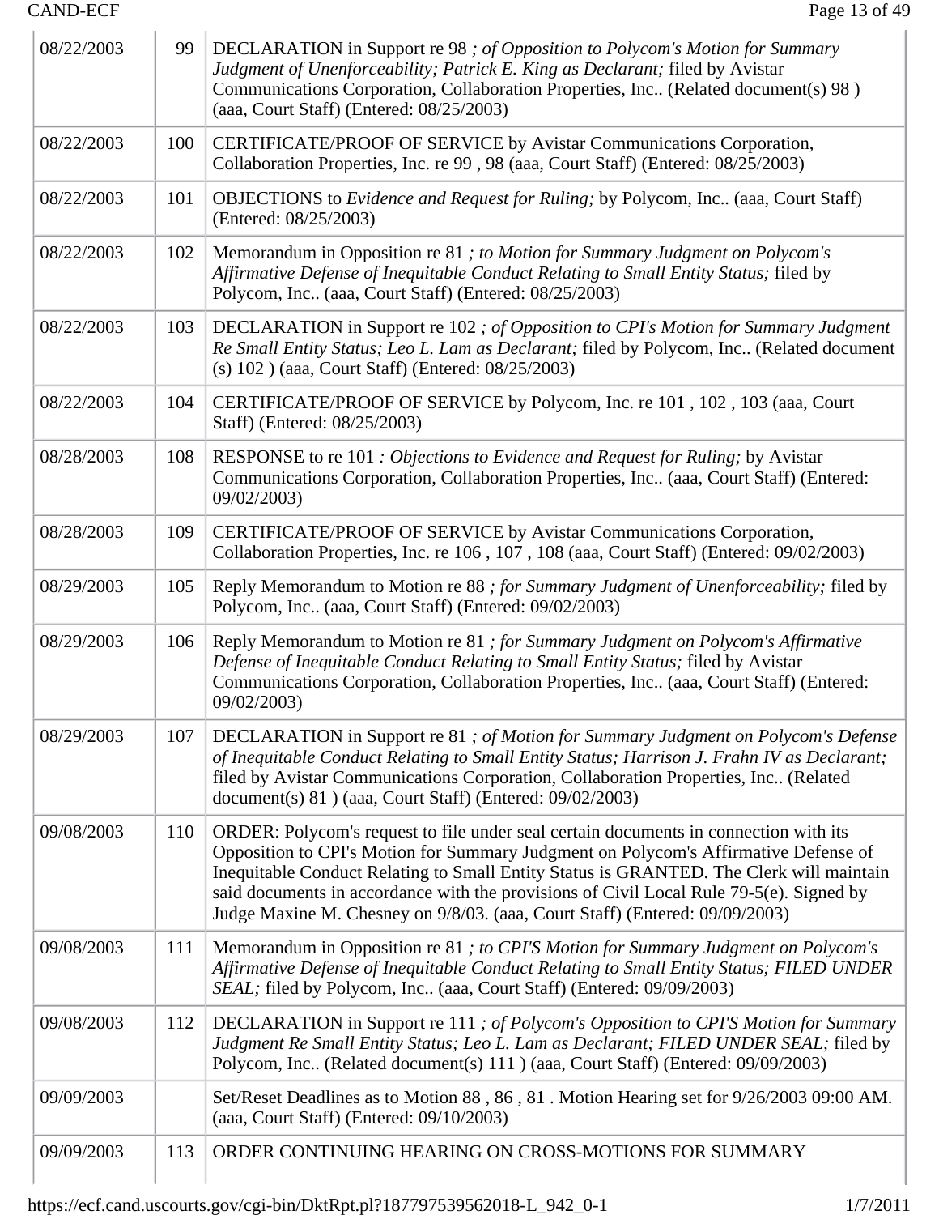| | | |
|---|---|---|
| 08/22/2003 | 99 | DECLARATION in Support re 98 *; of Opposition to Polycom's Motion for Summary Judgment of Unenforceability; Patrick E. King as Declarant;* filed by Avistar Communications Corporation, Collaboration Properties, Inc.. (Related document(s) 98 ) (aaa, Court Staff) (Entered: 08/25/2003) |
| 08/22/2003 | 100 | CERTIFICATE/PROOF OF SERVICE by Avistar Communications Corporation, Collaboration Properties, Inc. re 99 , 98 (aaa, Court Staff) (Entered: 08/25/2003) |
| 08/22/2003 | 101 | OBJECTIONS to *Evidence and Request for Ruling;* by Polycom, Inc.. (aaa, Court Staff) (Entered: 08/25/2003) |
| 08/22/2003 | 102 | Memorandum in Opposition re 81 *; to Motion for Summary Judgment on Polycom's Affirmative Defense of Inequitable Conduct Relating to Small Entity Status;* filed by Polycom, Inc.. (aaa, Court Staff) (Entered: 08/25/2003) |
| 08/22/2003 | 103 | DECLARATION in Support re 102 *; of Opposition to CPI's Motion for Summary Judgment Re Small Entity Status; Leo L. Lam as Declarant;* filed by Polycom, Inc.. (Related document (s) 102 ) (aaa, Court Staff) (Entered: 08/25/2003) |
| 08/22/2003 | 104 | CERTIFICATE/PROOF OF SERVICE by Polycom, Inc. re 101 , 102 , 103 (aaa, Court Staff) (Entered: 08/25/2003) |
| 08/28/2003 | 108 | RESPONSE to re 101 *: Objections to Evidence and Request for Ruling;* by Avistar Communications Corporation, Collaboration Properties, Inc.. (aaa, Court Staff) (Entered: 09/02/2003) |
| 08/28/2003 | 109 | CERTIFICATE/PROOF OF SERVICE by Avistar Communications Corporation, Collaboration Properties, Inc. re 106 , 107 , 108 (aaa, Court Staff) (Entered: 09/02/2003) |
| 08/29/2003 | 105 | Reply Memorandum to Motion re 88 *; for Summary Judgment of Unenforceability;* filed by Polycom, Inc.. (aaa, Court Staff) (Entered: 09/02/2003) |
| 08/29/2003 | 106 | Reply Memorandum to Motion re 81 *; for Summary Judgment on Polycom's Affirmative Defense of Inequitable Conduct Relating to Small Entity Status;* filed by Avistar Communications Corporation, Collaboration Properties, Inc.. (aaa, Court Staff) (Entered: 09/02/2003) |
| 08/29/2003 | 107 | DECLARATION in Support re 81 *; of Motion for Summary Judgment on Polycom's Defense of Inequitable Conduct Relating to Small Entity Status; Harrison J. Frahn IV as Declarant;* filed by Avistar Communications Corporation, Collaboration Properties, Inc.. (Related document(s) 81 ) (aaa, Court Staff) (Entered: 09/02/2003) |
| 09/08/2003 | 110 | ORDER: Polycom's request to file under seal certain documents in connection with its Opposition to CPI's Motion for Summary Judgment on Polycom's Affirmative Defense of Inequitable Conduct Relating to Small Entity Status is GRANTED. The Clerk will maintain said documents in accordance with the provisions of Civil Local Rule 79-5(e). Signed by Judge Maxine M. Chesney on 9/8/03. (aaa, Court Staff) (Entered: 09/09/2003) |
| 09/08/2003 | 111 | Memorandum in Opposition re 81 *; to CPI'S Motion for Summary Judgment on Polycom's Affirmative Defense of Inequitable Conduct Relating to Small Entity Status; FILED UNDER SEAL;* filed by Polycom, Inc.. (aaa, Court Staff) (Entered: 09/09/2003) |
| 09/08/2003 | 112 | DECLARATION in Support re 111 *; of Polycom's Opposition to CPI'S Motion for Summary Judgment Re Small Entity Status; Leo L. Lam as Declarant; FILED UNDER SEAL;* filed by Polycom, Inc.. (Related document(s) 111 ) (aaa, Court Staff) (Entered: 09/09/2003) |
| 09/09/2003 | | Set/Reset Deadlines as to Motion 88 , 86 , 81 . Motion Hearing set for 9/26/2003 09:00 AM. (aaa, Court Staff) (Entered: 09/10/2003) |
| 09/09/2003 | 113 | ORDER CONTINUING HEARING ON CROSS-MOTIONS FOR SUMMARY |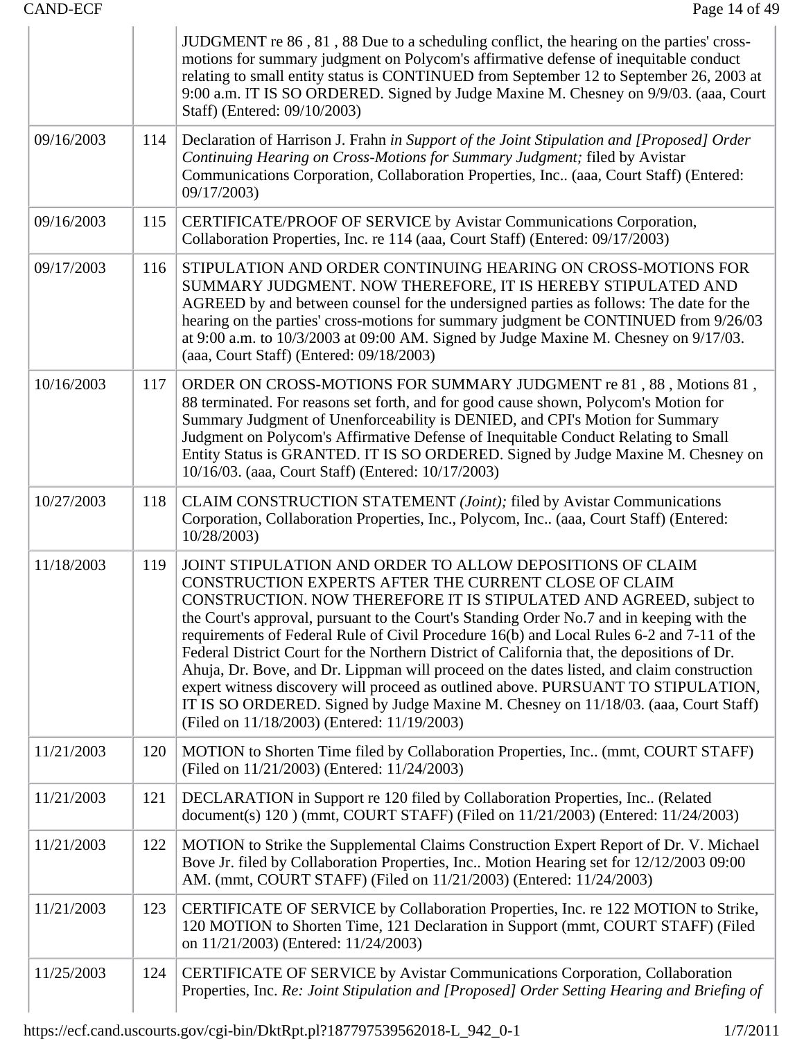| | | JUDGMENT re 86 , 81 , 88 Due to a scheduling conflict, the hearing on the parties' cross-motions for summary judgment on Polycom's affirmative defense of inequitable conduct relating to small entity status is CONTINUED from September 12 to September 26, 2003 at 9:00 a.m. IT IS SO ORDERED. Signed by Judge Maxine M. Chesney on 9/9/03. (aaa, Court Staff) (Entered: 09/10/2003) |
|---|---|---|
| 09/16/2003 | 114 | Declaration of Harrison J. Frahn *in Support of the Joint Stipulation and [Proposed] Order Continuing Hearing on Cross-Motions for Summary Judgment;* filed by Avistar Communications Corporation, Collaboration Properties, Inc.. (aaa, Court Staff) (Entered: 09/17/2003) |
| 09/16/2003 | 115 | CERTIFICATE/PROOF OF SERVICE by Avistar Communications Corporation, Collaboration Properties, Inc. re 114 (aaa, Court Staff) (Entered: 09/17/2003) |
| 09/17/2003 | 116 | STIPULATION AND ORDER CONTINUING HEARING ON CROSS-MOTIONS FOR SUMMARY JUDGMENT. NOW THEREFORE, IT IS HEREBY STIPULATED AND AGREED by and between counsel for the undersigned parties as follows: The date for the hearing on the parties' cross-motions for summary judgment be CONTINUED from 9/26/03 at 9:00 a.m. to 10/3/2003 at 09:00 AM. Signed by Judge Maxine M. Chesney on 9/17/03. (aaa, Court Staff) (Entered: 09/18/2003) |
| 10/16/2003 | 117 | ORDER ON CROSS-MOTIONS FOR SUMMARY JUDGMENT re 81 , 88 , Motions 81 , 88 terminated. For reasons set forth, and for good cause shown, Polycom's Motion for Summary Judgment of Unenforceability is DENIED, and CPI's Motion for Summary Judgment on Polycom's Affirmative Defense of Inequitable Conduct Relating to Small Entity Status is GRANTED. IT IS SO ORDERED. Signed by Judge Maxine M. Chesney on 10/16/03. (aaa, Court Staff) (Entered: 10/17/2003) |
| 10/27/2003 | 118 | CLAIM CONSTRUCTION STATEMENT *(Joint);* filed by Avistar Communications Corporation, Collaboration Properties, Inc., Polycom, Inc.. (aaa, Court Staff) (Entered: 10/28/2003) |
| 11/18/2003 | 119 | JOINT STIPULATION AND ORDER TO ALLOW DEPOSITIONS OF CLAIM CONSTRUCTION EXPERTS AFTER THE CURRENT CLOSE OF CLAIM CONSTRUCTION. NOW THEREFORE IT IS STIPULATED AND AGREED, subject to the Court's approval, pursuant to the Court's Standing Order No.7 and in keeping with the requirements of Federal Rule of Civil Procedure 16(b) and Local Rules 6-2 and 7-11 of the Federal District Court for the Northern District of California that, the depositions of Dr. Ahuja, Dr. Bove, and Dr. Lippman will proceed on the dates listed, and claim construction expert witness discovery will proceed as outlined above. PURSUANT TO STIPULATION, IT IS SO ORDERED. Signed by Judge Maxine M. Chesney on 11/18/03. (aaa, Court Staff) (Filed on 11/18/2003) (Entered: 11/19/2003) |
| 11/21/2003 | 120 | MOTION to Shorten Time filed by Collaboration Properties, Inc.. (mmt, COURT STAFF) (Filed on 11/21/2003) (Entered: 11/24/2003) |
| 11/21/2003 | 121 | DECLARATION in Support re 120 filed by Collaboration Properties, Inc.. (Related document(s) 120 ) (mmt, COURT STAFF) (Filed on 11/21/2003) (Entered: 11/24/2003) |
| 11/21/2003 | 122 | MOTION to Strike the Supplemental Claims Construction Expert Report of Dr. V. Michael Bove Jr. filed by Collaboration Properties, Inc.. Motion Hearing set for 12/12/2003 09:00 AM. (mmt, COURT STAFF) (Filed on 11/21/2003) (Entered: 11/24/2003) |
| 11/21/2003 | 123 | CERTIFICATE OF SERVICE by Collaboration Properties, Inc. re 122 MOTION to Strike, 120 MOTION to Shorten Time, 121 Declaration in Support (mmt, COURT STAFF) (Filed on 11/21/2003) (Entered: 11/24/2003) |
| 11/25/2003 | 124 | CERTIFICATE OF SERVICE by Avistar Communications Corporation, Collaboration Properties, Inc. *Re: Joint Stipulation and [Proposed] Order Setting Hearing and Briefing of* |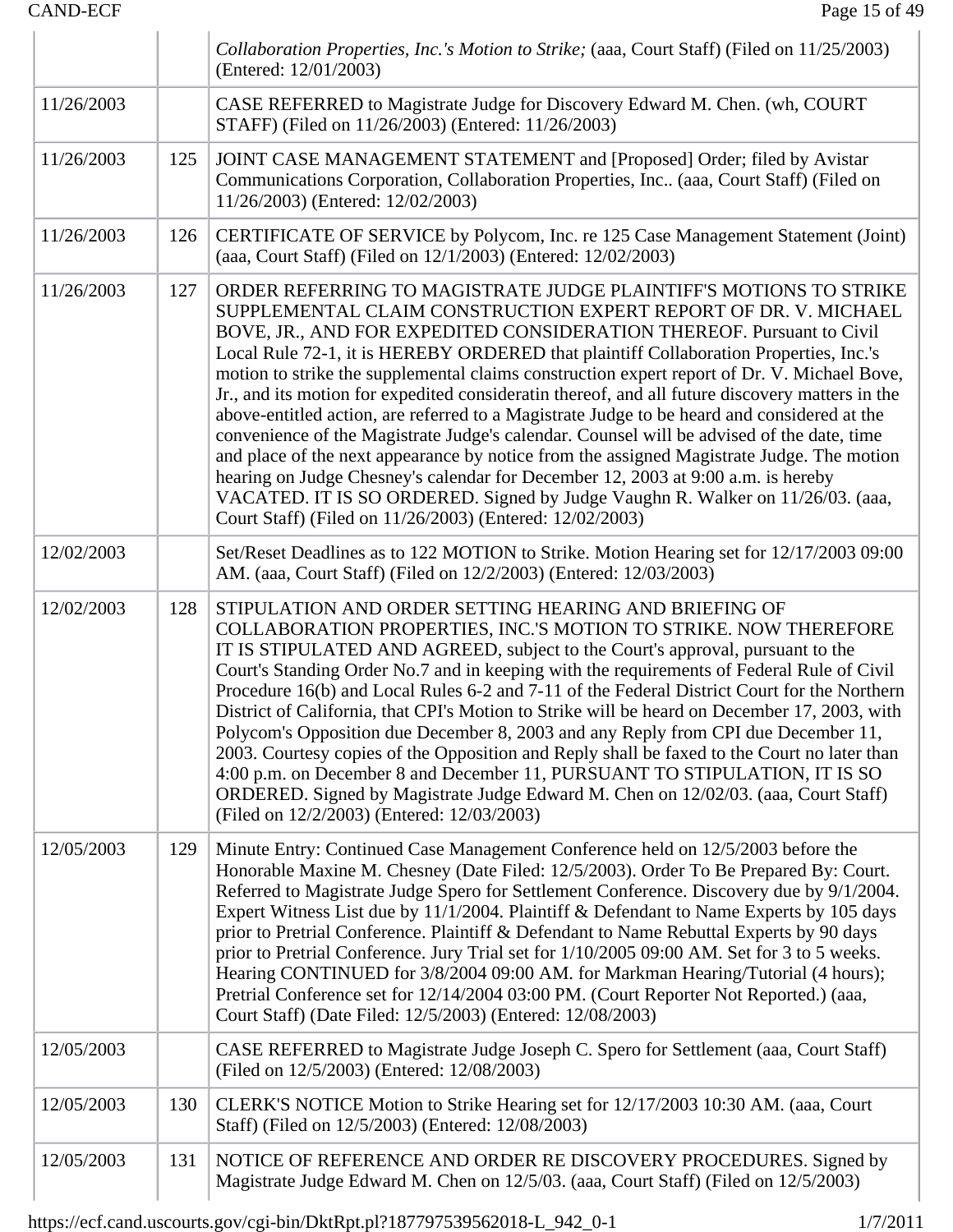| | | |
|---|---|---|
| | | *Collaboration Properties, Inc.'s Motion to Strike;* (aaa, Court Staff) (Filed on 11/25/2003) (Entered: 12/01/2003) |
| 11/26/2003 | | CASE REFERRED to Magistrate Judge for Discovery Edward M. Chen. (wh, COURT STAFF) (Filed on 11/26/2003) (Entered: 11/26/2003) |
| 11/26/2003 | 125 | JOINT CASE MANAGEMENT STATEMENT and [Proposed] Order; filed by Avistar Communications Corporation, Collaboration Properties, Inc.. (aaa, Court Staff) (Filed on 11/26/2003) (Entered: 12/02/2003) |
| 11/26/2003 | 126 | CERTIFICATE OF SERVICE by Polycom, Inc. re 125 Case Management Statement (Joint) (aaa, Court Staff) (Filed on 12/1/2003) (Entered: 12/02/2003) |
| 11/26/2003 | 127 | ORDER REFERRING TO MAGISTRATE JUDGE PLAINTIFF'S MOTIONS TO STRIKE SUPPLEMENTAL CLAIM CONSTRUCTION EXPERT REPORT OF DR. V. MICHAEL BOVE, JR., AND FOR EXPEDITED CONSIDERATION THEREOF. Pursuant to Civil Local Rule 72-1, it is HEREBY ORDERED that plaintiff Collaboration Properties, Inc.'s motion to strike the supplemental claims construction expert report of Dr. V. Michael Bove, Jr., and its motion for expedited consideratin thereof, and all future discovery matters in the above-entitled action, are referred to a Magistrate Judge to be heard and considered at the convenience of the Magistrate Judge's calendar. Counsel will be advised of the date, time and place of the next appearance by notice from the assigned Magistrate Judge. The motion hearing on Judge Chesney's calendar for December 12, 2003 at 9:00 a.m. is hereby VACATED. IT IS SO ORDERED. Signed by Judge Vaughn R. Walker on 11/26/03. (aaa, Court Staff) (Filed on 11/26/2003) (Entered: 12/02/2003) |
| 12/02/2003 | | Set/Reset Deadlines as to 122 MOTION to Strike. Motion Hearing set for 12/17/2003 09:00 AM. (aaa, Court Staff) (Filed on 12/2/2003) (Entered: 12/03/2003) |
| 12/02/2003 | 128 | STIPULATION AND ORDER SETTING HEARING AND BRIEFING OF COLLABORATION PROPERTIES, INC.'S MOTION TO STRIKE. NOW THEREFORE IT IS STIPULATED AND AGREED, subject to the Court's approval, pursuant to the Court's Standing Order No.7 and in keeping with the requirements of Federal Rule of Civil Procedure 16(b) and Local Rules 6-2 and 7-11 of the Federal District Court for the Northern District of California, that CPI's Motion to Strike will be heard on December 17, 2003, with Polycom's Opposition due December 8, 2003 and any Reply from CPI due December 11, 2003. Courtesy copies of the Opposition and Reply shall be faxed to the Court no later than 4:00 p.m. on December 8 and December 11, PURSUANT TO STIPULATION, IT IS SO ORDERED. Signed by Magistrate Judge Edward M. Chen on 12/02/03. (aaa, Court Staff) (Filed on 12/2/2003) (Entered: 12/03/2003) |
| 12/05/2003 | 129 | Minute Entry: Continued Case Management Conference held on 12/5/2003 before the Honorable Maxine M. Chesney (Date Filed: 12/5/2003). Order To Be Prepared By: Court. Referred to Magistrate Judge Spero for Settlement Conference. Discovery due by 9/1/2004. Expert Witness List due by 11/1/2004. Plaintiff & Defendant to Name Experts by 105 days prior to Pretrial Conference. Plaintiff & Defendant to Name Rebuttal Experts by 90 days prior to Pretrial Conference. Jury Trial set for 1/10/2005 09:00 AM. Set for 3 to 5 weeks. Hearing CONTINUED for 3/8/2004 09:00 AM. for Markman Hearing/Tutorial (4 hours); Pretrial Conference set for 12/14/2004 03:00 PM. (Court Reporter Not Reported.) (aaa, Court Staff) (Date Filed: 12/5/2003) (Entered: 12/08/2003) |
| 12/05/2003 | | CASE REFERRED to Magistrate Judge Joseph C. Spero for Settlement (aaa, Court Staff) (Filed on 12/5/2003) (Entered: 12/08/2003) |
| 12/05/2003 | 130 | CLERK'S NOTICE Motion to Strike Hearing set for 12/17/2003 10:30 AM. (aaa, Court Staff) (Filed on 12/5/2003) (Entered: 12/08/2003) |
| 12/05/2003 | 131 | NOTICE OF REFERENCE AND ORDER RE DISCOVERY PROCEDURES. Signed by Magistrate Judge Edward M. Chen on 12/5/03. (aaa, Court Staff) (Filed on 12/5/2003) |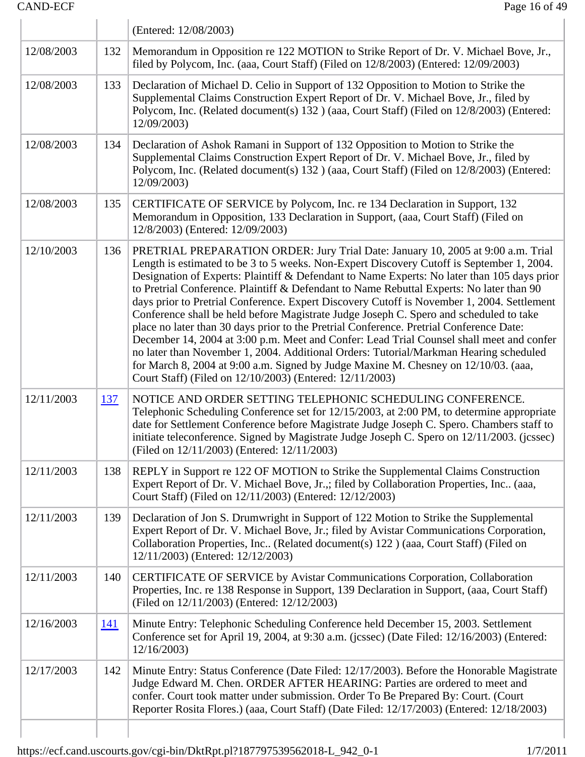| | | |
|---|---|---|
| | | (Entered: 12/08/2003) |
| 12/08/2003 | 132 | Memorandum in Opposition re 122 MOTION to Strike Report of Dr. V. Michael Bove, Jr., filed by Polycom, Inc. (aaa, Court Staff) (Filed on 12/8/2003) (Entered: 12/09/2003) |
| 12/08/2003 | 133 | Declaration of Michael D. Celio in Support of 132 Opposition to Motion to Strike the Supplemental Claims Construction Expert Report of Dr. V. Michael Bove, Jr., filed by Polycom, Inc. (Related document(s) 132 ) (aaa, Court Staff) (Filed on 12/8/2003) (Entered: 12/09/2003) |
| 12/08/2003 | 134 | Declaration of Ashok Ramani in Support of 132 Opposition to Motion to Strike the Supplemental Claims Construction Expert Report of Dr. V. Michael Bove, Jr., filed by Polycom, Inc. (Related document(s) 132 ) (aaa, Court Staff) (Filed on 12/8/2003) (Entered: 12/09/2003) |
| 12/08/2003 | 135 | CERTIFICATE OF SERVICE by Polycom, Inc. re 134 Declaration in Support, 132 Memorandum in Opposition, 133 Declaration in Support, (aaa, Court Staff) (Filed on 12/8/2003) (Entered: 12/09/2003) |
| 12/10/2003 | 136 | PRETRIAL PREPARATION ORDER: Jury Trial Date: January 10, 2005 at 9:00 a.m. Trial Length is estimated to be 3 to 5 weeks. Non-Expert Discovery Cutoff is September 1, 2004. Designation of Experts: Plaintiff & Defendant to Name Experts: No later than 105 days prior to Pretrial Conference. Plaintiff & Defendant to Name Rebuttal Experts: No later than 90 days prior to Pretrial Conference. Expert Discovery Cutoff is November 1, 2004. Settlement Conference shall be held before Magistrate Judge Joseph C. Spero and scheduled to take place no later than 30 days prior to the Pretrial Conference. Pretrial Conference Date: December 14, 2004 at 3:00 p.m. Meet and Confer: Lead Trial Counsel shall meet and confer no later than November 1, 2004. Additional Orders: Tutorial/Markman Hearing scheduled for March 8, 2004 at 9:00 a.m. Signed by Judge Maxine M. Chesney on 12/10/03. (aaa, Court Staff) (Filed on 12/10/2003) (Entered: 12/11/2003) |
| 12/11/2003 | 137 | NOTICE AND ORDER SETTING TELEPHONIC SCHEDULING CONFERENCE. Telephonic Scheduling Conference set for 12/15/2003, at 2:00 PM, to determine appropriate date for Settlement Conference before Magistrate Judge Joseph C. Spero. Chambers staff to initiate teleconference. Signed by Magistrate Judge Joseph C. Spero on 12/11/2003. (jcssec) (Filed on 12/11/2003) (Entered: 12/11/2003) |
| 12/11/2003 | 138 | REPLY in Support re 122 OF MOTION to Strike the Supplemental Claims Construction Expert Report of Dr. V. Michael Bove, Jr.,; filed by Collaboration Properties, Inc.. (aaa, Court Staff) (Filed on 12/11/2003) (Entered: 12/12/2003) |
| 12/11/2003 | 139 | Declaration of Jon S. Drumwright in Support of 122 Motion to Strike the Supplemental Expert Report of Dr. V. Michael Bove, Jr.; filed by Avistar Communications Corporation, Collaboration Properties, Inc.. (Related document(s) 122 ) (aaa, Court Staff) (Filed on 12/11/2003) (Entered: 12/12/2003) |
| 12/11/2003 | 140 | CERTIFICATE OF SERVICE by Avistar Communications Corporation, Collaboration Properties, Inc. re 138 Response in Support, 139 Declaration in Support, (aaa, Court Staff) (Filed on 12/11/2003) (Entered: 12/12/2003) |
| 12/16/2003 | 141 | Minute Entry: Telephonic Scheduling Conference held December 15, 2003. Settlement Conference set for April 19, 2004, at 9:30 a.m. (jcssec) (Date Filed: 12/16/2003) (Entered: 12/16/2003) |
| 12/17/2003 | 142 | Minute Entry: Status Conference (Date Filed: 12/17/2003). Before the Honorable Magistrate Judge Edward M. Chen. ORDER AFTER HEARING: Parties are ordered to meet and confer. Court took matter under submission. Order To Be Prepared By: Court. (Court Reporter Rosita Flores.) (aaa, Court Staff) (Date Filed: 12/17/2003) (Entered: 12/18/2003) |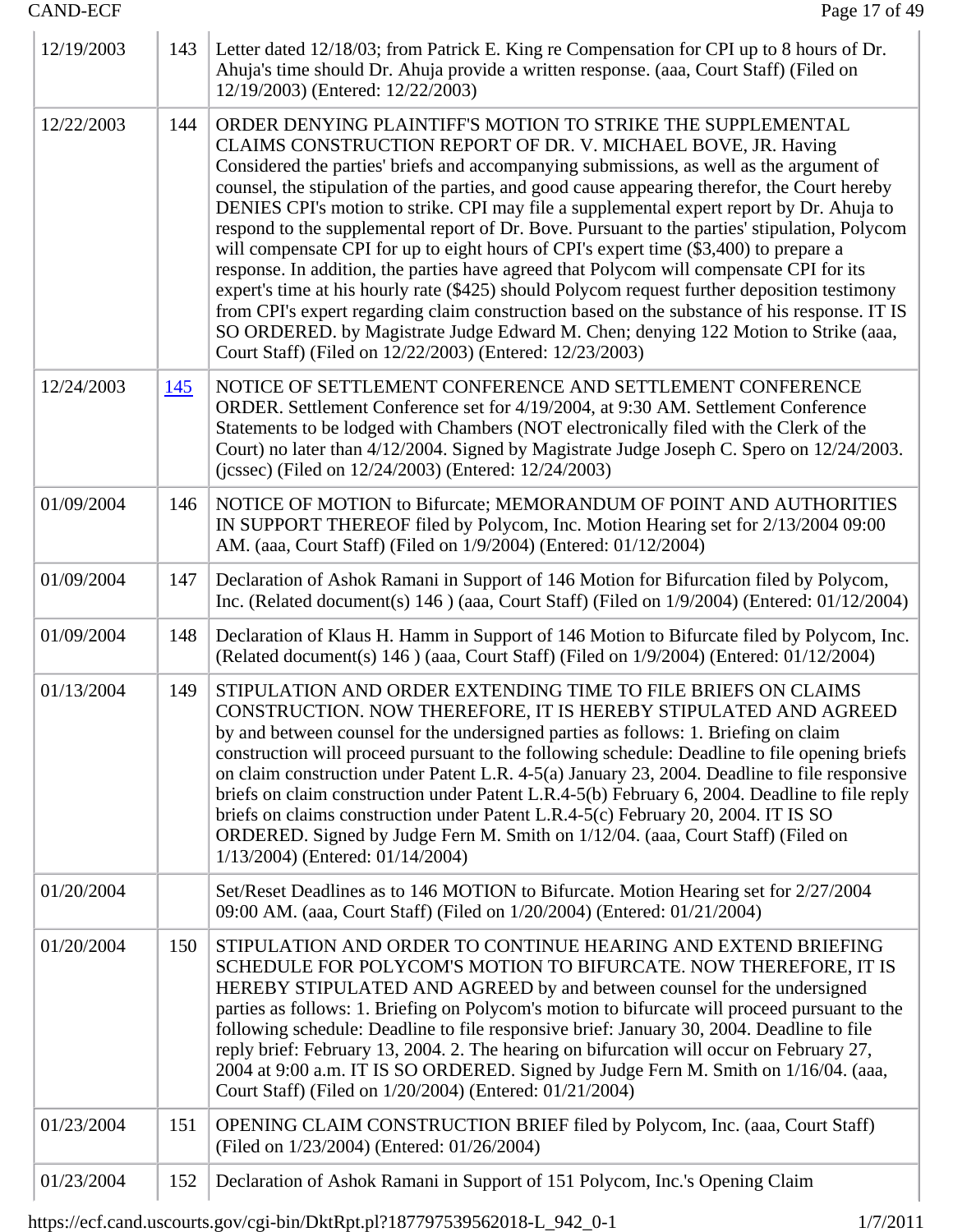| | | |
|---|---|---|
| 12/19/2003 | 143 | Letter dated 12/18/03; from Patrick E. King re Compensation for CPI up to 8 hours of Dr. Ahuja's time should Dr. Ahuja provide a written response. (aaa, Court Staff) (Filed on 12/19/2003) (Entered: 12/22/2003) |
| 12/22/2003 | 144 | ORDER DENYING PLAINTIFF'S MOTION TO STRIKE THE SUPPLEMENTAL CLAIMS CONSTRUCTION REPORT OF DR. V. MICHAEL BOVE, JR. Having Considered the parties' briefs and accompanying submissions, as well as the argument of counsel, the stipulation of the parties, and good cause appearing therefor, the Court hereby DENIES CPI's motion to strike. CPI may file a supplemental expert report by Dr. Ahuja to respond to the supplemental report of Dr. Bove. Pursuant to the parties' stipulation, Polycom will compensate CPI for up to eight hours of CPI's expert time ($3,400) to prepare a response. In addition, the parties have agreed that Polycom will compensate CPI for its expert's time at his hourly rate ($425) should Polycom request further deposition testimony from CPI's expert regarding claim construction based on the substance of his response. IT IS SO ORDERED. by Magistrate Judge Edward M. Chen; denying 122 Motion to Strike (aaa, Court Staff) (Filed on 12/22/2003) (Entered: 12/23/2003) |
| 12/24/2003 | 145 | NOTICE OF SETTLEMENT CONFERENCE AND SETTLEMENT CONFERENCE ORDER. Settlement Conference set for 4/19/2004, at 9:30 AM. Settlement Conference Statements to be lodged with Chambers (NOT electronically filed with the Clerk of the Court) no later than 4/12/2004. Signed by Magistrate Judge Joseph C. Spero on 12/24/2003. (jcssec) (Filed on 12/24/2003) (Entered: 12/24/2003) |
| 01/09/2004 | 146 | NOTICE OF MOTION to Bifurcate; MEMORANDUM OF POINT AND AUTHORITIES IN SUPPORT THEREOF filed by Polycom, Inc. Motion Hearing set for 2/13/2004 09:00 AM. (aaa, Court Staff) (Filed on 1/9/2004) (Entered: 01/12/2004) |
| 01/09/2004 | 147 | Declaration of Ashok Ramani in Support of 146 Motion for Bifurcation filed by Polycom, Inc. (Related document(s) 146 ) (aaa, Court Staff) (Filed on 1/9/2004) (Entered: 01/12/2004) |
| 01/09/2004 | 148 | Declaration of Klaus H. Hamm in Support of 146 Motion to Bifurcate filed by Polycom, Inc. (Related document(s) 146 ) (aaa, Court Staff) (Filed on 1/9/2004) (Entered: 01/12/2004) |
| 01/13/2004 | 149 | STIPULATION AND ORDER EXTENDING TIME TO FILE BRIEFS ON CLAIMS CONSTRUCTION. NOW THEREFORE, IT IS HEREBY STIPULATED AND AGREED by and between counsel for the undersigned parties as follows: 1. Briefing on claim construction will proceed pursuant to the following schedule: Deadline to file opening briefs on claim construction under Patent L.R. 4-5(a) January 23, 2004. Deadline to file responsive briefs on claim construction under Patent L.R.4-5(b) February 6, 2004. Deadline to file reply briefs on claims construction under Patent L.R.4-5(c) February 20, 2004. IT IS SO ORDERED. Signed by Judge Fern M. Smith on 1/12/04. (aaa, Court Staff) (Filed on 1/13/2004) (Entered: 01/14/2004) |
| 01/20/2004 | | Set/Reset Deadlines as to 146 MOTION to Bifurcate. Motion Hearing set for 2/27/2004 09:00 AM. (aaa, Court Staff) (Filed on 1/20/2004) (Entered: 01/21/2004) |
| 01/20/2004 | 150 | STIPULATION AND ORDER TO CONTINUE HEARING AND EXTEND BRIEFING SCHEDULE FOR POLYCOM'S MOTION TO BIFURCATE. NOW THEREFORE, IT IS HEREBY STIPULATED AND AGREED by and between counsel for the undersigned parties as follows: 1. Briefing on Polycom's motion to bifurcate will proceed pursuant to the following schedule: Deadline to file responsive brief: January 30, 2004. Deadline to file reply brief: February 13, 2004. 2. The hearing on bifurcation will occur on February 27, 2004 at 9:00 a.m. IT IS SO ORDERED. Signed by Judge Fern M. Smith on 1/16/04. (aaa, Court Staff) (Filed on 1/20/2004) (Entered: 01/21/2004) |
| 01/23/2004 | 151 | OPENING CLAIM CONSTRUCTION BRIEF filed by Polycom, Inc. (aaa, Court Staff) (Filed on 1/23/2004) (Entered: 01/26/2004) |
| 01/23/2004 | 152 | Declaration of Ashok Ramani in Support of 151 Polycom, Inc.'s Opening Claim |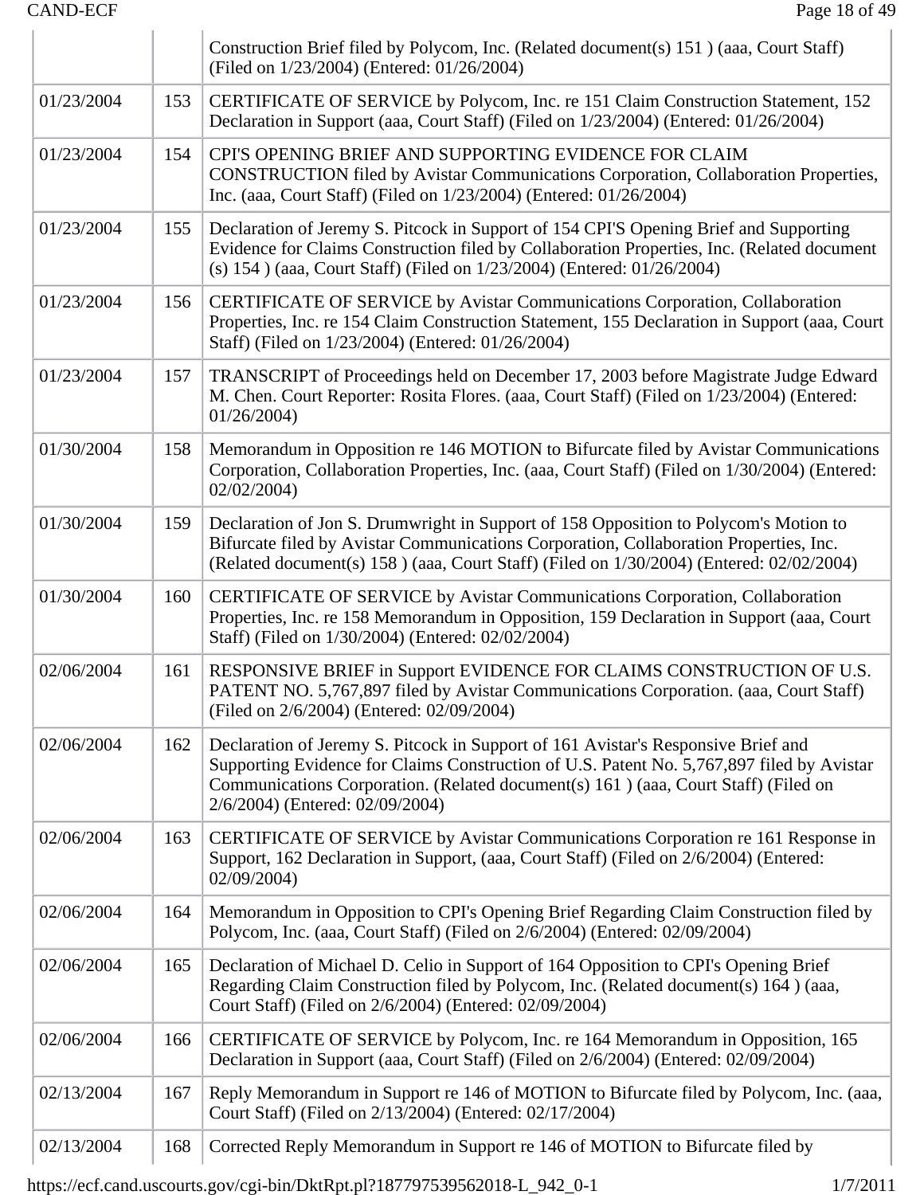| | | |
|---|---|---|
| | | Construction Brief filed by Polycom, Inc. (Related document(s) 151 ) (aaa, Court Staff) (Filed on 1/23/2004) (Entered: 01/26/2004) |
| 01/23/2004 | 153 | CERTIFICATE OF SERVICE by Polycom, Inc. re 151 Claim Construction Statement, 152 Declaration in Support (aaa, Court Staff) (Filed on 1/23/2004) (Entered: 01/26/2004) |
| 01/23/2004 | 154 | CPI'S OPENING BRIEF AND SUPPORTING EVIDENCE FOR CLAIM CONSTRUCTION filed by Avistar Communications Corporation, Collaboration Properties, Inc. (aaa, Court Staff) (Filed on 1/23/2004) (Entered: 01/26/2004) |
| 01/23/2004 | 155 | Declaration of Jeremy S. Pitcock in Support of 154 CPI'S Opening Brief and Supporting Evidence for Claims Construction filed by Collaboration Properties, Inc. (Related document (s) 154 ) (aaa, Court Staff) (Filed on 1/23/2004) (Entered: 01/26/2004) |
| 01/23/2004 | 156 | CERTIFICATE OF SERVICE by Avistar Communications Corporation, Collaboration Properties, Inc. re 154 Claim Construction Statement, 155 Declaration in Support (aaa, Court Staff) (Filed on 1/23/2004) (Entered: 01/26/2004) |
| 01/23/2004 | 157 | TRANSCRIPT of Proceedings held on December 17, 2003 before Magistrate Judge Edward M. Chen. Court Reporter: Rosita Flores. (aaa, Court Staff) (Filed on 1/23/2004) (Entered: 01/26/2004) |
| 01/30/2004 | 158 | Memorandum in Opposition re 146 MOTION to Bifurcate filed by Avistar Communications Corporation, Collaboration Properties, Inc. (aaa, Court Staff) (Filed on 1/30/2004) (Entered: 02/02/2004) |
| 01/30/2004 | 159 | Declaration of Jon S. Drumwright in Support of 158 Opposition to Polycom's Motion to Bifurcate filed by Avistar Communications Corporation, Collaboration Properties, Inc. (Related document(s) 158 ) (aaa, Court Staff) (Filed on 1/30/2004) (Entered: 02/02/2004) |
| 01/30/2004 | 160 | CERTIFICATE OF SERVICE by Avistar Communications Corporation, Collaboration Properties, Inc. re 158 Memorandum in Opposition, 159 Declaration in Support (aaa, Court Staff) (Filed on 1/30/2004) (Entered: 02/02/2004) |
| 02/06/2004 | 161 | RESPONSIVE BRIEF in Support EVIDENCE FOR CLAIMS CONSTRUCTION OF U.S. PATENT NO. 5,767,897 filed by Avistar Communications Corporation. (aaa, Court Staff) (Filed on 2/6/2004) (Entered: 02/09/2004) |
| 02/06/2004 | 162 | Declaration of Jeremy S. Pitcock in Support of 161 Avistar's Responsive Brief and Supporting Evidence for Claims Construction of U.S. Patent No. 5,767,897 filed by Avistar Communications Corporation. (Related document(s) 161 ) (aaa, Court Staff) (Filed on 2/6/2004) (Entered: 02/09/2004) |
| 02/06/2004 | 163 | CERTIFICATE OF SERVICE by Avistar Communications Corporation re 161 Response in Support, 162 Declaration in Support, (aaa, Court Staff) (Filed on 2/6/2004) (Entered: 02/09/2004) |
| 02/06/2004 | 164 | Memorandum in Opposition to CPI's Opening Brief Regarding Claim Construction filed by Polycom, Inc. (aaa, Court Staff) (Filed on 2/6/2004) (Entered: 02/09/2004) |
| 02/06/2004 | 165 | Declaration of Michael D. Celio in Support of 164 Opposition to CPI's Opening Brief Regarding Claim Construction filed by Polycom, Inc. (Related document(s) 164 ) (aaa, Court Staff) (Filed on 2/6/2004) (Entered: 02/09/2004) |
| 02/06/2004 | 166 | CERTIFICATE OF SERVICE by Polycom, Inc. re 164 Memorandum in Opposition, 165 Declaration in Support (aaa, Court Staff) (Filed on 2/6/2004) (Entered: 02/09/2004) |
| 02/13/2004 | 167 | Reply Memorandum in Support re 146 of MOTION to Bifurcate filed by Polycom, Inc. (aaa, Court Staff) (Filed on 2/13/2004) (Entered: 02/17/2004) |
| 02/13/2004 | 168 | Corrected Reply Memorandum in Support re 146 of MOTION to Bifurcate filed by |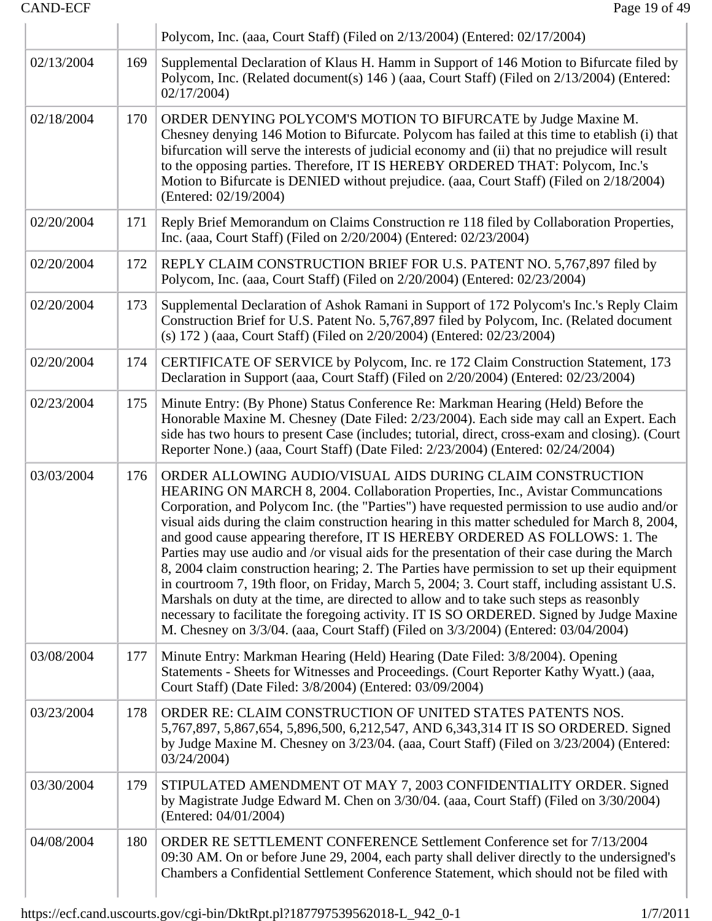| | | Polycom, Inc. (aaa, Court Staff) (Filed on 2/13/2004) (Entered: 02/17/2004) |
|---|---|---|
| 02/13/2004 | 169 | Supplemental Declaration of Klaus H. Hamm in Support of 146 Motion to Bifurcate filed by Polycom, Inc. (Related document(s) 146 ) (aaa, Court Staff) (Filed on 2/13/2004) (Entered: 02/17/2004) |
| 02/18/2004 | 170 | ORDER DENYING POLYCOM'S MOTION TO BIFURCATE by Judge Maxine M. Chesney denying 146 Motion to Bifurcate. Polycom has failed at this time to etablish (i) that bifurcation will serve the interests of judicial economy and (ii) that no prejudice will result to the opposing parties. Therefore, IT IS HEREBY ORDERED THAT: Polycom, Inc.'s Motion to Bifurcate is DENIED without prejudice. (aaa, Court Staff) (Filed on 2/18/2004) (Entered: 02/19/2004) |
| 02/20/2004 | 171 | Reply Brief Memorandum on Claims Construction re 118 filed by Collaboration Properties, Inc. (aaa, Court Staff) (Filed on 2/20/2004) (Entered: 02/23/2004) |
| 02/20/2004 | 172 | REPLY CLAIM CONSTRUCTION BRIEF FOR U.S. PATENT NO. 5,767,897 filed by Polycom, Inc. (aaa, Court Staff) (Filed on 2/20/2004) (Entered: 02/23/2004) |
| 02/20/2004 | 173 | Supplemental Declaration of Ashok Ramani in Support of 172 Polycom's Inc.'s Reply Claim Construction Brief for U.S. Patent No. 5,767,897 filed by Polycom, Inc. (Related document (s) 172 ) (aaa, Court Staff) (Filed on 2/20/2004) (Entered: 02/23/2004) |
| 02/20/2004 | 174 | CERTIFICATE OF SERVICE by Polycom, Inc. re 172 Claim Construction Statement, 173 Declaration in Support (aaa, Court Staff) (Filed on 2/20/2004) (Entered: 02/23/2004) |
| 02/23/2004 | 175 | Minute Entry: (By Phone) Status Conference Re: Markman Hearing (Held) Before the Honorable Maxine M. Chesney (Date Filed: 2/23/2004). Each side may call an Expert. Each side has two hours to present Case (includes; tutorial, direct, cross-exam and closing). (Court Reporter None.) (aaa, Court Staff) (Date Filed: 2/23/2004) (Entered: 02/24/2004) |
| 03/03/2004 | 176 | ORDER ALLOWING AUDIO/VISUAL AIDS DURING CLAIM CONSTRUCTION HEARING ON MARCH 8, 2004. Collaboration Properties, Inc., Avistar Communcations Corporation, and Polycom Inc. (the "Parties") have requested permission to use audio and/or visual aids during the claim construction hearing in this matter scheduled for March 8, 2004, and good cause appearing therefore, IT IS HEREBY ORDERED AS FOLLOWS: 1. The Parties may use audio and /or visual aids for the presentation of their case during the March 8, 2004 claim construction hearing; 2. The Parties have permission to set up their equipment in courtroom 7, 19th floor, on Friday, March 5, 2004; 3. Court staff, including assistant U.S. Marshals on duty at the time, are directed to allow and to take such steps as reasonbly necessary to facilitate the foregoing activity. IT IS SO ORDERED. Signed by Judge Maxine M. Chesney on 3/3/04. (aaa, Court Staff) (Filed on 3/3/2004) (Entered: 03/04/2004) |
| 03/08/2004 | 177 | Minute Entry: Markman Hearing (Held) Hearing (Date Filed: 3/8/2004). Opening Statements - Sheets for Witnesses and Proceedings. (Court Reporter Kathy Wyatt.) (aaa, Court Staff) (Date Filed: 3/8/2004) (Entered: 03/09/2004) |
| 03/23/2004 | 178 | ORDER RE: CLAIM CONSTRUCTION OF UNITED STATES PATENTS NOS. 5,767,897, 5,867,654, 5,896,500, 6,212,547, AND 6,343,314 IT IS SO ORDERED. Signed by Judge Maxine M. Chesney on 3/23/04. (aaa, Court Staff) (Filed on 3/23/2004) (Entered: 03/24/2004) |
| 03/30/2004 | 179 | STIPULATED AMENDMENT OT MAY 7, 2003 CONFIDENTIALITY ORDER. Signed by Magistrate Judge Edward M. Chen on 3/30/04. (aaa, Court Staff) (Filed on 3/30/2004) (Entered: 04/01/2004) |
| 04/08/2004 | 180 | ORDER RE SETTLEMENT CONFERENCE Settlement Conference set for 7/13/2004 09:30 AM. On or before June 29, 2004, each party shall deliver directly to the undersigned's Chambers a Confidential Settlement Conference Statement, which should not be filed with |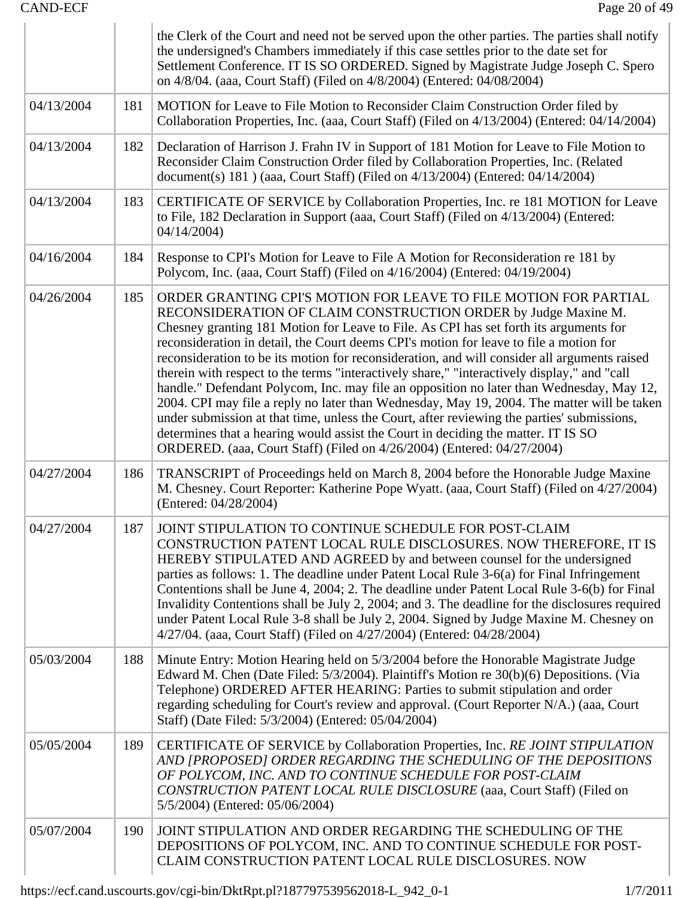|  |  | the Clerk of the Court and need not be served upon the other parties. The parties shall notify the undersigned's Chambers immediately if this case settles prior to the date set for Settlement Conference. IT IS SO ORDERED. Signed by Magistrate Judge Joseph C. Spero on 4/8/04. (aaa, Court Staff) (Filed on 4/8/2004) (Entered: 04/08/2004) |
|---|---|---|
| 04/13/2004 | 181 | MOTION for Leave to File Motion to Reconsider Claim Construction Order filed by Collaboration Properties, Inc. (aaa, Court Staff) (Filed on 4/13/2004) (Entered: 04/14/2004) |
| 04/13/2004 | 182 | Declaration of Harrison J. Frahn IV in Support of 181 Motion for Leave to File Motion to Reconsider Claim Construction Order filed by Collaboration Properties, Inc. (Related document(s) 181 ) (aaa, Court Staff) (Filed on 4/13/2004) (Entered: 04/14/2004) |
| 04/13/2004 | 183 | CERTIFICATE OF SERVICE by Collaboration Properties, Inc. re 181 MOTION for Leave to File, 182 Declaration in Support (aaa, Court Staff) (Filed on 4/13/2004) (Entered: 04/14/2004) |
| 04/16/2004 | 184 | Response to CPI's Motion for Leave to File A Motion for Reconsideration re 181 by Polycom, Inc. (aaa, Court Staff) (Filed on 4/16/2004) (Entered: 04/19/2004) |
| 04/26/2004 | 185 | ORDER GRANTING CPI'S MOTION FOR LEAVE TO FILE MOTION FOR PARTIAL RECONSIDERATION OF CLAIM CONSTRUCTION ORDER by Judge Maxine M. Chesney granting 181 Motion for Leave to File. As CPI has set forth its arguments for reconsideration in detail, the Court deems CPI's motion for leave to file a motion for reconsideration to be its motion for reconsideration, and will consider all arguments raised therein with respect to the terms "interactively share," "interactively display," and "call handle." Defendant Polycom, Inc. may file an opposition no later than Wednesday, May 12, 2004. CPI may file a reply no later than Wednesday, May 19, 2004. The matter will be taken under submission at that time, unless the Court, after reviewing the parties' submissions, determines that a hearing would assist the Court in deciding the matter. IT IS SO ORDERED. (aaa, Court Staff) (Filed on 4/26/2004) (Entered: 04/27/2004) |
| 04/27/2004 | 186 | TRANSCRIPT of Proceedings held on March 8, 2004 before the Honorable Judge Maxine M. Chesney. Court Reporter: Katherine Pope Wyatt. (aaa, Court Staff) (Filed on 4/27/2004) (Entered: 04/28/2004) |
| 04/27/2004 | 187 | JOINT STIPULATION TO CONTINUE SCHEDULE FOR POST-CLAIM CONSTRUCTION PATENT LOCAL RULE DISCLOSURES. NOW THEREFORE, IT IS HEREBY STIPULATED AND AGREED by and between counsel for the undersigned parties as follows: 1. The deadline under Patent Local Rule 3-6(a) for Final Infringement Contentions shall be June 4, 2004; 2. The deadline under Patent Local Rule 3-6(b) for Final Invalidity Contentions shall be July 2, 2004; and 3. The deadline for the disclosures required under Patent Local Rule 3-8 shall be July 2, 2004. Signed by Judge Maxine M. Chesney on 4/27/04. (aaa, Court Staff) (Filed on 4/27/2004) (Entered: 04/28/2004) |
| 05/03/2004 | 188 | Minute Entry: Motion Hearing held on 5/3/2004 before the Honorable Magistrate Judge Edward M. Chen (Date Filed: 5/3/2004). Plaintiff's Motion re 30(b)(6) Depositions. (Via Telephone) ORDERED AFTER HEARING: Parties to submit stipulation and order regarding scheduling for Court's review and approval. (Court Reporter N/A.) (aaa, Court Staff) (Date Filed: 5/3/2004) (Entered: 05/04/2004) |
| 05/05/2004 | 189 | CERTIFICATE OF SERVICE by Collaboration Properties, Inc. *RE JOINT STIPULATION AND [PROPOSED] ORDER REGARDING THE SCHEDULING OF THE DEPOSITIONS OF POLYCOM, INC. AND TO CONTINUE SCHEDULE FOR POST-CLAIM CONSTRUCTION PATENT LOCAL RULE DISCLOSURE* (aaa, Court Staff) (Filed on 5/5/2004) (Entered: 05/06/2004) |
| 05/07/2004 | 190 | JOINT STIPULATION AND ORDER REGARDING THE SCHEDULING OF THE DEPOSITIONS OF POLYCOM, INC. AND TO CONTINUE SCHEDULE FOR POST-CLAIM CONSTRUCTION PATENT LOCAL RULE DISCLOSURES. NOW |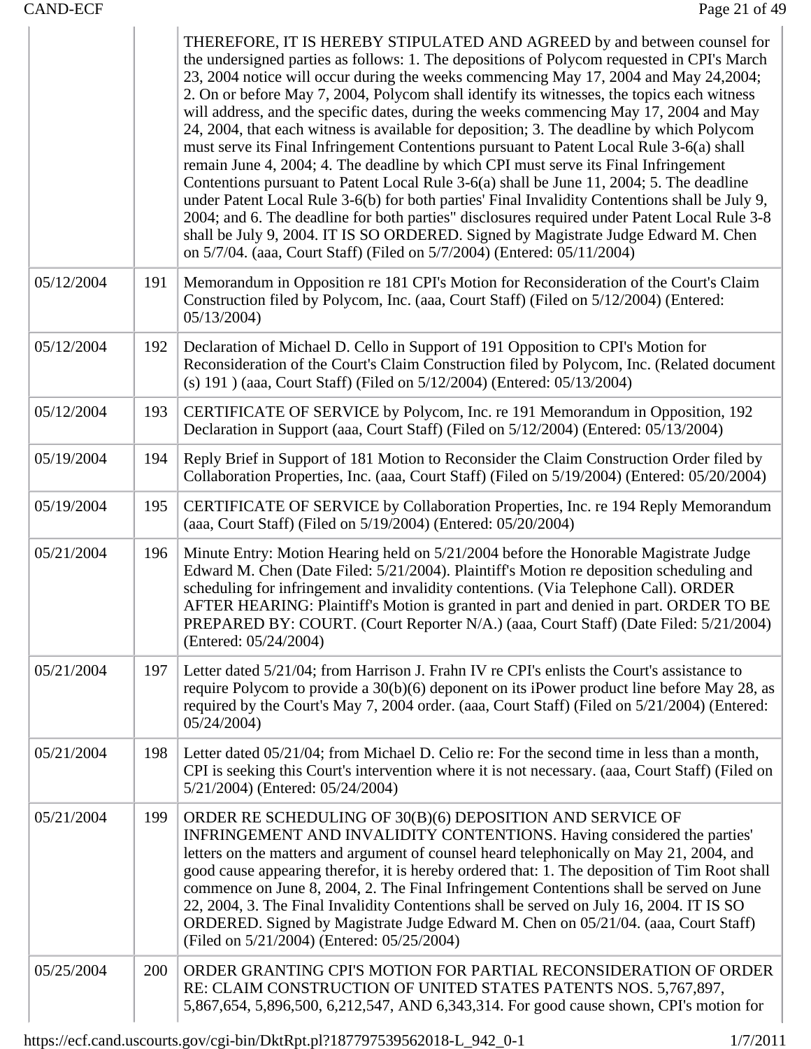| | | |
|---|---|---|
| | | THEREFORE, IT IS HEREBY STIPULATED AND AGREED by and between counsel for the undersigned parties as follows: 1. The depositions of Polycom requested in CPI's March 23, 2004 notice will occur during the weeks commencing May 17, 2004 and May 24,2004; 2. On or before May 7, 2004, Polycom shall identify its witnesses, the topics each witness will address, and the specific dates, during the weeks commencing May 17, 2004 and May 24, 2004, that each witness is available for deposition; 3. The deadline by which Polycom must serve its Final Infringement Contentions pursuant to Patent Local Rule 3-6(a) shall remain June 4, 2004; 4. The deadline by which CPI must serve its Final Infringement Contentions pursuant to Patent Local Rule 3-6(a) shall be June 11, 2004; 5. The deadline under Patent Local Rule 3-6(b) for both parties' Final Invalidity Contentions shall be July 9, 2004; and 6. The deadline for both parties" disclosures required under Patent Local Rule 3-8 shall be July 9, 2004. IT IS SO ORDERED. Signed by Magistrate Judge Edward M. Chen on 5/7/04. (aaa, Court Staff) (Filed on 5/7/2004) (Entered: 05/11/2004) |
| 05/12/2004 | 191 | Memorandum in Opposition re 181 CPI's Motion for Reconsideration of the Court's Claim Construction filed by Polycom, Inc. (aaa, Court Staff) (Filed on 5/12/2004) (Entered: 05/13/2004) |
| 05/12/2004 | 192 | Declaration of Michael D. Cello in Support of 191 Opposition to CPI's Motion for Reconsideration of the Court's Claim Construction filed by Polycom, Inc. (Related document (s) 191 ) (aaa, Court Staff) (Filed on 5/12/2004) (Entered: 05/13/2004) |
| 05/12/2004 | 193 | CERTIFICATE OF SERVICE by Polycom, Inc. re 191 Memorandum in Opposition, 192 Declaration in Support (aaa, Court Staff) (Filed on 5/12/2004) (Entered: 05/13/2004) |
| 05/19/2004 | 194 | Reply Brief in Support of 181 Motion to Reconsider the Claim Construction Order filed by Collaboration Properties, Inc. (aaa, Court Staff) (Filed on 5/19/2004) (Entered: 05/20/2004) |
| 05/19/2004 | 195 | CERTIFICATE OF SERVICE by Collaboration Properties, Inc. re 194 Reply Memorandum (aaa, Court Staff) (Filed on 5/19/2004) (Entered: 05/20/2004) |
| 05/21/2004 | 196 | Minute Entry: Motion Hearing held on 5/21/2004 before the Honorable Magistrate Judge Edward M. Chen (Date Filed: 5/21/2004). Plaintiff's Motion re deposition scheduling and scheduling for infringement and invalidity contentions. (Via Telephone Call). ORDER AFTER HEARING: Plaintiff's Motion is granted in part and denied in part. ORDER TO BE PREPARED BY: COURT. (Court Reporter N/A.) (aaa, Court Staff) (Date Filed: 5/21/2004) (Entered: 05/24/2004) |
| 05/21/2004 | 197 | Letter dated 5/21/04; from Harrison J. Frahn IV re CPI's enlists the Court's assistance to require Polycom to provide a 30(b)(6) deponent on its iPower product line before May 28, as required by the Court's May 7, 2004 order. (aaa, Court Staff) (Filed on 5/21/2004) (Entered: 05/24/2004) |
| 05/21/2004 | 198 | Letter dated 05/21/04; from Michael D. Celio re: For the second time in less than a month, CPI is seeking this Court's intervention where it is not necessary. (aaa, Court Staff) (Filed on 5/21/2004) (Entered: 05/24/2004) |
| 05/21/2004 | 199 | ORDER RE SCHEDULING OF 30(B)(6) DEPOSITION AND SERVICE OF INFRINGEMENT AND INVALIDITY CONTENTIONS. Having considered the parties' letters on the matters and argument of counsel heard telephonically on May 21, 2004, and good cause appearing therefor, it is hereby ordered that: 1. The deposition of Tim Root shall commence on June 8, 2004, 2. The Final Infringement Contentions shall be served on June 22, 2004, 3. The Final Invalidity Contentions shall be served on July 16, 2004. IT IS SO ORDERED. Signed by Magistrate Judge Edward M. Chen on 05/21/04. (aaa, Court Staff) (Filed on 5/21/2004) (Entered: 05/25/2004) |
| 05/25/2004 | 200 | ORDER GRANTING CPI'S MOTION FOR PARTIAL RECONSIDERATION OF ORDER RE: CLAIM CONSTRUCTION OF UNITED STATES PATENTS NOS. 5,767,897, 5,867,654, 5,896,500, 6,212,547, AND 6,343,314. For good cause shown, CPI's motion for |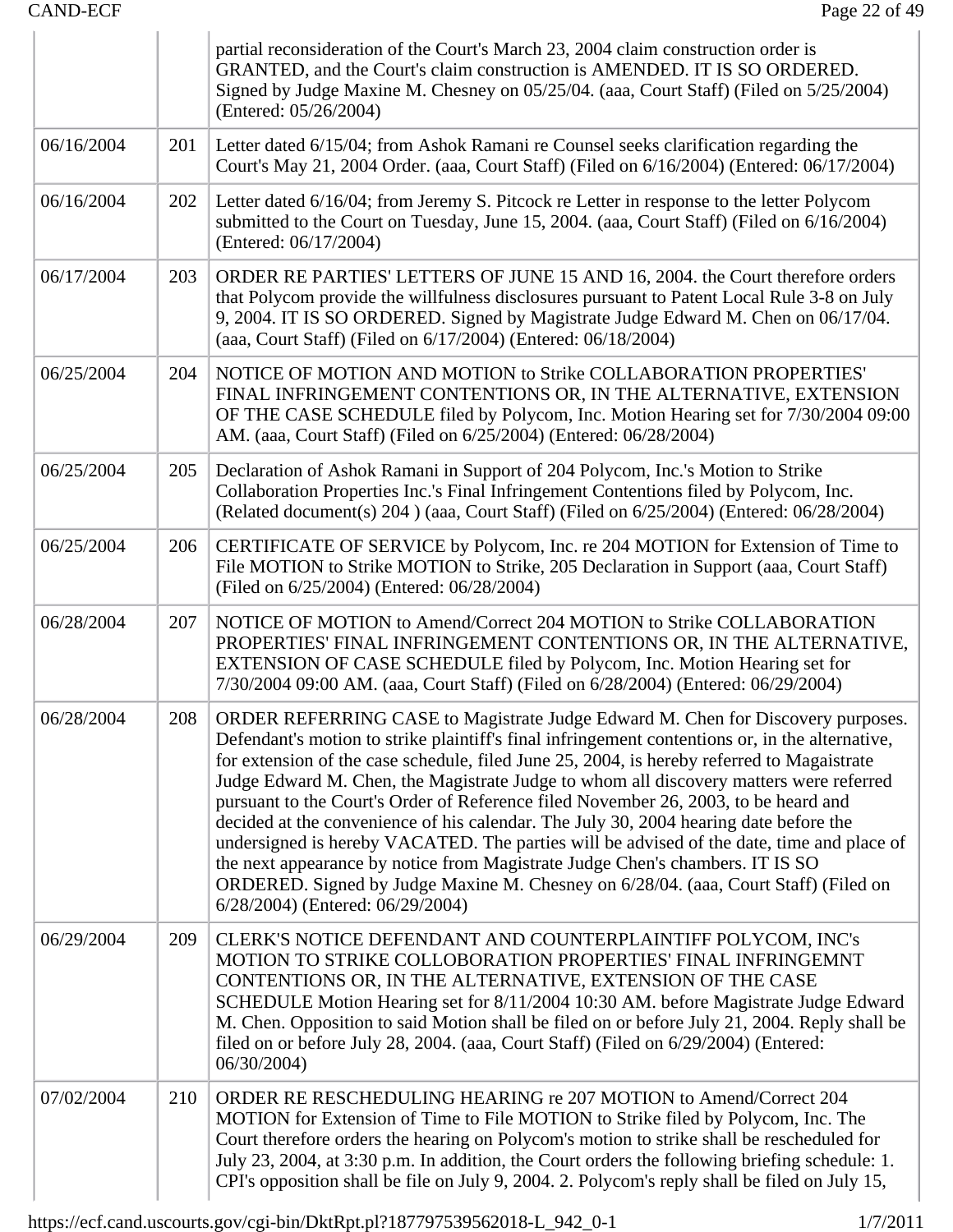| | | partial reconsideration of the Court's March 23, 2004 claim construction order is GRANTED, and the Court's claim construction is AMENDED. IT IS SO ORDERED. Signed by Judge Maxine M. Chesney on 05/25/04. (aaa, Court Staff) (Filed on 5/25/2004) (Entered: 05/26/2004) |
|---|---|---|
| 06/16/2004 | 201 | Letter dated 6/15/04; from Ashok Ramani re Counsel seeks clarification regarding the Court's May 21, 2004 Order. (aaa, Court Staff) (Filed on 6/16/2004) (Entered: 06/17/2004) |
| 06/16/2004 | 202 | Letter dated 6/16/04; from Jeremy S. Pitcock re Letter in response to the letter Polycom submitted to the Court on Tuesday, June 15, 2004. (aaa, Court Staff) (Filed on 6/16/2004) (Entered: 06/17/2004) |
| 06/17/2004 | 203 | ORDER RE PARTIES' LETTERS OF JUNE 15 AND 16, 2004. the Court therefore orders that Polycom provide the willfulness disclosures pursuant to Patent Local Rule 3-8 on July 9, 2004. IT IS SO ORDERED. Signed by Magistrate Judge Edward M. Chen on 06/17/04. (aaa, Court Staff) (Filed on 6/17/2004) (Entered: 06/18/2004) |
| 06/25/2004 | 204 | NOTICE OF MOTION AND MOTION to Strike COLLABORATION PROPERTIES' FINAL INFRINGEMENT CONTENTIONS OR, IN THE ALTERNATIVE, EXTENSION OF THE CASE SCHEDULE filed by Polycom, Inc. Motion Hearing set for 7/30/2004 09:00 AM. (aaa, Court Staff) (Filed on 6/25/2004) (Entered: 06/28/2004) |
| 06/25/2004 | 205 | Declaration of Ashok Ramani in Support of 204 Polycom, Inc.'s Motion to Strike Collaboration Properties Inc.'s Final Infringement Contentions filed by Polycom, Inc. (Related document(s) 204 ) (aaa, Court Staff) (Filed on 6/25/2004) (Entered: 06/28/2004) |
| 06/25/2004 | 206 | CERTIFICATE OF SERVICE by Polycom, Inc. re 204 MOTION for Extension of Time to File MOTION to Strike MOTION to Strike, 205 Declaration in Support (aaa, Court Staff) (Filed on 6/25/2004) (Entered: 06/28/2004) |
| 06/28/2004 | 207 | NOTICE OF MOTION to Amend/Correct 204 MOTION to Strike COLLABORATION PROPERTIES' FINAL INFRINGEMENT CONTENTIONS OR, IN THE ALTERNATIVE, EXTENSION OF CASE SCHEDULE filed by Polycom, Inc. Motion Hearing set for 7/30/2004 09:00 AM. (aaa, Court Staff) (Filed on 6/28/2004) (Entered: 06/29/2004) |
| 06/28/2004 | 208 | ORDER REFERRING CASE to Magistrate Judge Edward M. Chen for Discovery purposes. Defendant's motion to strike plaintiff's final infringement contentions or, in the alternative, for extension of the case schedule, filed June 25, 2004, is hereby referred to Magaistrate Judge Edward M. Chen, the Magistrate Judge to whom all discovery matters were referred pursuant to the Court's Order of Reference filed November 26, 2003, to be heard and decided at the convenience of his calendar. The July 30, 2004 hearing date before the undersigned is hereby VACATED. The parties will be advised of the date, time and place of the next appearance by notice from Magistrate Judge Chen's chambers. IT IS SO ORDERED. Signed by Judge Maxine M. Chesney on 6/28/04. (aaa, Court Staff) (Filed on 6/28/2004) (Entered: 06/29/2004) |
| 06/29/2004 | 209 | CLERK'S NOTICE DEFENDANT AND COUNTERPLAINTIFF POLYCOM, INC's MOTION TO STRIKE COLLOBORATION PROPERTIES' FINAL INFRINGEMNT CONTENTIONS OR, IN THE ALTERNATIVE, EXTENSION OF THE CASE SCHEDULE Motion Hearing set for 8/11/2004 10:30 AM. before Magistrate Judge Edward M. Chen. Opposition to said Motion shall be filed on or before July 21, 2004. Reply shall be filed on or before July 28, 2004. (aaa, Court Staff) (Filed on 6/29/2004) (Entered: 06/30/2004) |
| 07/02/2004 | 210 | ORDER RE RESCHEDULING HEARING re 207 MOTION to Amend/Correct 204 MOTION for Extension of Time to File MOTION to Strike filed by Polycom, Inc. The Court therefore orders the hearing on Polycom's motion to strike shall be rescheduled for July 23, 2004, at 3:30 p.m. In addition, the Court orders the following briefing schedule: 1. CPI's opposition shall be file on July 9, 2004. 2. Polycom's reply shall be filed on July 15, |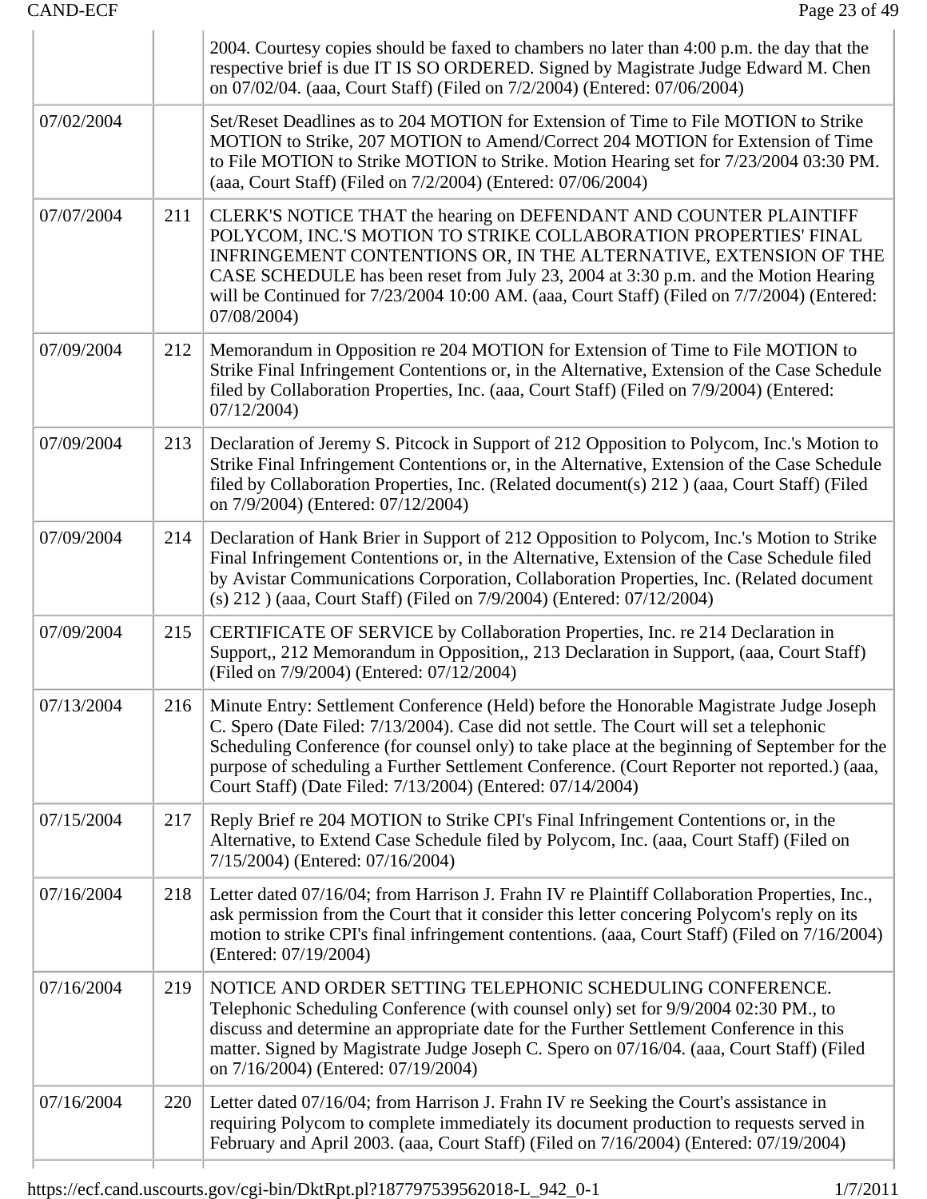| | | |
|---|---|---|
| | | 2004. Courtesy copies should be faxed to chambers no later than 4:00 p.m. the day that the respective brief is due IT IS SO ORDERED. Signed by Magistrate Judge Edward M. Chen on 07/02/04. (aaa, Court Staff) (Filed on 7/2/2004) (Entered: 07/06/2004) |
| 07/02/2004 | | Set/Reset Deadlines as to 204 MOTION for Extension of Time to File MOTION to Strike MOTION to Strike, 207 MOTION to Amend/Correct 204 MOTION for Extension of Time to File MOTION to Strike MOTION to Strike. Motion Hearing set for 7/23/2004 03:30 PM. (aaa, Court Staff) (Filed on 7/2/2004) (Entered: 07/06/2004) |
| 07/07/2004 | 211 | CLERK'S NOTICE THAT the hearing on DEFENDANT AND COUNTER PLAINTIFF POLYCOM, INC.'S MOTION TO STRIKE COLLABORATION PROPERTIES' FINAL INFRINGEMENT CONTENTIONS OR, IN THE ALTERNATIVE, EXTENSION OF THE CASE SCHEDULE has been reset from July 23, 2004 at 3:30 p.m. and the Motion Hearing will be Continued for 7/23/2004 10:00 AM. (aaa, Court Staff) (Filed on 7/7/2004) (Entered: 07/08/2004) |
| 07/09/2004 | 212 | Memorandum in Opposition re 204 MOTION for Extension of Time to File MOTION to Strike Final Infringement Contentions or, in the Alternative, Extension of the Case Schedule filed by Collaboration Properties, Inc. (aaa, Court Staff) (Filed on 7/9/2004) (Entered: 07/12/2004) |
| 07/09/2004 | 213 | Declaration of Jeremy S. Pitcock in Support of 212 Opposition to Polycom, Inc.'s Motion to Strike Final Infringement Contentions or, in the Alternative, Extension of the Case Schedule filed by Collaboration Properties, Inc. (Related document(s) 212 ) (aaa, Court Staff) (Filed on 7/9/2004) (Entered: 07/12/2004) |
| 07/09/2004 | 214 | Declaration of Hank Brier in Support of 212 Opposition to Polycom, Inc.'s Motion to Strike Final Infringement Contentions or, in the Alternative, Extension of the Case Schedule filed by Avistar Communications Corporation, Collaboration Properties, Inc. (Related document (s) 212 ) (aaa, Court Staff) (Filed on 7/9/2004) (Entered: 07/12/2004) |
| 07/09/2004 | 215 | CERTIFICATE OF SERVICE by Collaboration Properties, Inc. re 214 Declaration in Support,, 212 Memorandum in Opposition,, 213 Declaration in Support, (aaa, Court Staff) (Filed on 7/9/2004) (Entered: 07/12/2004) |
| 07/13/2004 | 216 | Minute Entry: Settlement Conference (Held) before the Honorable Magistrate Judge Joseph C. Spero (Date Filed: 7/13/2004). Case did not settle. The Court will set a telephonic Scheduling Conference (for counsel only) to take place at the beginning of September for the purpose of scheduling a Further Settlement Conference. (Court Reporter not reported.) (aaa, Court Staff) (Date Filed: 7/13/2004) (Entered: 07/14/2004) |
| 07/15/2004 | 217 | Reply Brief re 204 MOTION to Strike CPI's Final Infringement Contentions or, in the Alternative, to Extend Case Schedule filed by Polycom, Inc. (aaa, Court Staff) (Filed on 7/15/2004) (Entered: 07/16/2004) |
| 07/16/2004 | 218 | Letter dated 07/16/04; from Harrison J. Frahn IV re Plaintiff Collaboration Properties, Inc., ask permission from the Court that it consider this letter concering Polycom's reply on its motion to strike CPI's final infringement contentions. (aaa, Court Staff) (Filed on 7/16/2004) (Entered: 07/19/2004) |
| 07/16/2004 | 219 | NOTICE AND ORDER SETTING TELEPHONIC SCHEDULING CONFERENCE. Telephonic Scheduling Conference (with counsel only) set for 9/9/2004 02:30 PM., to discuss and determine an appropriate date for the Further Settlement Conference in this matter. Signed by Magistrate Judge Joseph C. Spero on 07/16/04. (aaa, Court Staff) (Filed on 7/16/2004) (Entered: 07/19/2004) |
| 07/16/2004 | 220 | Letter dated 07/16/04; from Harrison J. Frahn IV re Seeking the Court's assistance in requiring Polycom to complete immediately its document production to requests served in February and April 2003. (aaa, Court Staff) (Filed on 7/16/2004) (Entered: 07/19/2004) |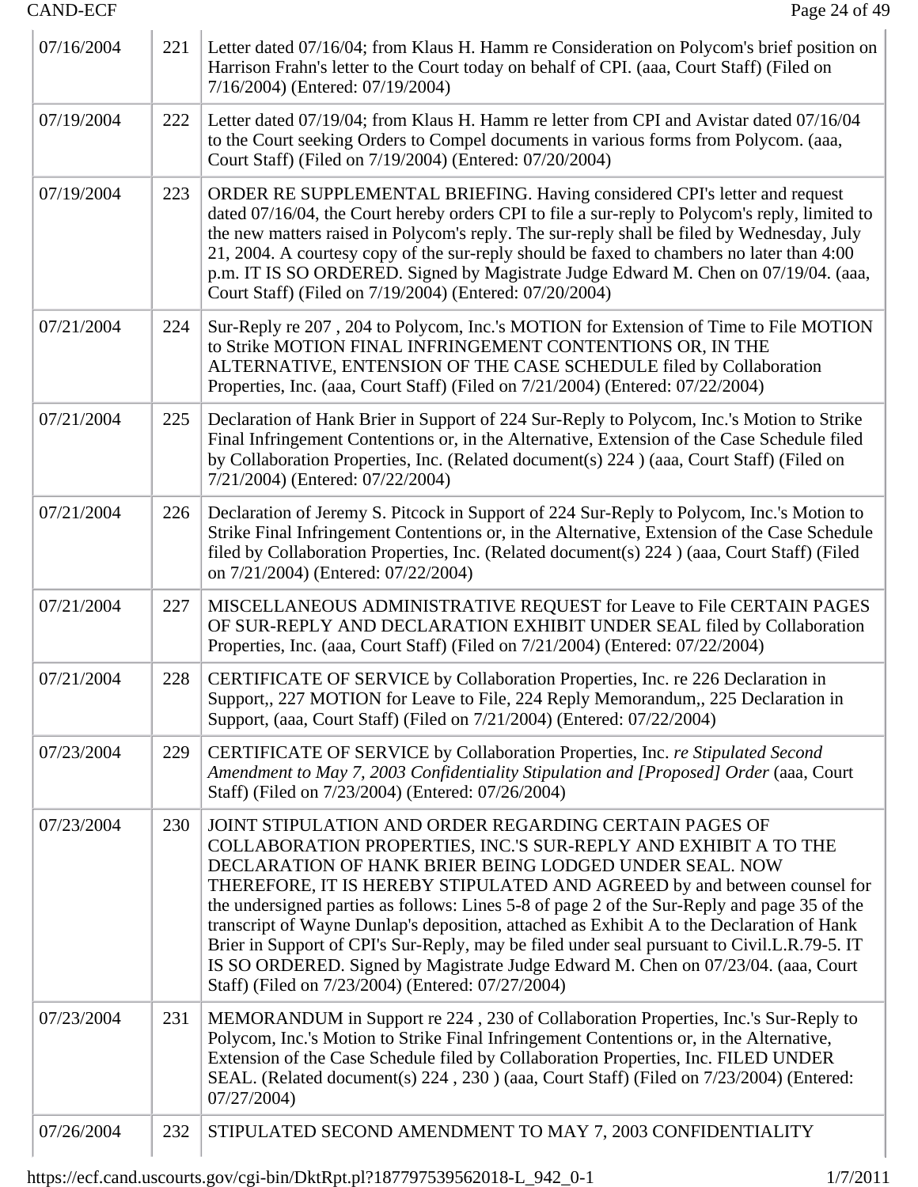| | | |
|---|---|---|
| 07/16/2004 | 221 | Letter dated 07/16/04; from Klaus H. Hamm re Consideration on Polycom's brief position on Harrison Frahn's letter to the Court today on behalf of CPI. (aaa, Court Staff) (Filed on 7/16/2004) (Entered: 07/19/2004) |
| 07/19/2004 | 222 | Letter dated 07/19/04; from Klaus H. Hamm re letter from CPI and Avistar dated 07/16/04 to the Court seeking Orders to Compel documents in various forms from Polycom. (aaa, Court Staff) (Filed on 7/19/2004) (Entered: 07/20/2004) |
| 07/19/2004 | 223 | ORDER RE SUPPLEMENTAL BRIEFING. Having considered CPI's letter and request dated 07/16/04, the Court hereby orders CPI to file a sur-reply to Polycom's reply, limited to the new matters raised in Polycom's reply. The sur-reply shall be filed by Wednesday, July 21, 2004. A courtesy copy of the sur-reply should be faxed to chambers no later than 4:00 p.m. IT IS SO ORDERED. Signed by Magistrate Judge Edward M. Chen on 07/19/04. (aaa, Court Staff) (Filed on 7/19/2004) (Entered: 07/20/2004) |
| 07/21/2004 | 224 | Sur-Reply re 207 , 204 to Polycom, Inc.'s MOTION for Extension of Time to File MOTION to Strike MOTION FINAL INFRINGEMENT CONTENTIONS OR, IN THE ALTERNATIVE, ENTENSION OF THE CASE SCHEDULE filed by Collaboration Properties, Inc. (aaa, Court Staff) (Filed on 7/21/2004) (Entered: 07/22/2004) |
| 07/21/2004 | 225 | Declaration of Hank Brier in Support of 224 Sur-Reply to Polycom, Inc.'s Motion to Strike Final Infringement Contentions or, in the Alternative, Extension of the Case Schedule filed by Collaboration Properties, Inc. (Related document(s) 224 ) (aaa, Court Staff) (Filed on 7/21/2004) (Entered: 07/22/2004) |
| 07/21/2004 | 226 | Declaration of Jeremy S. Pitcock in Support of 224 Sur-Reply to Polycom, Inc.'s Motion to Strike Final Infringement Contentions or, in the Alternative, Extension of the Case Schedule filed by Collaboration Properties, Inc. (Related document(s) 224 ) (aaa, Court Staff) (Filed on 7/21/2004) (Entered: 07/22/2004) |
| 07/21/2004 | 227 | MISCELLANEOUS ADMINISTRATIVE REQUEST for Leave to File CERTAIN PAGES OF SUR-REPLY AND DECLARATION EXHIBIT UNDER SEAL filed by Collaboration Properties, Inc. (aaa, Court Staff) (Filed on 7/21/2004) (Entered: 07/22/2004) |
| 07/21/2004 | 228 | CERTIFICATE OF SERVICE by Collaboration Properties, Inc. re 226 Declaration in Support,, 227 MOTION for Leave to File, 224 Reply Memorandum,, 225 Declaration in Support, (aaa, Court Staff) (Filed on 7/21/2004) (Entered: 07/22/2004) |
| 07/23/2004 | 229 | CERTIFICATE OF SERVICE by Collaboration Properties, Inc. *re Stipulated Second Amendment to May 7, 2003 Confidentiality Stipulation and [Proposed] Order* (aaa, Court Staff) (Filed on 7/23/2004) (Entered: 07/26/2004) |
| 07/23/2004 | 230 | JOINT STIPULATION AND ORDER REGARDING CERTAIN PAGES OF COLLABORATION PROPERTIES, INC.'S SUR-REPLY AND EXHIBIT A TO THE DECLARATION OF HANK BRIER BEING LODGED UNDER SEAL. NOW THEREFORE, IT IS HEREBY STIPULATED AND AGREED by and between counsel for the undersigned parties as follows: Lines 5-8 of page 2 of the Sur-Reply and page 35 of the transcript of Wayne Dunlap's deposition, attached as Exhibit A to the Declaration of Hank Brier in Support of CPI's Sur-Reply, may be filed under seal pursuant to Civil.L.R.79-5. IT IS SO ORDERED. Signed by Magistrate Judge Edward M. Chen on 07/23/04. (aaa, Court Staff) (Filed on 7/23/2004) (Entered: 07/27/2004) |
| 07/23/2004 | 231 | MEMORANDUM in Support re 224 , 230 of Collaboration Properties, Inc.'s Sur-Reply to Polycom, Inc.'s Motion to Strike Final Infringement Contentions or, in the Alternative, Extension of the Case Schedule filed by Collaboration Properties, Inc. FILED UNDER SEAL. (Related document(s) 224 , 230 ) (aaa, Court Staff) (Filed on 7/23/2004) (Entered: 07/27/2004) |
| 07/26/2004 | 232 | STIPULATED SECOND AMENDMENT TO MAY 7, 2003 CONFIDENTIALITY |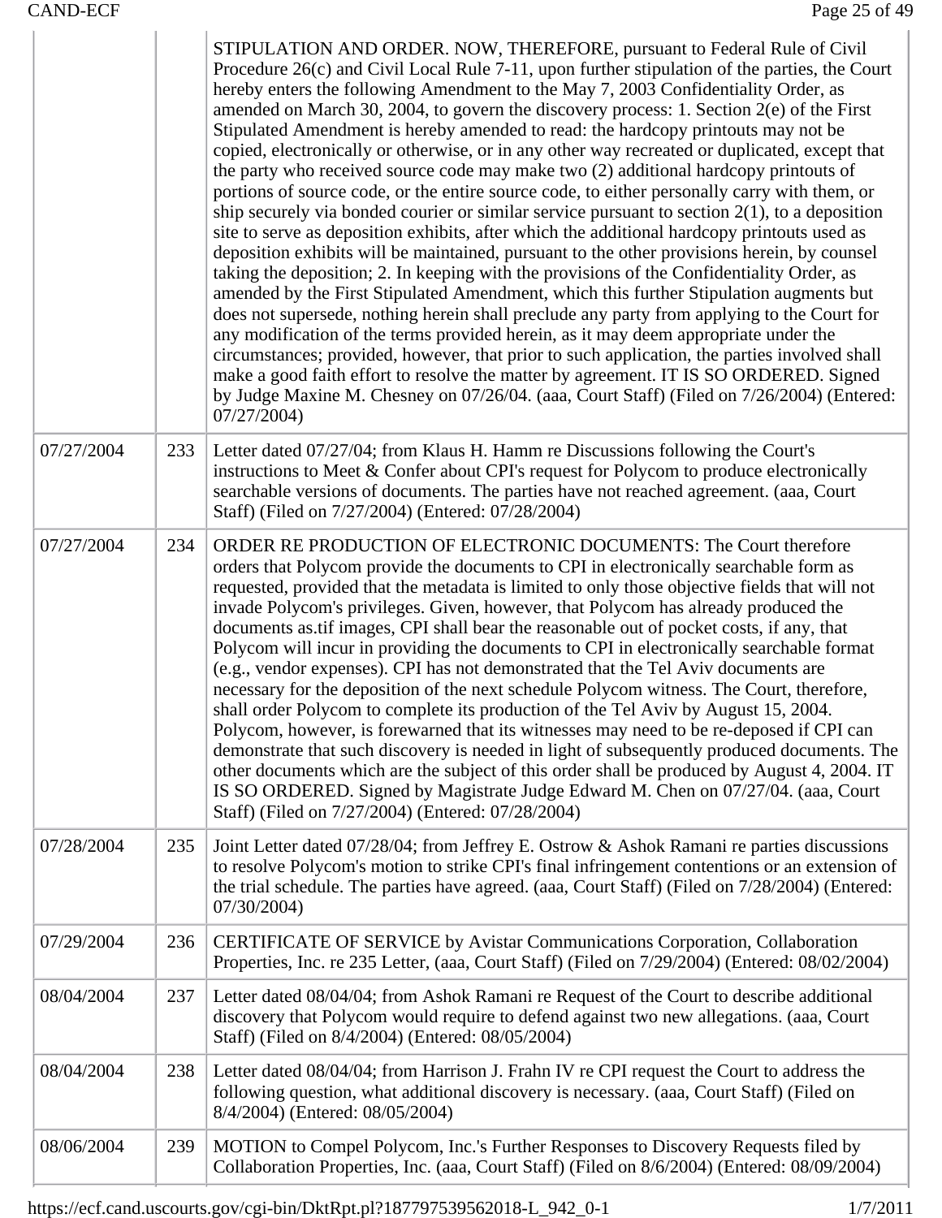| | | |
|---|---|---|
| | | STIPULATION AND ORDER. NOW, THEREFORE, pursuant to Federal Rule of Civil Procedure 26(c) and Civil Local Rule 7-11, upon further stipulation of the parties, the Court hereby enters the following Amendment to the May 7, 2003 Confidentiality Order, as amended on March 30, 2004, to govern the discovery process: 1. Section 2(e) of the First Stipulated Amendment is hereby amended to read: the hardcopy printouts may not be copied, electronically or otherwise, or in any other way recreated or duplicated, except that the party who received source code may make two (2) additional hardcopy printouts of portions of source code, or the entire source code, to either personally carry with them, or ship securely via bonded courier or similar service pursuant to section 2(1), to a deposition site to serve as deposition exhibits, after which the additional hardcopy printouts used as deposition exhibits will be maintained, pursuant to the other provisions herein, by counsel taking the deposition; 2. In keeping with the provisions of the Confidentiality Order, as amended by the First Stipulated Amendment, which this further Stipulation augments but does not supersede, nothing herein shall preclude any party from applying to the Court for any modification of the terms provided herein, as it may deem appropriate under the circumstances; provided, however, that prior to such application, the parties involved shall make a good faith effort to resolve the matter by agreement. IT IS SO ORDERED. Signed by Judge Maxine M. Chesney on 07/26/04. (aaa, Court Staff) (Filed on 7/26/2004) (Entered: 07/27/2004) |
| 07/27/2004 | 233 | Letter dated 07/27/04; from Klaus H. Hamm re Discussions following the Court's instructions to Meet & Confer about CPI's request for Polycom to produce electronically searchable versions of documents. The parties have not reached agreement. (aaa, Court Staff) (Filed on 7/27/2004) (Entered: 07/28/2004) |
| 07/27/2004 | 234 | ORDER RE PRODUCTION OF ELECTRONIC DOCUMENTS: The Court therefore orders that Polycom provide the documents to CPI in electronically searchable form as requested, provided that the metadata is limited to only those objective fields that will not invade Polycom's privileges. Given, however, that Polycom has already produced the documents as.tif images, CPI shall bear the reasonable out of pocket costs, if any, that Polycom will incur in providing the documents to CPI in electronically searchable format (e.g., vendor expenses). CPI has not demonstrated that the Tel Aviv documents are necessary for the deposition of the next schedule Polycom witness. The Court, therefore, shall order Polycom to complete its production of the Tel Aviv by August 15, 2004. Polycom, however, is forewarned that its witnesses may need to be re-deposed if CPI can demonstrate that such discovery is needed in light of subsequently produced documents. The other documents which are the subject of this order shall be produced by August 4, 2004. IT IS SO ORDERED. Signed by Magistrate Judge Edward M. Chen on 07/27/04. (aaa, Court Staff) (Filed on 7/27/2004) (Entered: 07/28/2004) |
| 07/28/2004 | 235 | Joint Letter dated 07/28/04; from Jeffrey E. Ostrow & Ashok Ramani re parties discussions to resolve Polycom's motion to strike CPI's final infringement contentions or an extension of the trial schedule. The parties have agreed. (aaa, Court Staff) (Filed on 7/28/2004) (Entered: 07/30/2004) |
| 07/29/2004 | 236 | CERTIFICATE OF SERVICE by Avistar Communications Corporation, Collaboration Properties, Inc. re 235 Letter, (aaa, Court Staff) (Filed on 7/29/2004) (Entered: 08/02/2004) |
| 08/04/2004 | 237 | Letter dated 08/04/04; from Ashok Ramani re Request of the Court to describe additional discovery that Polycom would require to defend against two new allegations. (aaa, Court Staff) (Filed on 8/4/2004) (Entered: 08/05/2004) |
| 08/04/2004 | 238 | Letter dated 08/04/04; from Harrison J. Frahn IV re CPI request the Court to address the following question, what additional discovery is necessary. (aaa, Court Staff) (Filed on 8/4/2004) (Entered: 08/05/2004) |
| 08/06/2004 | 239 | MOTION to Compel Polycom, Inc.'s Further Responses to Discovery Requests filed by Collaboration Properties, Inc. (aaa, Court Staff) (Filed on 8/6/2004) (Entered: 08/09/2004) |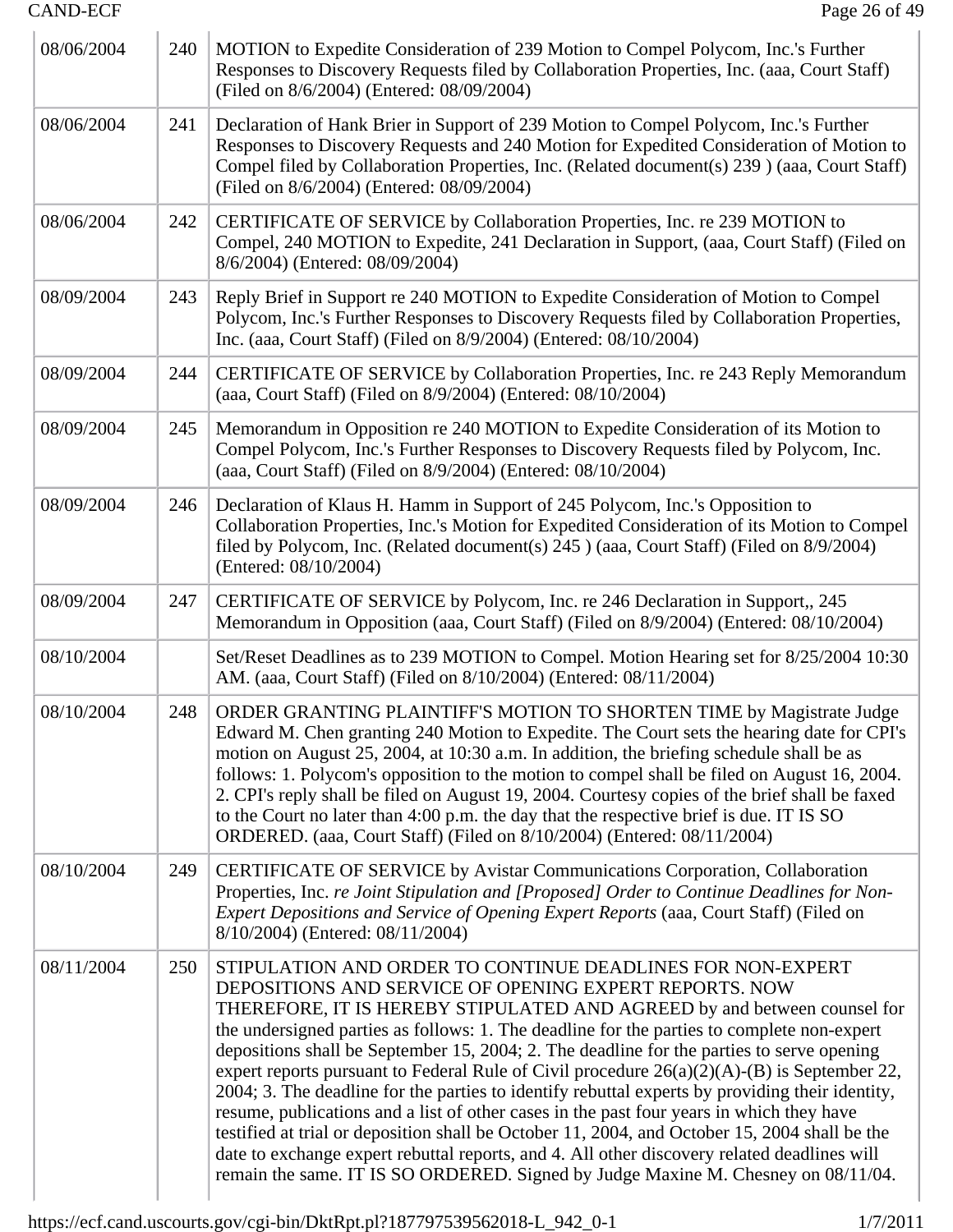| | | |
|---|---|---|
| 08/06/2004 | 240 | MOTION to Expedite Consideration of 239 Motion to Compel Polycom, Inc.'s Further Responses to Discovery Requests filed by Collaboration Properties, Inc. (aaa, Court Staff) (Filed on 8/6/2004) (Entered: 08/09/2004) |
| 08/06/2004 | 241 | Declaration of Hank Brier in Support of 239 Motion to Compel Polycom, Inc.'s Further Responses to Discovery Requests and 240 Motion for Expedited Consideration of Motion to Compel filed by Collaboration Properties, Inc. (Related document(s) 239 ) (aaa, Court Staff) (Filed on 8/6/2004) (Entered: 08/09/2004) |
| 08/06/2004 | 242 | CERTIFICATE OF SERVICE by Collaboration Properties, Inc. re 239 MOTION to Compel, 240 MOTION to Expedite, 241 Declaration in Support, (aaa, Court Staff) (Filed on 8/6/2004) (Entered: 08/09/2004) |
| 08/09/2004 | 243 | Reply Brief in Support re 240 MOTION to Expedite Consideration of Motion to Compel Polycom, Inc.'s Further Responses to Discovery Requests filed by Collaboration Properties, Inc. (aaa, Court Staff) (Filed on 8/9/2004) (Entered: 08/10/2004) |
| 08/09/2004 | 244 | CERTIFICATE OF SERVICE by Collaboration Properties, Inc. re 243 Reply Memorandum (aaa, Court Staff) (Filed on 8/9/2004) (Entered: 08/10/2004) |
| 08/09/2004 | 245 | Memorandum in Opposition re 240 MOTION to Expedite Consideration of its Motion to Compel Polycom, Inc.'s Further Responses to Discovery Requests filed by Polycom, Inc. (aaa, Court Staff) (Filed on 8/9/2004) (Entered: 08/10/2004) |
| 08/09/2004 | 246 | Declaration of Klaus H. Hamm in Support of 245 Polycom, Inc.'s Opposition to Collaboration Properties, Inc.'s Motion for Expedited Consideration of its Motion to Compel filed by Polycom, Inc. (Related document(s) 245 ) (aaa, Court Staff) (Filed on 8/9/2004) (Entered: 08/10/2004) |
| 08/09/2004 | 247 | CERTIFICATE OF SERVICE by Polycom, Inc. re 246 Declaration in Support,, 245 Memorandum in Opposition (aaa, Court Staff) (Filed on 8/9/2004) (Entered: 08/10/2004) |
| 08/10/2004 | | Set/Reset Deadlines as to 239 MOTION to Compel. Motion Hearing set for 8/25/2004 10:30 AM. (aaa, Court Staff) (Filed on 8/10/2004) (Entered: 08/11/2004) |
| 08/10/2004 | 248 | ORDER GRANTING PLAINTIFF'S MOTION TO SHORTEN TIME by Magistrate Judge Edward M. Chen granting 240 Motion to Expedite. The Court sets the hearing date for CPI's motion on August 25, 2004, at 10:30 a.m. In addition, the briefing schedule shall be as follows: 1. Polycom's opposition to the motion to compel shall be filed on August 16, 2004. 2. CPI's reply shall be filed on August 19, 2004. Courtesy copies of the brief shall be faxed to the Court no later than 4:00 p.m. the day that the respective brief is due. IT IS SO ORDERED. (aaa, Court Staff) (Filed on 8/10/2004) (Entered: 08/11/2004) |
| 08/10/2004 | 249 | CERTIFICATE OF SERVICE by Avistar Communications Corporation, Collaboration Properties, Inc. *re Joint Stipulation and [Proposed] Order to Continue Deadlines for Non-Expert Depositions and Service of Opening Expert Reports* (aaa, Court Staff) (Filed on 8/10/2004) (Entered: 08/11/2004) |
| 08/11/2004 | 250 | STIPULATION AND ORDER TO CONTINUE DEADLINES FOR NON-EXPERT DEPOSITIONS AND SERVICE OF OPENING EXPERT REPORTS. NOW THEREFORE, IT IS HEREBY STIPULATED AND AGREED by and between counsel for the undersigned parties as follows: 1. The deadline for the parties to complete non-expert depositions shall be September 15, 2004; 2. The deadline for the parties to serve opening expert reports pursuant to Federal Rule of Civil procedure 26(a)(2)(A)-(B) is September 22, 2004; 3. The deadline for the parties to identify rebuttal experts by providing their identity, resume, publications and a list of other cases in the past four years in which they have testified at trial or deposition shall be October 11, 2004, and October 15, 2004 shall be the date to exchange expert rebuttal reports, and 4. All other discovery related deadlines will remain the same. IT IS SO ORDERED. Signed by Judge Maxine M. Chesney on 08/11/04. |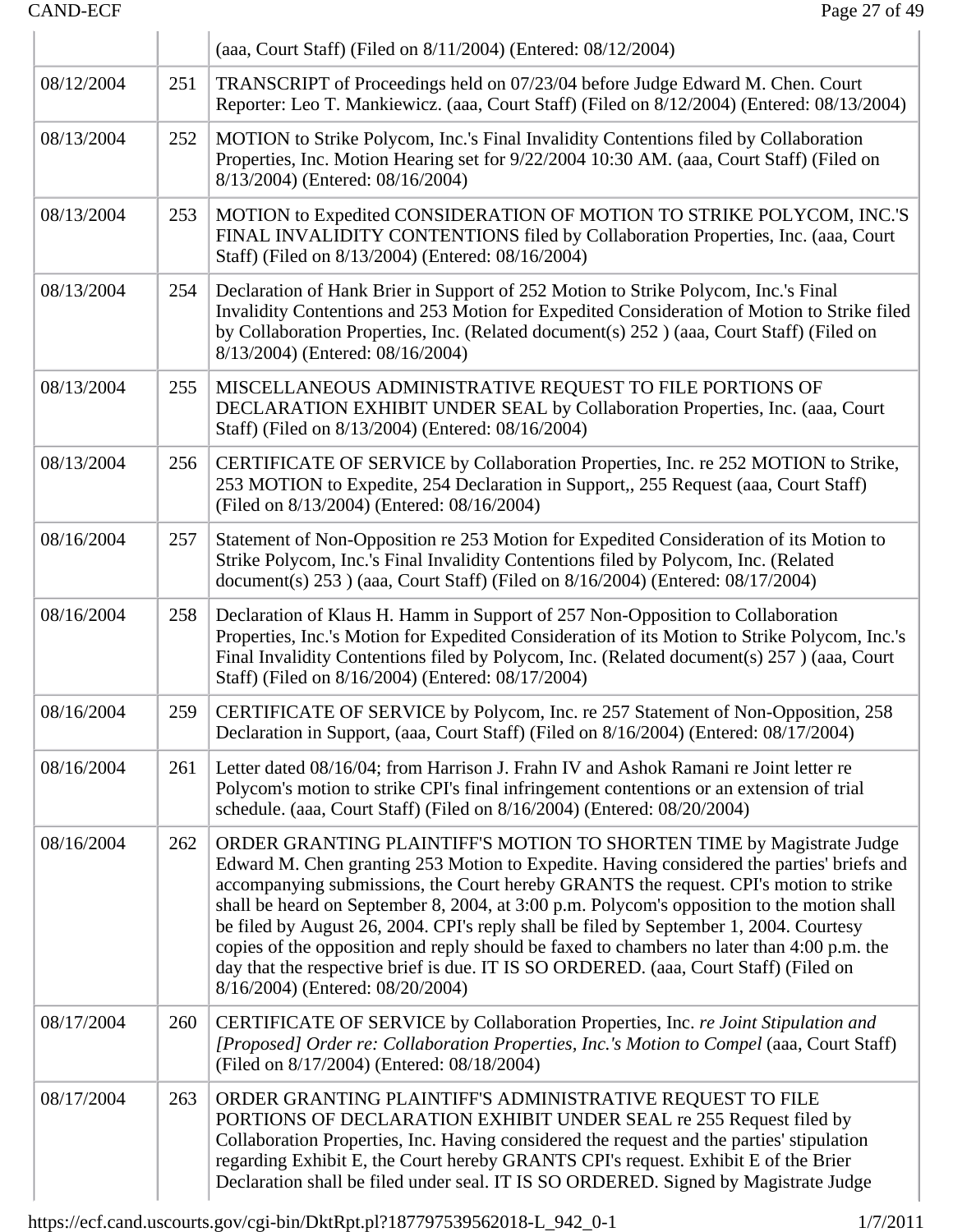| | | |
|---|---|---|
| | | (aaa, Court Staff) (Filed on 8/11/2004) (Entered: 08/12/2004) |
| 08/12/2004 | 251 | TRANSCRIPT of Proceedings held on 07/23/04 before Judge Edward M. Chen. Court Reporter: Leo T. Mankiewicz. (aaa, Court Staff) (Filed on 8/12/2004) (Entered: 08/13/2004) |
| 08/13/2004 | 252 | MOTION to Strike Polycom, Inc.'s Final Invalidity Contentions filed by Collaboration Properties, Inc. Motion Hearing set for 9/22/2004 10:30 AM. (aaa, Court Staff) (Filed on 8/13/2004) (Entered: 08/16/2004) |
| 08/13/2004 | 253 | MOTION to Expedited CONSIDERATION OF MOTION TO STRIKE POLYCOM, INC.'S FINAL INVALIDITY CONTENTIONS filed by Collaboration Properties, Inc. (aaa, Court Staff) (Filed on 8/13/2004) (Entered: 08/16/2004) |
| 08/13/2004 | 254 | Declaration of Hank Brier in Support of 252 Motion to Strike Polycom, Inc.'s Final Invalidity Contentions and 253 Motion for Expedited Consideration of Motion to Strike filed by Collaboration Properties, Inc. (Related document(s) 252 ) (aaa, Court Staff) (Filed on 8/13/2004) (Entered: 08/16/2004) |
| 08/13/2004 | 255 | MISCELLANEOUS ADMINISTRATIVE REQUEST TO FILE PORTIONS OF DECLARATION EXHIBIT UNDER SEAL by Collaboration Properties, Inc. (aaa, Court Staff) (Filed on 8/13/2004) (Entered: 08/16/2004) |
| 08/13/2004 | 256 | CERTIFICATE OF SERVICE by Collaboration Properties, Inc. re 252 MOTION to Strike, 253 MOTION to Expedite, 254 Declaration in Support,, 255 Request (aaa, Court Staff) (Filed on 8/13/2004) (Entered: 08/16/2004) |
| 08/16/2004 | 257 | Statement of Non-Opposition re 253 Motion for Expedited Consideration of its Motion to Strike Polycom, Inc.'s Final Invalidity Contentions filed by Polycom, Inc. (Related document(s) 253 ) (aaa, Court Staff) (Filed on 8/16/2004) (Entered: 08/17/2004) |
| 08/16/2004 | 258 | Declaration of Klaus H. Hamm in Support of 257 Non-Opposition to Collaboration Properties, Inc.'s Motion for Expedited Consideration of its Motion to Strike Polycom, Inc.'s Final Invalidity Contentions filed by Polycom, Inc. (Related document(s) 257 ) (aaa, Court Staff) (Filed on 8/16/2004) (Entered: 08/17/2004) |
| 08/16/2004 | 259 | CERTIFICATE OF SERVICE by Polycom, Inc. re 257 Statement of Non-Opposition, 258 Declaration in Support, (aaa, Court Staff) (Filed on 8/16/2004) (Entered: 08/17/2004) |
| 08/16/2004 | 261 | Letter dated 08/16/04; from Harrison J. Frahn IV and Ashok Ramani re Joint letter re Polycom's motion to strike CPI's final infringement contentions or an extension of trial schedule. (aaa, Court Staff) (Filed on 8/16/2004) (Entered: 08/20/2004) |
| 08/16/2004 | 262 | ORDER GRANTING PLAINTIFF'S MOTION TO SHORTEN TIME by Magistrate Judge Edward M. Chen granting 253 Motion to Expedite. Having considered the parties' briefs and accompanying submissions, the Court hereby GRANTS the request. CPI's motion to strike shall be heard on September 8, 2004, at 3:00 p.m. Polycom's opposition to the motion shall be filed by August 26, 2004. CPI's reply shall be filed by September 1, 2004. Courtesy copies of the opposition and reply should be faxed to chambers no later than 4:00 p.m. the day that the respective brief is due. IT IS SO ORDERED. (aaa, Court Staff) (Filed on 8/16/2004) (Entered: 08/20/2004) |
| 08/17/2004 | 260 | CERTIFICATE OF SERVICE by Collaboration Properties, Inc. *re Joint Stipulation and [Proposed] Order re: Collaboration Properties, Inc.'s Motion to Compel* (aaa, Court Staff) (Filed on 8/17/2004) (Entered: 08/18/2004) |
| 08/17/2004 | 263 | ORDER GRANTING PLAINTIFF'S ADMINISTRATIVE REQUEST TO FILE PORTIONS OF DECLARATION EXHIBIT UNDER SEAL re 255 Request filed by Collaboration Properties, Inc. Having considered the request and the parties' stipulation regarding Exhibit E, the Court hereby GRANTS CPI's request. Exhibit E of the Brier Declaration shall be filed under seal. IT IS SO ORDERED. Signed by Magistrate Judge |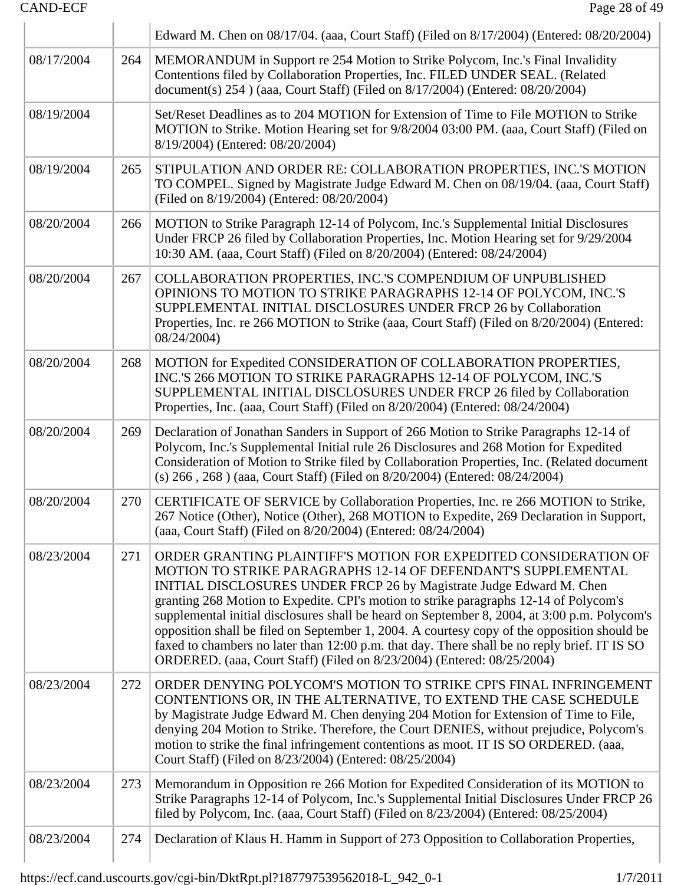| | | |
|---|---|---|
| | | Edward M. Chen on 08/17/04. (aaa, Court Staff) (Filed on 8/17/2004) (Entered: 08/20/2004) |
| 08/17/2004 | 264 | MEMORANDUM in Support re 254 Motion to Strike Polycom, Inc.'s Final Invalidity Contentions filed by Collaboration Properties, Inc. FILED UNDER SEAL. (Related document(s) 254 ) (aaa, Court Staff) (Filed on 8/17/2004) (Entered: 08/20/2004) |
| 08/19/2004 | | Set/Reset Deadlines as to 204 MOTION for Extension of Time to File MOTION to Strike MOTION to Strike. Motion Hearing set for 9/8/2004 03:00 PM. (aaa, Court Staff) (Filed on 8/19/2004) (Entered: 08/20/2004) |
| 08/19/2004 | 265 | STIPULATION AND ORDER RE: COLLABORATION PROPERTIES, INC.'S MOTION TO COMPEL. Signed by Magistrate Judge Edward M. Chen on 08/19/04. (aaa, Court Staff) (Filed on 8/19/2004) (Entered: 08/20/2004) |
| 08/20/2004 | 266 | MOTION to Strike Paragraph 12-14 of Polycom, Inc.'s Supplemental Initial Disclosures Under FRCP 26 filed by Collaboration Properties, Inc. Motion Hearing set for 9/29/2004 10:30 AM. (aaa, Court Staff) (Filed on 8/20/2004) (Entered: 08/24/2004) |
| 08/20/2004 | 267 | COLLABORATION PROPERTIES, INC.'S COMPENDIUM OF UNPUBLISHED OPINIONS TO MOTION TO STRIKE PARAGRAPHS 12-14 OF POLYCOM, INC.'S SUPPLEMENTAL INITIAL DISCLOSURES UNDER FRCP 26 by Collaboration Properties, Inc. re 266 MOTION to Strike (aaa, Court Staff) (Filed on 8/20/2004) (Entered: 08/24/2004) |
| 08/20/2004 | 268 | MOTION for Expedited CONSIDERATION OF COLLABORATION PROPERTIES, INC.'S 266 MOTION TO STRIKE PARAGRAPHS 12-14 OF POLYCOM, INC.'S SUPPLEMENTAL INITIAL DISCLOSURES UNDER FRCP 26 filed by Collaboration Properties, Inc. (aaa, Court Staff) (Filed on 8/20/2004) (Entered: 08/24/2004) |
| 08/20/2004 | 269 | Declaration of Jonathan Sanders in Support of 266 Motion to Strike Paragraphs 12-14 of Polycom, Inc.'s Supplemental Initial rule 26 Disclosures and 268 Motion for Expedited Consideration of Motion to Strike filed by Collaboration Properties, Inc. (Related document (s) 266 , 268 ) (aaa, Court Staff) (Filed on 8/20/2004) (Entered: 08/24/2004) |
| 08/20/2004 | 270 | CERTIFICATE OF SERVICE by Collaboration Properties, Inc. re 266 MOTION to Strike, 267 Notice (Other), Notice (Other), 268 MOTION to Expedite, 269 Declaration in Support, (aaa, Court Staff) (Filed on 8/20/2004) (Entered: 08/24/2004) |
| 08/23/2004 | 271 | ORDER GRANTING PLAINTIFF'S MOTION FOR EXPEDITED CONSIDERATION OF MOTION TO STRIKE PARAGRAPHS 12-14 OF DEFENDANT'S SUPPLEMENTAL INITIAL DISCLOSURES UNDER FRCP 26 by Magistrate Judge Edward M. Chen granting 268 Motion to Expedite. CPI's motion to strike paragraphs 12-14 of Polycom's supplemental initial disclosures shall be heard on September 8, 2004, at 3:00 p.m. Polycom's opposition shall be filed on September 1, 2004. A courtesy copy of the opposition should be faxed to chambers no later than 12:00 p.m. that day. There shall be no reply brief. IT IS SO ORDERED. (aaa, Court Staff) (Filed on 8/23/2004) (Entered: 08/25/2004) |
| 08/23/2004 | 272 | ORDER DENYING POLYCOM'S MOTION TO STRIKE CPI'S FINAL INFRINGEMENT CONTENTIONS OR, IN THE ALTERNATIVE, TO EXTEND THE CASE SCHEDULE by Magistrate Judge Edward M. Chen denying 204 Motion for Extension of Time to File, denying 204 Motion to Strike. Therefore, the Court DENIES, without prejudice, Polycom's motion to strike the final infringement contentions as moot. IT IS SO ORDERED. (aaa, Court Staff) (Filed on 8/23/2004) (Entered: 08/25/2004) |
| 08/23/2004 | 273 | Memorandum in Opposition re 266 Motion for Expedited Consideration of its MOTION to Strike Paragraphs 12-14 of Polycom, Inc.'s Supplemental Initial Disclosures Under FRCP 26 filed by Polycom, Inc. (aaa, Court Staff) (Filed on 8/23/2004) (Entered: 08/25/2004) |
| 08/23/2004 | 274 | Declaration of Klaus H. Hamm in Support of 273 Opposition to Collaboration Properties, |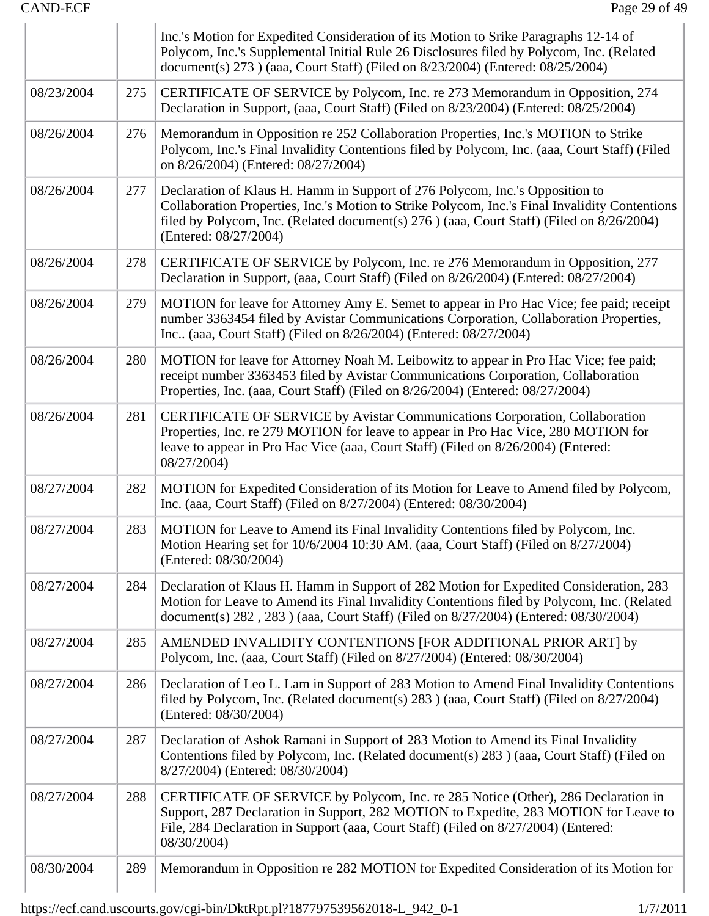| | | |
|---|---|---|
| | | Inc.'s Motion for Expedited Consideration of its Motion to Srike Paragraphs 12-14 of Polycom, Inc.'s Supplemental Initial Rule 26 Disclosures filed by Polycom, Inc. (Related document(s) 273 ) (aaa, Court Staff) (Filed on 8/23/2004) (Entered: 08/25/2004) |
| 08/23/2004 | 275 | CERTIFICATE OF SERVICE by Polycom, Inc. re 273 Memorandum in Opposition, 274 Declaration in Support, (aaa, Court Staff) (Filed on 8/23/2004) (Entered: 08/25/2004) |
| 08/26/2004 | 276 | Memorandum in Opposition re 252 Collaboration Properties, Inc.'s MOTION to Strike Polycom, Inc.'s Final Invalidity Contentions filed by Polycom, Inc. (aaa, Court Staff) (Filed on 8/26/2004) (Entered: 08/27/2004) |
| 08/26/2004 | 277 | Declaration of Klaus H. Hamm in Support of 276 Polycom, Inc.'s Opposition to Collaboration Properties, Inc.'s Motion to Strike Polycom, Inc.'s Final Invalidity Contentions filed by Polycom, Inc. (Related document(s) 276 ) (aaa, Court Staff) (Filed on 8/26/2004) (Entered: 08/27/2004) |
| 08/26/2004 | 278 | CERTIFICATE OF SERVICE by Polycom, Inc. re 276 Memorandum in Opposition, 277 Declaration in Support, (aaa, Court Staff) (Filed on 8/26/2004) (Entered: 08/27/2004) |
| 08/26/2004 | 279 | MOTION for leave for Attorney Amy E. Semet to appear in Pro Hac Vice; fee paid; receipt number 3363454 filed by Avistar Communications Corporation, Collaboration Properties, Inc.. (aaa, Court Staff) (Filed on 8/26/2004) (Entered: 08/27/2004) |
| 08/26/2004 | 280 | MOTION for leave for Attorney Noah M. Leibowitz to appear in Pro Hac Vice; fee paid; receipt number 3363453 filed by Avistar Communications Corporation, Collaboration Properties, Inc. (aaa, Court Staff) (Filed on 8/26/2004) (Entered: 08/27/2004) |
| 08/26/2004 | 281 | CERTIFICATE OF SERVICE by Avistar Communications Corporation, Collaboration Properties, Inc. re 279 MOTION for leave to appear in Pro Hac Vice, 280 MOTION for leave to appear in Pro Hac Vice (aaa, Court Staff) (Filed on 8/26/2004) (Entered: 08/27/2004) |
| 08/27/2004 | 282 | MOTION for Expedited Consideration of its Motion for Leave to Amend filed by Polycom, Inc. (aaa, Court Staff) (Filed on 8/27/2004) (Entered: 08/30/2004) |
| 08/27/2004 | 283 | MOTION for Leave to Amend its Final Invalidity Contentions filed by Polycom, Inc. Motion Hearing set for 10/6/2004 10:30 AM. (aaa, Court Staff) (Filed on 8/27/2004) (Entered: 08/30/2004) |
| 08/27/2004 | 284 | Declaration of Klaus H. Hamm in Support of 282 Motion for Expedited Consideration, 283 Motion for Leave to Amend its Final Invalidity Contentions filed by Polycom, Inc. (Related document(s) 282 , 283 ) (aaa, Court Staff) (Filed on 8/27/2004) (Entered: 08/30/2004) |
| 08/27/2004 | 285 | AMENDED INVALIDITY CONTENTIONS [FOR ADDITIONAL PRIOR ART] by Polycom, Inc. (aaa, Court Staff) (Filed on 8/27/2004) (Entered: 08/30/2004) |
| 08/27/2004 | 286 | Declaration of Leo L. Lam in Support of 283 Motion to Amend Final Invalidity Contentions filed by Polycom, Inc. (Related document(s) 283 ) (aaa, Court Staff) (Filed on 8/27/2004) (Entered: 08/30/2004) |
| 08/27/2004 | 287 | Declaration of Ashok Ramani in Support of 283 Motion to Amend its Final Invalidity Contentions filed by Polycom, Inc. (Related document(s) 283 ) (aaa, Court Staff) (Filed on 8/27/2004) (Entered: 08/30/2004) |
| 08/27/2004 | 288 | CERTIFICATE OF SERVICE by Polycom, Inc. re 285 Notice (Other), 286 Declaration in Support, 287 Declaration in Support, 282 MOTION to Expedite, 283 MOTION for Leave to File, 284 Declaration in Support (aaa, Court Staff) (Filed on 8/27/2004) (Entered: 08/30/2004) |
| 08/30/2004 | 289 | Memorandum in Opposition re 282 MOTION for Expedited Consideration of its Motion for |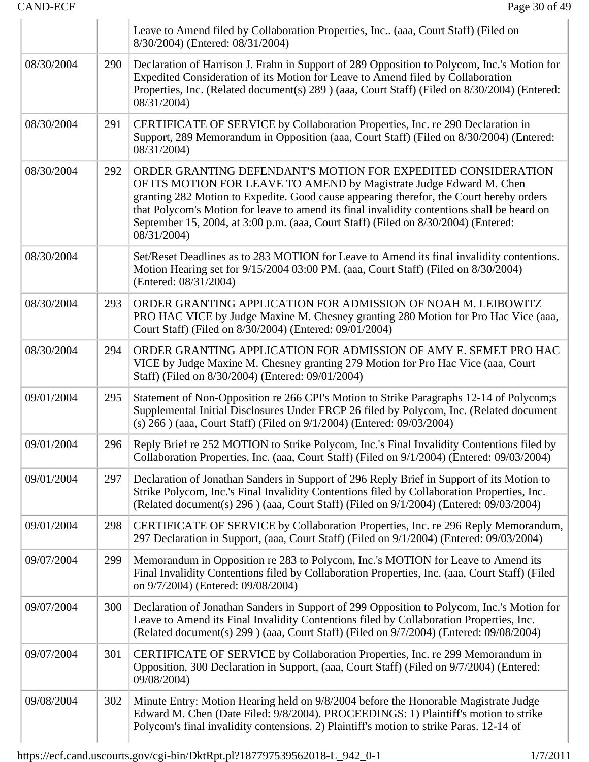| | | |
|---|---|---|
| | | Leave to Amend filed by Collaboration Properties, Inc.. (aaa, Court Staff) (Filed on 8/30/2004) (Entered: 08/31/2004) |
| 08/30/2004 | 290 | Declaration of Harrison J. Frahn in Support of 289 Opposition to Polycom, Inc.'s Motion for Expedited Consideration of its Motion for Leave to Amend filed by Collaboration Properties, Inc. (Related document(s) 289 ) (aaa, Court Staff) (Filed on 8/30/2004) (Entered: 08/31/2004) |
| 08/30/2004 | 291 | CERTIFICATE OF SERVICE by Collaboration Properties, Inc. re 290 Declaration in Support, 289 Memorandum in Opposition (aaa, Court Staff) (Filed on 8/30/2004) (Entered: 08/31/2004) |
| 08/30/2004 | 292 | ORDER GRANTING DEFENDANT'S MOTION FOR EXPEDITED CONSIDERATION OF ITS MOTION FOR LEAVE TO AMEND by Magistrate Judge Edward M. Chen granting 282 Motion to Expedite. Good cause appearing therefor, the Court hereby orders that Polycom's Motion for leave to amend its final invalidity contentions shall be heard on September 15, 2004, at 3:00 p.m. (aaa, Court Staff) (Filed on 8/30/2004) (Entered: 08/31/2004) |
| 08/30/2004 | | Set/Reset Deadlines as to 283 MOTION for Leave to Amend its final invalidity contentions. Motion Hearing set for 9/15/2004 03:00 PM. (aaa, Court Staff) (Filed on 8/30/2004) (Entered: 08/31/2004) |
| 08/30/2004 | 293 | ORDER GRANTING APPLICATION FOR ADMISSION OF NOAH M. LEIBOWITZ PRO HAC VICE by Judge Maxine M. Chesney granting 280 Motion for Pro Hac Vice (aaa, Court Staff) (Filed on 8/30/2004) (Entered: 09/01/2004) |
| 08/30/2004 | 294 | ORDER GRANTING APPLICATION FOR ADMISSION OF AMY E. SEMET PRO HAC VICE by Judge Maxine M. Chesney granting 279 Motion for Pro Hac Vice (aaa, Court Staff) (Filed on 8/30/2004) (Entered: 09/01/2004) |
| 09/01/2004 | 295 | Statement of Non-Opposition re 266 CPI's Motion to Strike Paragraphs 12-14 of Polycom;s Supplemental Initial Disclosures Under FRCP 26 filed by Polycom, Inc. (Related document (s) 266 ) (aaa, Court Staff) (Filed on 9/1/2004) (Entered: 09/03/2004) |
| 09/01/2004 | 296 | Reply Brief re 252 MOTION to Strike Polycom, Inc.'s Final Invalidity Contentions filed by Collaboration Properties, Inc. (aaa, Court Staff) (Filed on 9/1/2004) (Entered: 09/03/2004) |
| 09/01/2004 | 297 | Declaration of Jonathan Sanders in Support of 296 Reply Brief in Support of its Motion to Strike Polycom, Inc.'s Final Invalidity Contentions filed by Collaboration Properties, Inc. (Related document(s) 296 ) (aaa, Court Staff) (Filed on 9/1/2004) (Entered: 09/03/2004) |
| 09/01/2004 | 298 | CERTIFICATE OF SERVICE by Collaboration Properties, Inc. re 296 Reply Memorandum, 297 Declaration in Support, (aaa, Court Staff) (Filed on 9/1/2004) (Entered: 09/03/2004) |
| 09/07/2004 | 299 | Memorandum in Opposition re 283 to Polycom, Inc.'s MOTION for Leave to Amend its Final Invalidity Contentions filed by Collaboration Properties, Inc. (aaa, Court Staff) (Filed on 9/7/2004) (Entered: 09/08/2004) |
| 09/07/2004 | 300 | Declaration of Jonathan Sanders in Support of 299 Opposition to Polycom, Inc.'s Motion for Leave to Amend its Final Invalidity Contentions filed by Collaboration Properties, Inc. (Related document(s) 299 ) (aaa, Court Staff) (Filed on 9/7/2004) (Entered: 09/08/2004) |
| 09/07/2004 | 301 | CERTIFICATE OF SERVICE by Collaboration Properties, Inc. re 299 Memorandum in Opposition, 300 Declaration in Support, (aaa, Court Staff) (Filed on 9/7/2004) (Entered: 09/08/2004) |
| 09/08/2004 | 302 | Minute Entry: Motion Hearing held on 9/8/2004 before the Honorable Magistrate Judge Edward M. Chen (Date Filed: 9/8/2004). PROCEEDINGS: 1) Plaintiff's motion to strike Polycom's final invalidity contensions. 2) Plaintiff's motion to strike Paras. 12-14 of |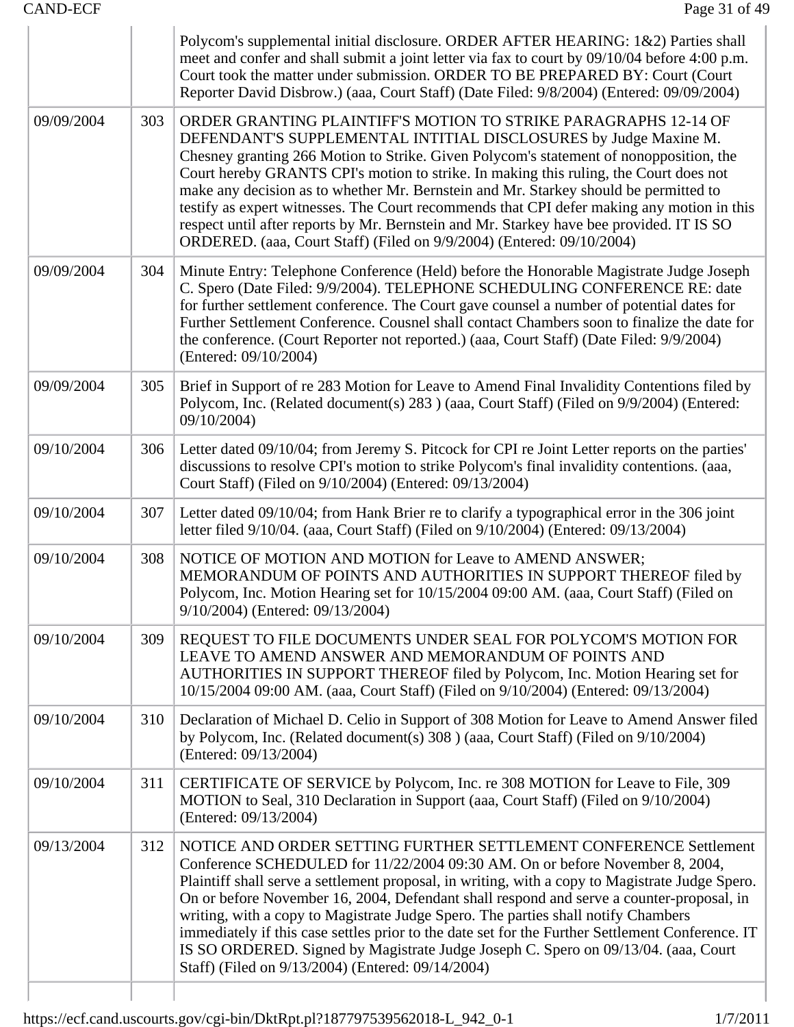| | | |
|---|---|---|
| | | Polycom's supplemental initial disclosure. ORDER AFTER HEARING: 1&2) Parties shall meet and confer and shall submit a joint letter via fax to court by 09/10/04 before 4:00 p.m. Court took the matter under submission. ORDER TO BE PREPARED BY: Court (Court Reporter David Disbrow.) (aaa, Court Staff) (Date Filed: 9/8/2004) (Entered: 09/09/2004) |
| 09/09/2004 | 303 | ORDER GRANTING PLAINTIFF'S MOTION TO STRIKE PARAGRAPHS 12-14 OF DEFENDANT'S SUPPLEMENTAL INTITIAL DISCLOSURES by Judge Maxine M. Chesney granting 266 Motion to Strike. Given Polycom's statement of nonopposition, the Court hereby GRANTS CPI's motion to strike. In making this ruling, the Court does not make any decision as to whether Mr. Bernstein and Mr. Starkey should be permitted to testify as expert witnesses. The Court recommends that CPI defer making any motion in this respect until after reports by Mr. Bernstein and Mr. Starkey have bee provided. IT IS SO ORDERED. (aaa, Court Staff) (Filed on 9/9/2004) (Entered: 09/10/2004) |
| 09/09/2004 | 304 | Minute Entry: Telephone Conference (Held) before the Honorable Magistrate Judge Joseph C. Spero (Date Filed: 9/9/2004). TELEPHONE SCHEDULING CONFERENCE RE: date for further settlement conference. The Court gave counsel a number of potential dates for Further Settlement Conference. Cousnel shall contact Chambers soon to finalize the date for the conference. (Court Reporter not reported.) (aaa, Court Staff) (Date Filed: 9/9/2004) (Entered: 09/10/2004) |
| 09/09/2004 | 305 | Brief in Support of re 283 Motion for Leave to Amend Final Invalidity Contentions filed by Polycom, Inc. (Related document(s) 283 ) (aaa, Court Staff) (Filed on 9/9/2004) (Entered: 09/10/2004) |
| 09/10/2004 | 306 | Letter dated 09/10/04; from Jeremy S. Pitcock for CPI re Joint Letter reports on the parties' discussions to resolve CPI's motion to strike Polycom's final invalidity contentions. (aaa, Court Staff) (Filed on 9/10/2004) (Entered: 09/13/2004) |
| 09/10/2004 | 307 | Letter dated 09/10/04; from Hank Brier re to clarify a typographical error in the 306 joint letter filed 9/10/04. (aaa, Court Staff) (Filed on 9/10/2004) (Entered: 09/13/2004) |
| 09/10/2004 | 308 | NOTICE OF MOTION AND MOTION for Leave to AMEND ANSWER; MEMORANDUM OF POINTS AND AUTHORITIES IN SUPPORT THEREOF filed by Polycom, Inc. Motion Hearing set for 10/15/2004 09:00 AM. (aaa, Court Staff) (Filed on 9/10/2004) (Entered: 09/13/2004) |
| 09/10/2004 | 309 | REQUEST TO FILE DOCUMENTS UNDER SEAL FOR POLYCOM'S MOTION FOR LEAVE TO AMEND ANSWER AND MEMORANDUM OF POINTS AND AUTHORITIES IN SUPPORT THEREOF filed by Polycom, Inc. Motion Hearing set for 10/15/2004 09:00 AM. (aaa, Court Staff) (Filed on 9/10/2004) (Entered: 09/13/2004) |
| 09/10/2004 | 310 | Declaration of Michael D. Celio in Support of 308 Motion for Leave to Amend Answer filed by Polycom, Inc. (Related document(s) 308 ) (aaa, Court Staff) (Filed on 9/10/2004) (Entered: 09/13/2004) |
| 09/10/2004 | 311 | CERTIFICATE OF SERVICE by Polycom, Inc. re 308 MOTION for Leave to File, 309 MOTION to Seal, 310 Declaration in Support (aaa, Court Staff) (Filed on 9/10/2004) (Entered: 09/13/2004) |
| 09/13/2004 | 312 | NOTICE AND ORDER SETTING FURTHER SETTLEMENT CONFERENCE Settlement Conference SCHEDULED for 11/22/2004 09:30 AM. On or before November 8, 2004, Plaintiff shall serve a settlement proposal, in writing, with a copy to Magistrate Judge Spero. On or before November 16, 2004, Defendant shall respond and serve a counter-proposal, in writing, with a copy to Magistrate Judge Spero. The parties shall notify Chambers immediately if this case settles prior to the date set for the Further Settlement Conference. IT IS SO ORDERED. Signed by Magistrate Judge Joseph C. Spero on 09/13/04. (aaa, Court Staff) (Filed on 9/13/2004) (Entered: 09/14/2004) |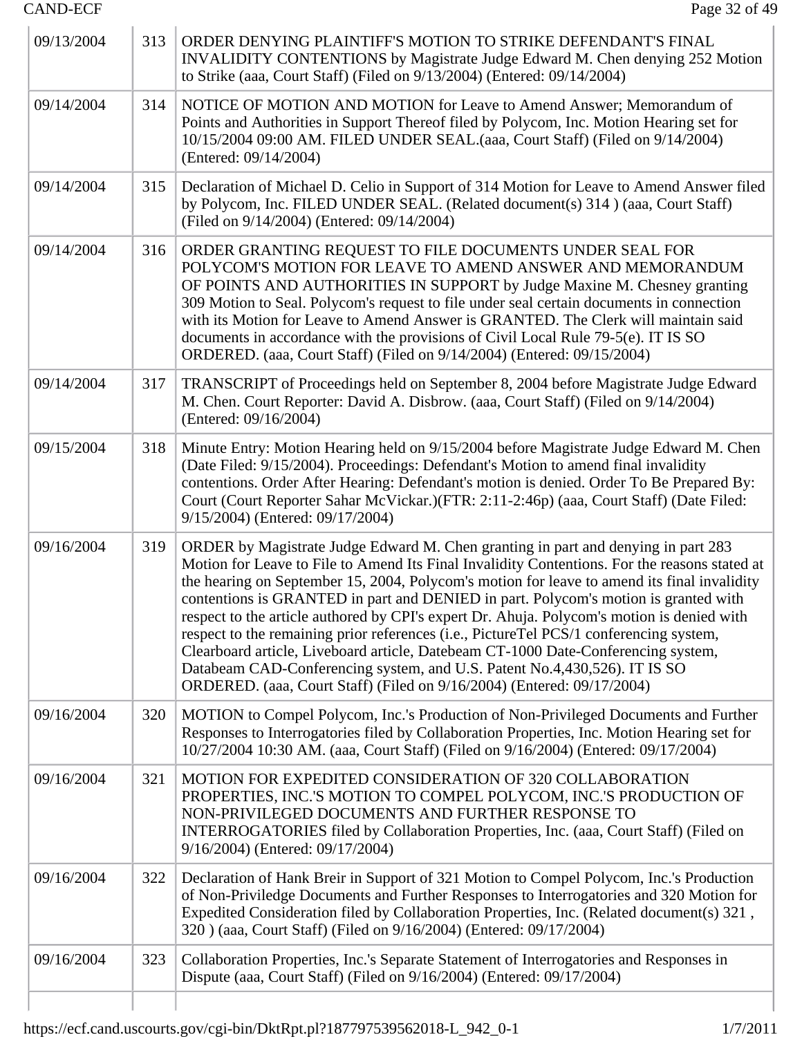| | | |
|---|---|---|
| 09/13/2004 | 313 | ORDER DENYING PLAINTIFF'S MOTION TO STRIKE DEFENDANT'S FINAL INVALIDITY CONTENTIONS by Magistrate Judge Edward M. Chen denying 252 Motion to Strike (aaa, Court Staff) (Filed on 9/13/2004) (Entered: 09/14/2004) |
| 09/14/2004 | 314 | NOTICE OF MOTION AND MOTION for Leave to Amend Answer; Memorandum of Points and Authorities in Support Thereof filed by Polycom, Inc. Motion Hearing set for 10/15/2004 09:00 AM. FILED UNDER SEAL.(aaa, Court Staff) (Filed on 9/14/2004) (Entered: 09/14/2004) |
| 09/14/2004 | 315 | Declaration of Michael D. Celio in Support of 314 Motion for Leave to Amend Answer filed by Polycom, Inc. FILED UNDER SEAL. (Related document(s) 314 ) (aaa, Court Staff) (Filed on 9/14/2004) (Entered: 09/14/2004) |
| 09/14/2004 | 316 | ORDER GRANTING REQUEST TO FILE DOCUMENTS UNDER SEAL FOR POLYCOM'S MOTION FOR LEAVE TO AMEND ANSWER AND MEMORANDUM OF POINTS AND AUTHORITIES IN SUPPORT by Judge Maxine M. Chesney granting 309 Motion to Seal. Polycom's request to file under seal certain documents in connection with its Motion for Leave to Amend Answer is GRANTED. The Clerk will maintain said documents in accordance with the provisions of Civil Local Rule 79-5(e). IT IS SO ORDERED. (aaa, Court Staff) (Filed on 9/14/2004) (Entered: 09/15/2004) |
| 09/14/2004 | 317 | TRANSCRIPT of Proceedings held on September 8, 2004 before Magistrate Judge Edward M. Chen. Court Reporter: David A. Disbrow. (aaa, Court Staff) (Filed on 9/14/2004) (Entered: 09/16/2004) |
| 09/15/2004 | 318 | Minute Entry: Motion Hearing held on 9/15/2004 before Magistrate Judge Edward M. Chen (Date Filed: 9/15/2004). Proceedings: Defendant's Motion to amend final invalidity contentions. Order After Hearing: Defendant's motion is denied. Order To Be Prepared By: Court (Court Reporter Sahar McVickar.)(FTR: 2:11-2:46p) (aaa, Court Staff) (Date Filed: 9/15/2004) (Entered: 09/17/2004) |
| 09/16/2004 | 319 | ORDER by Magistrate Judge Edward M. Chen granting in part and denying in part 283 Motion for Leave to File to Amend Its Final Invalidity Contentions. For the reasons stated at the hearing on September 15, 2004, Polycom's motion for leave to amend its final invalidity contentions is GRANTED in part and DENIED in part. Polycom's motion is granted with respect to the article authored by CPI's expert Dr. Ahuja. Polycom's motion is denied with respect to the remaining prior references (i.e., PictureTel PCS/1 conferencing system, Clearboard article, Liveboard article, Datebeam CT-1000 Date-Conferencing system, Databeam CAD-Conferencing system, and U.S. Patent No.4,430,526). IT IS SO ORDERED. (aaa, Court Staff) (Filed on 9/16/2004) (Entered: 09/17/2004) |
| 09/16/2004 | 320 | MOTION to Compel Polycom, Inc.'s Production of Non-Privileged Documents and Further Responses to Interrogatories filed by Collaboration Properties, Inc. Motion Hearing set for 10/27/2004 10:30 AM. (aaa, Court Staff) (Filed on 9/16/2004) (Entered: 09/17/2004) |
| 09/16/2004 | 321 | MOTION FOR EXPEDITED CONSIDERATION OF 320 COLLABORATION PROPERTIES, INC.'S MOTION TO COMPEL POLYCOM, INC.'S PRODUCTION OF NON-PRIVILEGED DOCUMENTS AND FURTHER RESPONSE TO INTERROGATORIES filed by Collaboration Properties, Inc. (aaa, Court Staff) (Filed on 9/16/2004) (Entered: 09/17/2004) |
| 09/16/2004 | 322 | Declaration of Hank Breir in Support of 321 Motion to Compel Polycom, Inc.'s Production of Non-Priviledge Documents and Further Responses to Interrogatories and 320 Motion for Expedited Consideration filed by Collaboration Properties, Inc. (Related document(s) 321 , 320 ) (aaa, Court Staff) (Filed on 9/16/2004) (Entered: 09/17/2004) |
| 09/16/2004 | 323 | Collaboration Properties, Inc.'s Separate Statement of Interrogatories and Responses in Dispute (aaa, Court Staff) (Filed on 9/16/2004) (Entered: 09/17/2004) |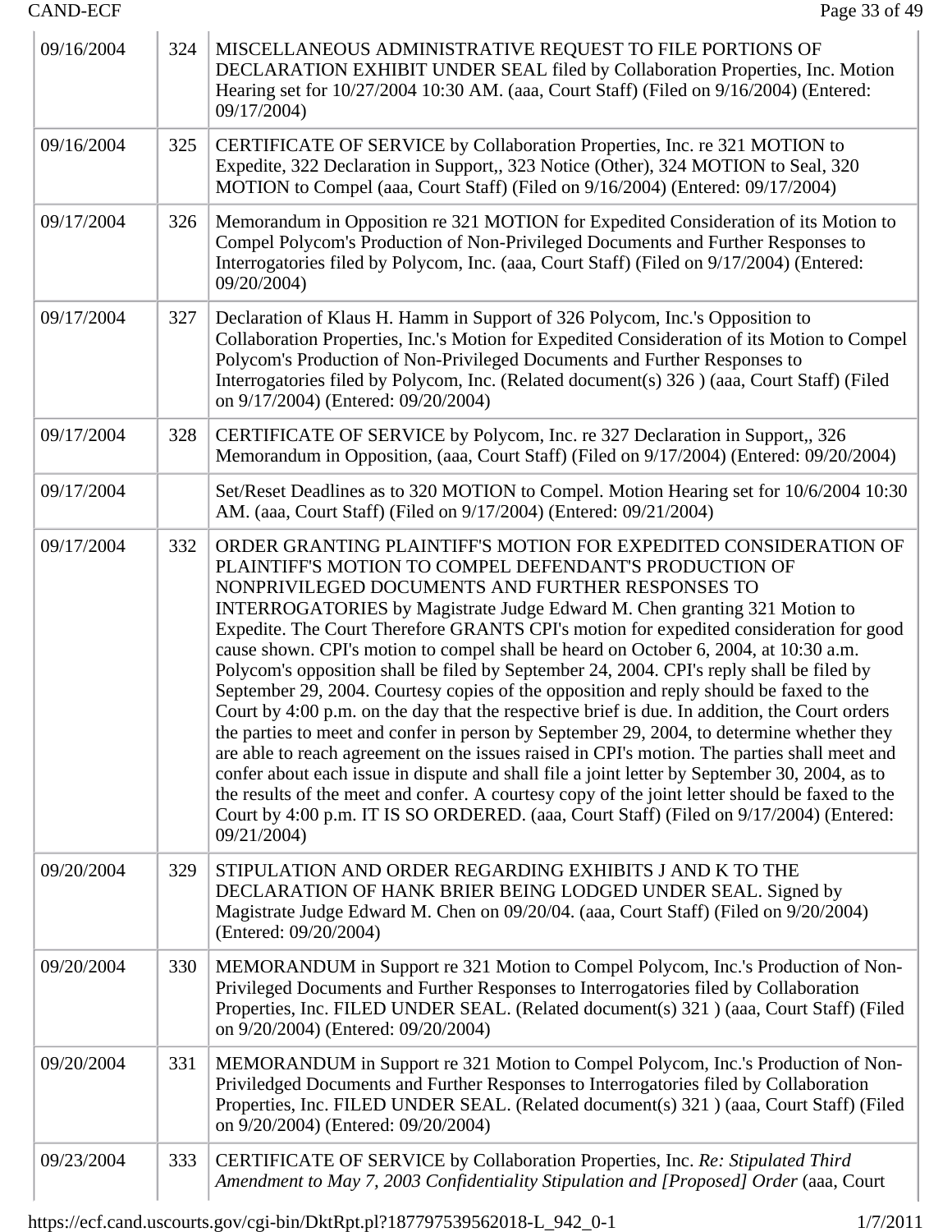| | | |
|---|---|---|
| 09/16/2004 | 324 | MISCELLANEOUS ADMINISTRATIVE REQUEST TO FILE PORTIONS OF DECLARATION EXHIBIT UNDER SEAL filed by Collaboration Properties, Inc. Motion Hearing set for 10/27/2004 10:30 AM. (aaa, Court Staff) (Filed on 9/16/2004) (Entered: 09/17/2004) |
| 09/16/2004 | 325 | CERTIFICATE OF SERVICE by Collaboration Properties, Inc. re 321 MOTION to Expedite, 322 Declaration in Support,, 323 Notice (Other), 324 MOTION to Seal, 320 MOTION to Compel (aaa, Court Staff) (Filed on 9/16/2004) (Entered: 09/17/2004) |
| 09/17/2004 | 326 | Memorandum in Opposition re 321 MOTION for Expedited Consideration of its Motion to Compel Polycom's Production of Non-Privileged Documents and Further Responses to Interrogatories filed by Polycom, Inc. (aaa, Court Staff) (Filed on 9/17/2004) (Entered: 09/20/2004) |
| 09/17/2004 | 327 | Declaration of Klaus H. Hamm in Support of 326 Polycom, Inc.'s Opposition to Collaboration Properties, Inc.'s Motion for Expedited Consideration of its Motion to Compel Polycom's Production of Non-Privileged Documents and Further Responses to Interrogatories filed by Polycom, Inc. (Related document(s) 326 ) (aaa, Court Staff) (Filed on 9/17/2004) (Entered: 09/20/2004) |
| 09/17/2004 | 328 | CERTIFICATE OF SERVICE by Polycom, Inc. re 327 Declaration in Support,, 326 Memorandum in Opposition, (aaa, Court Staff) (Filed on 9/17/2004) (Entered: 09/20/2004) |
| 09/17/2004 | | Set/Reset Deadlines as to 320 MOTION to Compel. Motion Hearing set for 10/6/2004 10:30 AM. (aaa, Court Staff) (Filed on 9/17/2004) (Entered: 09/21/2004) |
| 09/17/2004 | 332 | ORDER GRANTING PLAINTIFF'S MOTION FOR EXPEDITED CONSIDERATION OF PLAINTIFF'S MOTION TO COMPEL DEFENDANT'S PRODUCTION OF NONPRIVILEGED DOCUMENTS AND FURTHER RESPONSES TO INTERROGATORIES by Magistrate Judge Edward M. Chen granting 321 Motion to Expedite. The Court Therefore GRANTS CPI's motion for expedited consideration for good cause shown. CPI's motion to compel shall be heard on October 6, 2004, at 10:30 a.m. Polycom's opposition shall be filed by September 24, 2004. CPI's reply shall be filed by September 29, 2004. Courtesy copies of the opposition and reply should be faxed to the Court by 4:00 p.m. on the day that the respective brief is due. In addition, the Court orders the parties to meet and confer in person by September 29, 2004, to determine whether they are able to reach agreement on the issues raised in CPI's motion. The parties shall meet and confer about each issue in dispute and shall file a joint letter by September 30, 2004, as to the results of the meet and confer. A courtesy copy of the joint letter should be faxed to the Court by 4:00 p.m. IT IS SO ORDERED. (aaa, Court Staff) (Filed on 9/17/2004) (Entered: 09/21/2004) |
| 09/20/2004 | 329 | STIPULATION AND ORDER REGARDING EXHIBITS J AND K TO THE DECLARATION OF HANK BRIER BEING LODGED UNDER SEAL. Signed by Magistrate Judge Edward M. Chen on 09/20/04. (aaa, Court Staff) (Filed on 9/20/2004) (Entered: 09/20/2004) |
| 09/20/2004 | 330 | MEMORANDUM in Support re 321 Motion to Compel Polycom, Inc.'s Production of Non-Privileged Documents and Further Responses to Interrogatories filed by Collaboration Properties, Inc. FILED UNDER SEAL. (Related document(s) 321 ) (aaa, Court Staff) (Filed on 9/20/2004) (Entered: 09/20/2004) |
| 09/20/2004 | 331 | MEMORANDUM in Support re 321 Motion to Compel Polycom, Inc.'s Production of Non-Priviledged Documents and Further Responses to Interrogatories filed by Collaboration Properties, Inc. FILED UNDER SEAL. (Related document(s) 321 ) (aaa, Court Staff) (Filed on 9/20/2004) (Entered: 09/20/2004) |
| 09/23/2004 | 333 | CERTIFICATE OF SERVICE by Collaboration Properties, Inc. *Re: Stipulated Third Amendment to May 7, 2003 Confidentiality Stipulation and [Proposed] Order* (aaa, Court |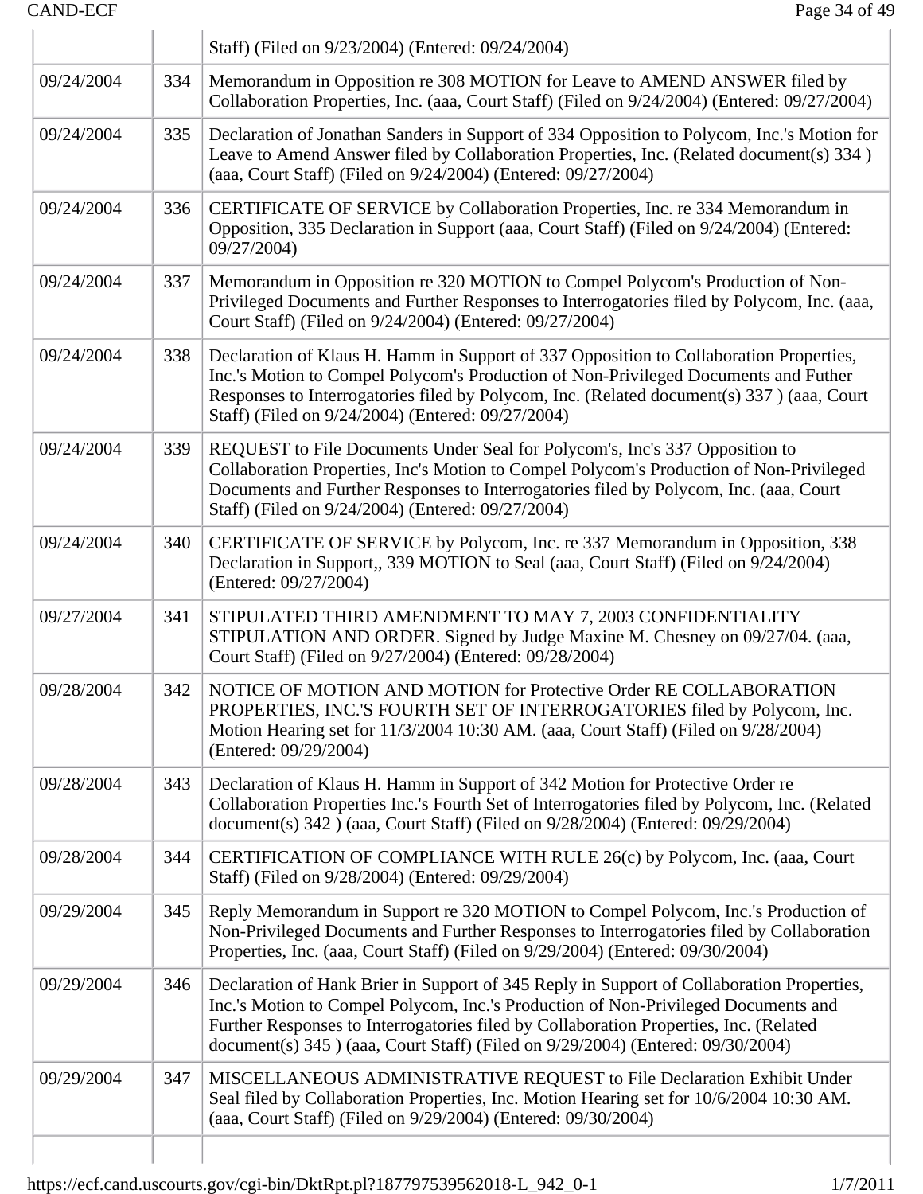| | | Staff) (Filed on 9/23/2004) (Entered: 09/24/2004) |
|---|---|---|
| 09/24/2004 | 334 | Memorandum in Opposition re 308 MOTION for Leave to AMEND ANSWER filed by Collaboration Properties, Inc. (aaa, Court Staff) (Filed on 9/24/2004) (Entered: 09/27/2004) |
| 09/24/2004 | 335 | Declaration of Jonathan Sanders in Support of 334 Opposition to Polycom, Inc.'s Motion for Leave to Amend Answer filed by Collaboration Properties, Inc. (Related document(s) 334 ) (aaa, Court Staff) (Filed on 9/24/2004) (Entered: 09/27/2004) |
| 09/24/2004 | 336 | CERTIFICATE OF SERVICE by Collaboration Properties, Inc. re 334 Memorandum in Opposition, 335 Declaration in Support (aaa, Court Staff) (Filed on 9/24/2004) (Entered: 09/27/2004) |
| 09/24/2004 | 337 | Memorandum in Opposition re 320 MOTION to Compel Polycom's Production of Non-Privileged Documents and Further Responses to Interrogatories filed by Polycom, Inc. (aaa, Court Staff) (Filed on 9/24/2004) (Entered: 09/27/2004) |
| 09/24/2004 | 338 | Declaration of Klaus H. Hamm in Support of 337 Opposition to Collaboration Properties, Inc.'s Motion to Compel Polycom's Production of Non-Privileged Documents and Futher Responses to Interrogatories filed by Polycom, Inc. (Related document(s) 337 ) (aaa, Court Staff) (Filed on 9/24/2004) (Entered: 09/27/2004) |
| 09/24/2004 | 339 | REQUEST to File Documents Under Seal for Polycom's, Inc's 337 Opposition to Collaboration Properties, Inc's Motion to Compel Polycom's Production of Non-Privileged Documents and Further Responses to Interrogatories filed by Polycom, Inc. (aaa, Court Staff) (Filed on 9/24/2004) (Entered: 09/27/2004) |
| 09/24/2004 | 340 | CERTIFICATE OF SERVICE by Polycom, Inc. re 337 Memorandum in Opposition, 338 Declaration in Support,, 339 MOTION to Seal (aaa, Court Staff) (Filed on 9/24/2004) (Entered: 09/27/2004) |
| 09/27/2004 | 341 | STIPULATED THIRD AMENDMENT TO MAY 7, 2003 CONFIDENTIALITY STIPULATION AND ORDER. Signed by Judge Maxine M. Chesney on 09/27/04. (aaa, Court Staff) (Filed on 9/27/2004) (Entered: 09/28/2004) |
| 09/28/2004 | 342 | NOTICE OF MOTION AND MOTION for Protective Order RE COLLABORATION PROPERTIES, INC.'S FOURTH SET OF INTERROGATORIES filed by Polycom, Inc. Motion Hearing set for 11/3/2004 10:30 AM. (aaa, Court Staff) (Filed on 9/28/2004) (Entered: 09/29/2004) |
| 09/28/2004 | 343 | Declaration of Klaus H. Hamm in Support of 342 Motion for Protective Order re Collaboration Properties Inc.'s Fourth Set of Interrogatories filed by Polycom, Inc. (Related document(s) 342 ) (aaa, Court Staff) (Filed on 9/28/2004) (Entered: 09/29/2004) |
| 09/28/2004 | 344 | CERTIFICATION OF COMPLIANCE WITH RULE 26(c) by Polycom, Inc. (aaa, Court Staff) (Filed on 9/28/2004) (Entered: 09/29/2004) |
| 09/29/2004 | 345 | Reply Memorandum in Support re 320 MOTION to Compel Polycom, Inc.'s Production of Non-Privileged Documents and Further Responses to Interrogatories filed by Collaboration Properties, Inc. (aaa, Court Staff) (Filed on 9/29/2004) (Entered: 09/30/2004) |
| 09/29/2004 | 346 | Declaration of Hank Brier in Support of 345 Reply in Support of Collaboration Properties, Inc.'s Motion to Compel Polycom, Inc.'s Production of Non-Privileged Documents and Further Responses to Interrogatories filed by Collaboration Properties, Inc. (Related document(s) 345 ) (aaa, Court Staff) (Filed on 9/29/2004) (Entered: 09/30/2004) |
| 09/29/2004 | 347 | MISCELLANEOUS ADMINISTRATIVE REQUEST to File Declaration Exhibit Under Seal filed by Collaboration Properties, Inc. Motion Hearing set for 10/6/2004 10:30 AM. (aaa, Court Staff) (Filed on 9/29/2004) (Entered: 09/30/2004) |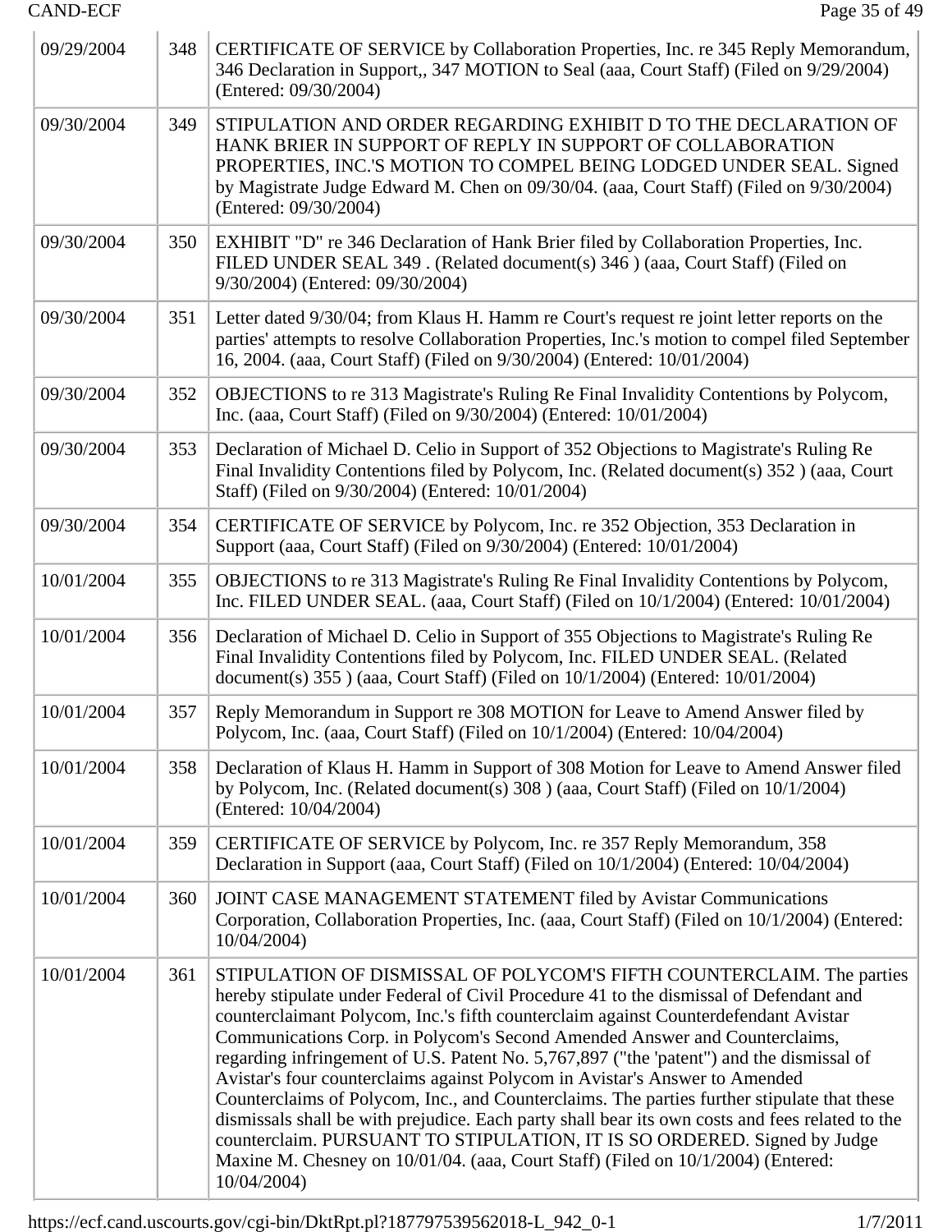| | | |
|---|---|---|
| 09/29/2004 | 348 | CERTIFICATE OF SERVICE by Collaboration Properties, Inc. re 345 Reply Memorandum, 346 Declaration in Support,, 347 MOTION to Seal (aaa, Court Staff) (Filed on 9/29/2004) (Entered: 09/30/2004) |
| 09/30/2004 | 349 | STIPULATION AND ORDER REGARDING EXHIBIT D TO THE DECLARATION OF HANK BRIER IN SUPPORT OF REPLY IN SUPPORT OF COLLABORATION PROPERTIES, INC.'S MOTION TO COMPEL BEING LODGED UNDER SEAL. Signed by Magistrate Judge Edward M. Chen on 09/30/04. (aaa, Court Staff) (Filed on 9/30/2004) (Entered: 09/30/2004) |
| 09/30/2004 | 350 | EXHIBIT "D" re 346 Declaration of Hank Brier filed by Collaboration Properties, Inc. FILED UNDER SEAL 349 . (Related document(s) 346 ) (aaa, Court Staff) (Filed on 9/30/2004) (Entered: 09/30/2004) |
| 09/30/2004 | 351 | Letter dated 9/30/04; from Klaus H. Hamm re Court's request re joint letter reports on the parties' attempts to resolve Collaboration Properties, Inc.'s motion to compel filed September 16, 2004. (aaa, Court Staff) (Filed on 9/30/2004) (Entered: 10/01/2004) |
| 09/30/2004 | 352 | OBJECTIONS to re 313 Magistrate's Ruling Re Final Invalidity Contentions by Polycom, Inc. (aaa, Court Staff) (Filed on 9/30/2004) (Entered: 10/01/2004) |
| 09/30/2004 | 353 | Declaration of Michael D. Celio in Support of 352 Objections to Magistrate's Ruling Re Final Invalidity Contentions filed by Polycom, Inc. (Related document(s) 352 ) (aaa, Court Staff) (Filed on 9/30/2004) (Entered: 10/01/2004) |
| 09/30/2004 | 354 | CERTIFICATE OF SERVICE by Polycom, Inc. re 352 Objection, 353 Declaration in Support (aaa, Court Staff) (Filed on 9/30/2004) (Entered: 10/01/2004) |
| 10/01/2004 | 355 | OBJECTIONS to re 313 Magistrate's Ruling Re Final Invalidity Contentions by Polycom, Inc. FILED UNDER SEAL. (aaa, Court Staff) (Filed on 10/1/2004) (Entered: 10/01/2004) |
| 10/01/2004 | 356 | Declaration of Michael D. Celio in Support of 355 Objections to Magistrate's Ruling Re Final Invalidity Contentions filed by Polycom, Inc. FILED UNDER SEAL. (Related document(s) 355 ) (aaa, Court Staff) (Filed on 10/1/2004) (Entered: 10/01/2004) |
| 10/01/2004 | 357 | Reply Memorandum in Support re 308 MOTION for Leave to Amend Answer filed by Polycom, Inc. (aaa, Court Staff) (Filed on 10/1/2004) (Entered: 10/04/2004) |
| 10/01/2004 | 358 | Declaration of Klaus H. Hamm in Support of 308 Motion for Leave to Amend Answer filed by Polycom, Inc. (Related document(s) 308 ) (aaa, Court Staff) (Filed on 10/1/2004) (Entered: 10/04/2004) |
| 10/01/2004 | 359 | CERTIFICATE OF SERVICE by Polycom, Inc. re 357 Reply Memorandum, 358 Declaration in Support (aaa, Court Staff) (Filed on 10/1/2004) (Entered: 10/04/2004) |
| 10/01/2004 | 360 | JOINT CASE MANAGEMENT STATEMENT filed by Avistar Communications Corporation, Collaboration Properties, Inc. (aaa, Court Staff) (Filed on 10/1/2004) (Entered: 10/04/2004) |
| 10/01/2004 | 361 | STIPULATION OF DISMISSAL OF POLYCOM'S FIFTH COUNTERCLAIM. The parties hereby stipulate under Federal of Civil Procedure 41 to the dismissal of Defendant and counterclaimant Polycom, Inc.'s fifth counterclaim against Counterdefendant Avistar Communications Corp. in Polycom's Second Amended Answer and Counterclaims, regarding infringement of U.S. Patent No. 5,767,897 ("the 'patent") and the dismissal of Avistar's four counterclaims against Polycom in Avistar's Answer to Amended Counterclaims of Polycom, Inc., and Counterclaims. The parties further stipulate that these dismissals shall be with prejudice. Each party shall bear its own costs and fees related to the counterclaim. PURSUANT TO STIPULATION, IT IS SO ORDERED. Signed by Judge Maxine M. Chesney on 10/01/04. (aaa, Court Staff) (Filed on 10/1/2004) (Entered: 10/04/2004) |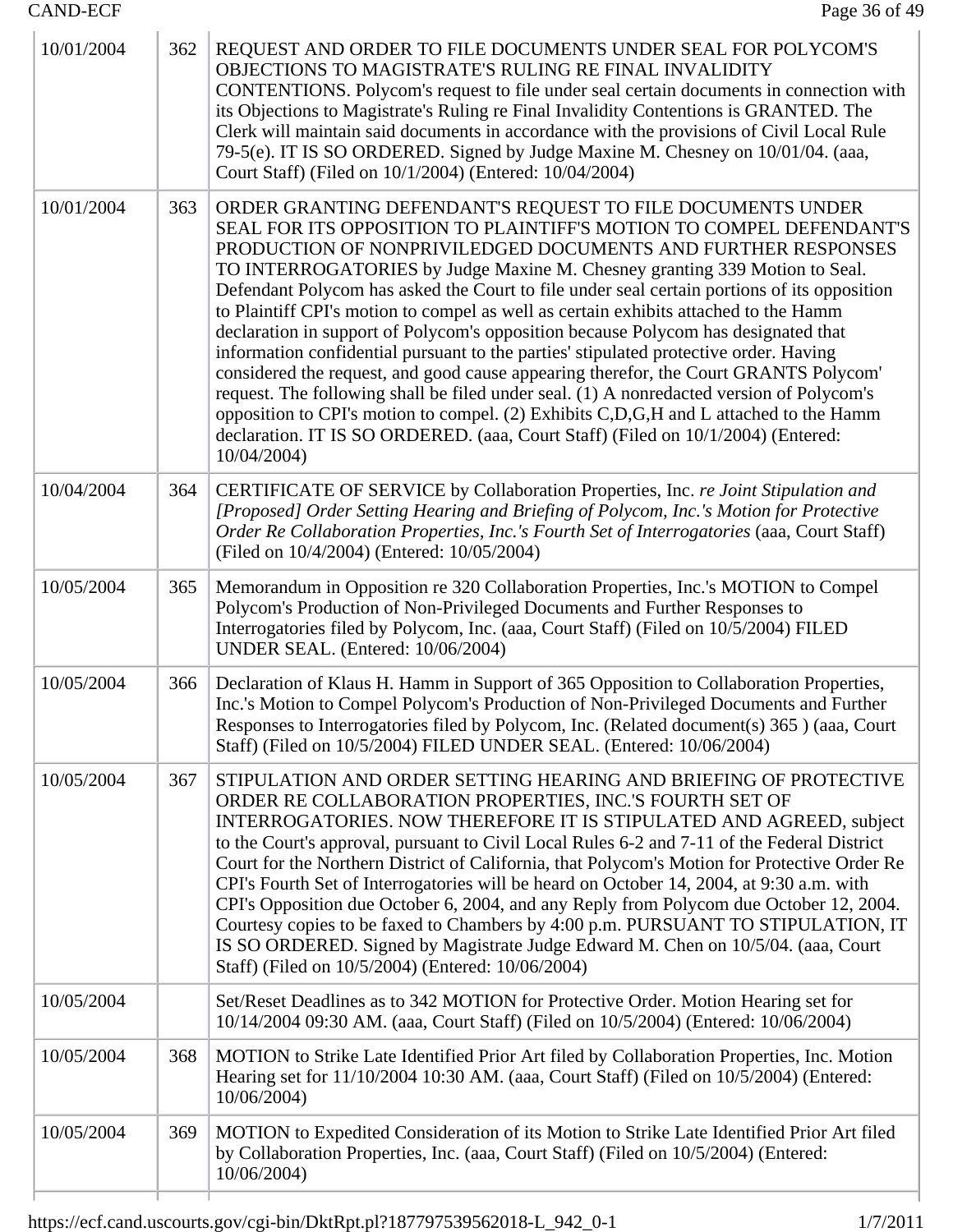| | | |
|---|---|---|
| 10/01/2004 | 362 | REQUEST AND ORDER TO FILE DOCUMENTS UNDER SEAL FOR POLYCOM'S OBJECTIONS TO MAGISTRATE'S RULING RE FINAL INVALIDITY CONTENTIONS. Polycom's request to file under seal certain documents in connection with its Objections to Magistrate's Ruling re Final Invalidity Contentions is GRANTED. The Clerk will maintain said documents in accordance with the provisions of Civil Local Rule 79-5(e). IT IS SO ORDERED. Signed by Judge Maxine M. Chesney on 10/01/04. (aaa, Court Staff) (Filed on 10/1/2004) (Entered: 10/04/2004) |
| 10/01/2004 | 363 | ORDER GRANTING DEFENDANT'S REQUEST TO FILE DOCUMENTS UNDER SEAL FOR ITS OPPOSITION TO PLAINTIFF'S MOTION TO COMPEL DEFENDANT'S PRODUCTION OF NONPRIVILEDGED DOCUMENTS AND FURTHER RESPONSES TO INTERROGATORIES by Judge Maxine M. Chesney granting 339 Motion to Seal. Defendant Polycom has asked the Court to file under seal certain portions of its opposition to Plaintiff CPI's motion to compel as well as certain exhibits attached to the Hamm declaration in support of Polycom's opposition because Polycom has designated that information confidential pursuant to the parties' stipulated protective order. Having considered the request, and good cause appearing therefor, the Court GRANTS Polycom' request. The following shall be filed under seal. (1) A nonredacted version of Polycom's opposition to CPI's motion to compel. (2) Exhibits C,D,G,H and L attached to the Hamm declaration. IT IS SO ORDERED. (aaa, Court Staff) (Filed on 10/1/2004) (Entered: 10/04/2004) |
| 10/04/2004 | 364 | CERTIFICATE OF SERVICE by Collaboration Properties, Inc. *re Joint Stipulation and [Proposed] Order Setting Hearing and Briefing of Polycom, Inc.'s Motion for Protective Order Re Collaboration Properties, Inc.'s Fourth Set of Interrogatories* (aaa, Court Staff) (Filed on 10/4/2004) (Entered: 10/05/2004) |
| 10/05/2004 | 365 | Memorandum in Opposition re 320 Collaboration Properties, Inc.'s MOTION to Compel Polycom's Production of Non-Privileged Documents and Further Responses to Interrogatories filed by Polycom, Inc. (aaa, Court Staff) (Filed on 10/5/2004) FILED UNDER SEAL. (Entered: 10/06/2004) |
| 10/05/2004 | 366 | Declaration of Klaus H. Hamm in Support of 365 Opposition to Collaboration Properties, Inc.'s Motion to Compel Polycom's Production of Non-Privileged Documents and Further Responses to Interrogatories filed by Polycom, Inc. (Related document(s) 365 ) (aaa, Court Staff) (Filed on 10/5/2004) FILED UNDER SEAL. (Entered: 10/06/2004) |
| 10/05/2004 | 367 | STIPULATION AND ORDER SETTING HEARING AND BRIEFING OF PROTECTIVE ORDER RE COLLABORATION PROPERTIES, INC.'S FOURTH SET OF INTERROGATORIES. NOW THEREFORE IT IS STIPULATED AND AGREED, subject to the Court's approval, pursuant to Civil Local Rules 6-2 and 7-11 of the Federal District Court for the Northern District of California, that Polycom's Motion for Protective Order Re CPI's Fourth Set of Interrogatories will be heard on October 14, 2004, at 9:30 a.m. with CPI's Opposition due October 6, 2004, and any Reply from Polycom due October 12, 2004. Courtesy copies to be faxed to Chambers by 4:00 p.m. PURSUANT TO STIPULATION, IT IS SO ORDERED. Signed by Magistrate Judge Edward M. Chen on 10/5/04. (aaa, Court Staff) (Filed on 10/5/2004) (Entered: 10/06/2004) |
| 10/05/2004 | | Set/Reset Deadlines as to 342 MOTION for Protective Order. Motion Hearing set for 10/14/2004 09:30 AM. (aaa, Court Staff) (Filed on 10/5/2004) (Entered: 10/06/2004) |
| 10/05/2004 | 368 | MOTION to Strike Late Identified Prior Art filed by Collaboration Properties, Inc. Motion Hearing set for 11/10/2004 10:30 AM. (aaa, Court Staff) (Filed on 10/5/2004) (Entered: 10/06/2004) |
| 10/05/2004 | 369 | MOTION to Expedited Consideration of its Motion to Strike Late Identified Prior Art filed by Collaboration Properties, Inc. (aaa, Court Staff) (Filed on 10/5/2004) (Entered: 10/06/2004) |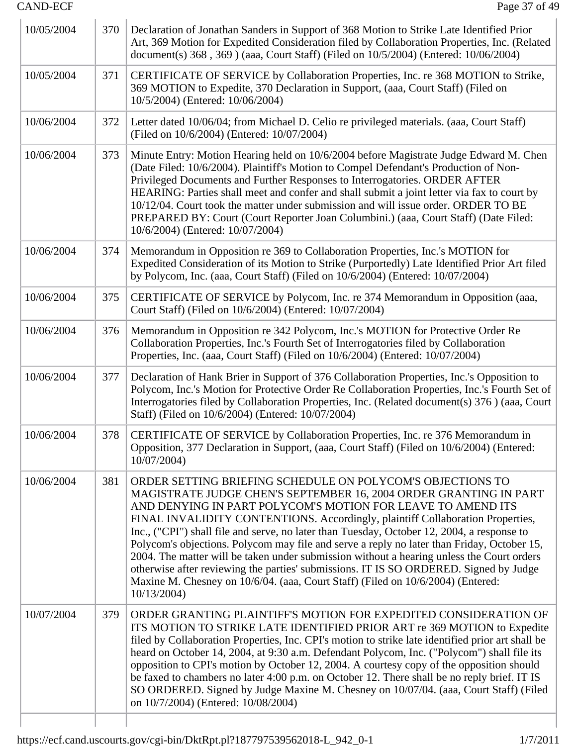| | | |
|---|---|---|
| 10/05/2004 | 370 | Declaration of Jonathan Sanders in Support of 368 Motion to Strike Late Identified Prior Art, 369 Motion for Expedited Consideration filed by Collaboration Properties, Inc. (Related document(s) 368 , 369 ) (aaa, Court Staff) (Filed on 10/5/2004) (Entered: 10/06/2004) |
| 10/05/2004 | 371 | CERTIFICATE OF SERVICE by Collaboration Properties, Inc. re 368 MOTION to Strike, 369 MOTION to Expedite, 370 Declaration in Support, (aaa, Court Staff) (Filed on 10/5/2004) (Entered: 10/06/2004) |
| 10/06/2004 | 372 | Letter dated 10/06/04; from Michael D. Celio re privileged materials. (aaa, Court Staff) (Filed on 10/6/2004) (Entered: 10/07/2004) |
| 10/06/2004 | 373 | Minute Entry: Motion Hearing held on 10/6/2004 before Magistrate Judge Edward M. Chen (Date Filed: 10/6/2004). Plaintiff's Motion to Compel Defendant's Production of Non-Privileged Documents and Further Responses to Interrogatories. ORDER AFTER HEARING: Parties shall meet and confer and shall submit a joint letter via fax to court by 10/12/04. Court took the matter under submission and will issue order. ORDER TO BE PREPARED BY: Court (Court Reporter Joan Columbini.) (aaa, Court Staff) (Date Filed: 10/6/2004) (Entered: 10/07/2004) |
| 10/06/2004 | 374 | Memorandum in Opposition re 369 to Collaboration Properties, Inc.'s MOTION for Expedited Consideration of its Motion to Strike (Purportedly) Late Identified Prior Art filed by Polycom, Inc. (aaa, Court Staff) (Filed on 10/6/2004) (Entered: 10/07/2004) |
| 10/06/2004 | 375 | CERTIFICATE OF SERVICE by Polycom, Inc. re 374 Memorandum in Opposition (aaa, Court Staff) (Filed on 10/6/2004) (Entered: 10/07/2004) |
| 10/06/2004 | 376 | Memorandum in Opposition re 342 Polycom, Inc.'s MOTION for Protective Order Re Collaboration Properties, Inc.'s Fourth Set of Interrogatories filed by Collaboration Properties, Inc. (aaa, Court Staff) (Filed on 10/6/2004) (Entered: 10/07/2004) |
| 10/06/2004 | 377 | Declaration of Hank Brier in Support of 376 Collaboration Properties, Inc.'s Opposition to Polycom, Inc.'s Motion for Protective Order Re Collaboration Properties, Inc.'s Fourth Set of Interrogatories filed by Collaboration Properties, Inc. (Related document(s) 376 ) (aaa, Court Staff) (Filed on 10/6/2004) (Entered: 10/07/2004) |
| 10/06/2004 | 378 | CERTIFICATE OF SERVICE by Collaboration Properties, Inc. re 376 Memorandum in Opposition, 377 Declaration in Support, (aaa, Court Staff) (Filed on 10/6/2004) (Entered: 10/07/2004) |
| 10/06/2004 | 381 | ORDER SETTING BRIEFING SCHEDULE ON POLYCOM'S OBJECTIONS TO MAGISTRATE JUDGE CHEN'S SEPTEMBER 16, 2004 ORDER GRANTING IN PART AND DENYING IN PART POLYCOM'S MOTION FOR LEAVE TO AMEND ITS FINAL INVALIDITY CONTENTIONS. Accordingly, plaintiff Collaboration Properties, Inc., ("CPI") shall file and serve, no later than Tuesday, October 12, 2004, a response to Polycom's objections. Polycom may file and serve a reply no later than Friday, October 15, 2004. The matter will be taken under submission without a hearing unless the Court orders otherwise after reviewing the parties' submissions. IT IS SO ORDERED. Signed by Judge Maxine M. Chesney on 10/6/04. (aaa, Court Staff) (Filed on 10/6/2004) (Entered: 10/13/2004) |
| 10/07/2004 | 379 | ORDER GRANTING PLAINTIFF'S MOTION FOR EXPEDITED CONSIDERATION OF ITS MOTION TO STRIKE LATE IDENTIFIED PRIOR ART re 369 MOTION to Expedite filed by Collaboration Properties, Inc. CPI's motion to strike late identified prior art shall be heard on October 14, 2004, at 9:30 a.m. Defendant Polycom, Inc. ("Polycom") shall file its opposition to CPI's motion by October 12, 2004. A courtesy copy of the opposition should be faxed to chambers no later 4:00 p.m. on October 12. There shall be no reply brief. IT IS SO ORDERED. Signed by Judge Maxine M. Chesney on 10/07/04. (aaa, Court Staff) (Filed on 10/7/2004) (Entered: 10/08/2004) |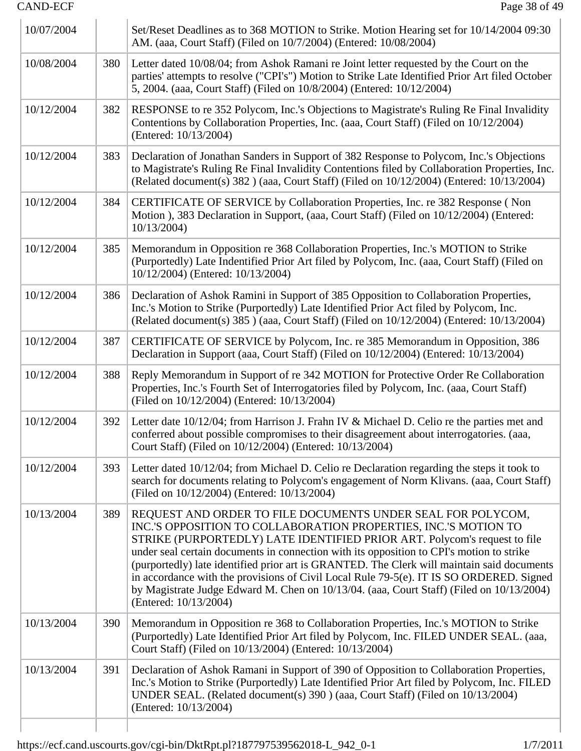| | | |
|---|---|---|
| 10/07/2004 | | Set/Reset Deadlines as to 368 MOTION to Strike. Motion Hearing set for 10/14/2004 09:30 AM. (aaa, Court Staff) (Filed on 10/7/2004) (Entered: 10/08/2004) |
| 10/08/2004 | 380 | Letter dated 10/08/04; from Ashok Ramani re Joint letter requested by the Court on the parties' attempts to resolve ("CPI's") Motion to Strike Late Identified Prior Art filed October 5, 2004. (aaa, Court Staff) (Filed on 10/8/2004) (Entered: 10/12/2004) |
| 10/12/2004 | 382 | RESPONSE to re 352 Polycom, Inc.'s Objections to Magistrate's Ruling Re Final Invalidity Contentions by Collaboration Properties, Inc. (aaa, Court Staff) (Filed on 10/12/2004) (Entered: 10/13/2004) |
| 10/12/2004 | 383 | Declaration of Jonathan Sanders in Support of 382 Response to Polycom, Inc.'s Objections to Magistrate's Ruling Re Final Invalidity Contentions filed by Collaboration Properties, Inc. (Related document(s) 382 ) (aaa, Court Staff) (Filed on 10/12/2004) (Entered: 10/13/2004) |
| 10/12/2004 | 384 | CERTIFICATE OF SERVICE by Collaboration Properties, Inc. re 382 Response ( Non Motion ), 383 Declaration in Support, (aaa, Court Staff) (Filed on 10/12/2004) (Entered: 10/13/2004) |
| 10/12/2004 | 385 | Memorandum in Opposition re 368 Collaboration Properties, Inc.'s MOTION to Strike (Purportedly) Late Indentified Prior Art filed by Polycom, Inc. (aaa, Court Staff) (Filed on 10/12/2004) (Entered: 10/13/2004) |
| 10/12/2004 | 386 | Declaration of Ashok Ramini in Support of 385 Opposition to Collaboration Properties, Inc.'s Motion to Strike (Purportedly) Late Identified Prior Act filed by Polycom, Inc. (Related document(s) 385 ) (aaa, Court Staff) (Filed on 10/12/2004) (Entered: 10/13/2004) |
| 10/12/2004 | 387 | CERTIFICATE OF SERVICE by Polycom, Inc. re 385 Memorandum in Opposition, 386 Declaration in Support (aaa, Court Staff) (Filed on 10/12/2004) (Entered: 10/13/2004) |
| 10/12/2004 | 388 | Reply Memorandum in Support of re 342 MOTION for Protective Order Re Collaboration Properties, Inc.'s Fourth Set of Interrogatories filed by Polycom, Inc. (aaa, Court Staff) (Filed on 10/12/2004) (Entered: 10/13/2004) |
| 10/12/2004 | 392 | Letter date 10/12/04; from Harrison J. Frahn IV & Michael D. Celio re the parties met and conferred about possible compromises to their disagreement about interrogatories. (aaa, Court Staff) (Filed on 10/12/2004) (Entered: 10/13/2004) |
| 10/12/2004 | 393 | Letter dated 10/12/04; from Michael D. Celio re Declaration regarding the steps it took to search for documents relating to Polycom's engagement of Norm Klivans. (aaa, Court Staff) (Filed on 10/12/2004) (Entered: 10/13/2004) |
| 10/13/2004 | 389 | REQUEST AND ORDER TO FILE DOCUMENTS UNDER SEAL FOR POLYCOM, INC.'S OPPOSITION TO COLLABORATION PROPERTIES, INC.'S MOTION TO STRIKE (PURPORTEDLY) LATE IDENTIFIED PRIOR ART. Polycom's request to file under seal certain documents in connection with its opposition to CPI's motion to strike (purportedly) late identified prior art is GRANTED. The Clerk will maintain said documents in accordance with the provisions of Civil Local Rule 79-5(e). IT IS SO ORDERED. Signed by Magistrate Judge Edward M. Chen on 10/13/04. (aaa, Court Staff) (Filed on 10/13/2004) (Entered: 10/13/2004) |
| 10/13/2004 | 390 | Memorandum in Opposition re 368 to Collaboration Properties, Inc.'s MOTION to Strike (Purportedly) Late Identified Prior Art filed by Polycom, Inc. FILED UNDER SEAL. (aaa, Court Staff) (Filed on 10/13/2004) (Entered: 10/13/2004) |
| 10/13/2004 | 391 | Declaration of Ashok Ramani in Support of 390 of Opposition to Collaboration Properties, Inc.'s Motion to Strike (Purportedly) Late Identified Prior Art filed by Polycom, Inc. FILED UNDER SEAL. (Related document(s) 390 ) (aaa, Court Staff) (Filed on 10/13/2004) (Entered: 10/13/2004) |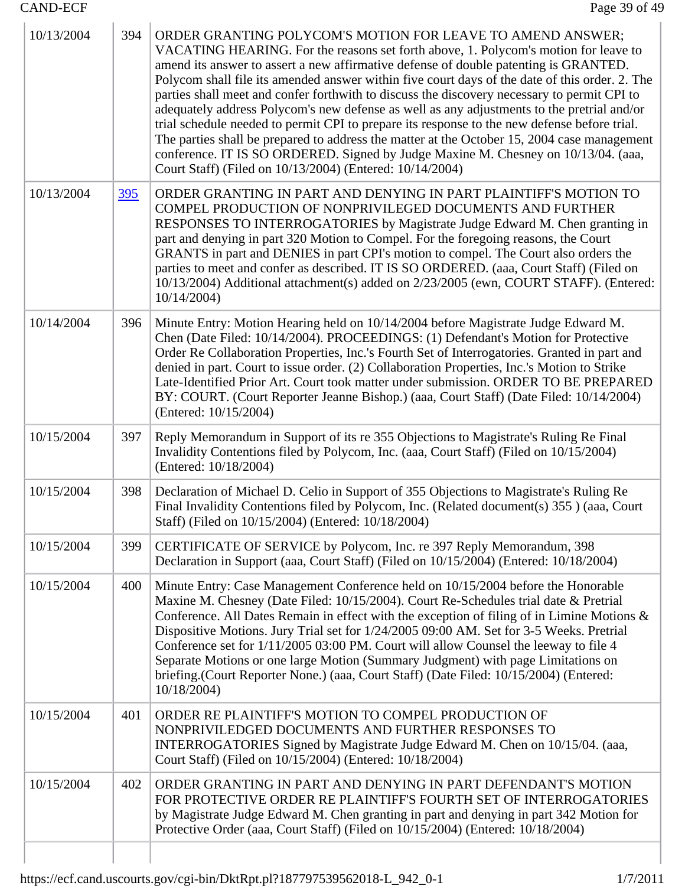| | | |
|---|---|---|
| 10/13/2004 | 394 | ORDER GRANTING POLYCOM'S MOTION FOR LEAVE TO AMEND ANSWER; VACATING HEARING. For the reasons set forth above, 1. Polycom's motion for leave to amend its answer to assert a new affirmative defense of double patenting is GRANTED. Polycom shall file its amended answer within five court days of the date of this order. 2. The parties shall meet and confer forthwith to discuss the discovery necessary to permit CPI to adequately address Polycom's new defense as well as any adjustments to the pretrial and/or trial schedule needed to permit CPI to prepare its response to the new defense before trial. The parties shall be prepared to address the matter at the October 15, 2004 case management conference. IT IS SO ORDERED. Signed by Judge Maxine M. Chesney on 10/13/04. (aaa, Court Staff) (Filed on 10/13/2004) (Entered: 10/14/2004) |
| 10/13/2004 | 395 | ORDER GRANTING IN PART AND DENYING IN PART PLAINTIFF'S MOTION TO COMPEL PRODUCTION OF NONPRIVILEGED DOCUMENTS AND FURTHER RESPONSES TO INTERROGATORIES by Magistrate Judge Edward M. Chen granting in part and denying in part 320 Motion to Compel. For the foregoing reasons, the Court GRANTS in part and DENIES in part CPI's motion to compel. The Court also orders the parties to meet and confer as described. IT IS SO ORDERED. (aaa, Court Staff) (Filed on 10/13/2004) Additional attachment(s) added on 2/23/2005 (ewn, COURT STAFF). (Entered: 10/14/2004) |
| 10/14/2004 | 396 | Minute Entry: Motion Hearing held on 10/14/2004 before Magistrate Judge Edward M. Chen (Date Filed: 10/14/2004). PROCEEDINGS: (1) Defendant's Motion for Protective Order Re Collaboration Properties, Inc.'s Fourth Set of Interrogatories. Granted in part and denied in part. Court to issue order. (2) Collaboration Properties, Inc.'s Motion to Strike Late-Identified Prior Art. Court took matter under submission. ORDER TO BE PREPARED BY: COURT. (Court Reporter Jeanne Bishop.) (aaa, Court Staff) (Date Filed: 10/14/2004) (Entered: 10/15/2004) |
| 10/15/2004 | 397 | Reply Memorandum in Support of its re 355 Objections to Magistrate's Ruling Re Final Invalidity Contentions filed by Polycom, Inc. (aaa, Court Staff) (Filed on 10/15/2004) (Entered: 10/18/2004) |
| 10/15/2004 | 398 | Declaration of Michael D. Celio in Support of 355 Objections to Magistrate's Ruling Re Final Invalidity Contentions filed by Polycom, Inc. (Related document(s) 355 ) (aaa, Court Staff) (Filed on 10/15/2004) (Entered: 10/18/2004) |
| 10/15/2004 | 399 | CERTIFICATE OF SERVICE by Polycom, Inc. re 397 Reply Memorandum, 398 Declaration in Support (aaa, Court Staff) (Filed on 10/15/2004) (Entered: 10/18/2004) |
| 10/15/2004 | 400 | Minute Entry: Case Management Conference held on 10/15/2004 before the Honorable Maxine M. Chesney (Date Filed: 10/15/2004). Court Re-Schedules trial date & Pretrial Conference. All Dates Remain in effect with the exception of filing of in Limine Motions & Dispositive Motions. Jury Trial set for 1/24/2005 09:00 AM. Set for 3-5 Weeks. Pretrial Conference set for 1/11/2005 03:00 PM. Court will allow Counsel the leeway to file 4 Separate Motions or one large Motion (Summary Judgment) with page Limitations on briefing.(Court Reporter None.) (aaa, Court Staff) (Date Filed: 10/15/2004) (Entered: 10/18/2004) |
| 10/15/2004 | 401 | ORDER RE PLAINTIFF'S MOTION TO COMPEL PRODUCTION OF NONPRIVILEDGED DOCUMENTS AND FURTHER RESPONSES TO INTERROGATORIES Signed by Magistrate Judge Edward M. Chen on 10/15/04. (aaa, Court Staff) (Filed on 10/15/2004) (Entered: 10/18/2004) |
| 10/15/2004 | 402 | ORDER GRANTING IN PART AND DENYING IN PART DEFENDANT'S MOTION FOR PROTECTIVE ORDER RE PLAINTIFF'S FOURTH SET OF INTERROGATORIES by Magistrate Judge Edward M. Chen granting in part and denying in part 342 Motion for Protective Order (aaa, Court Staff) (Filed on 10/15/2004) (Entered: 10/18/2004) |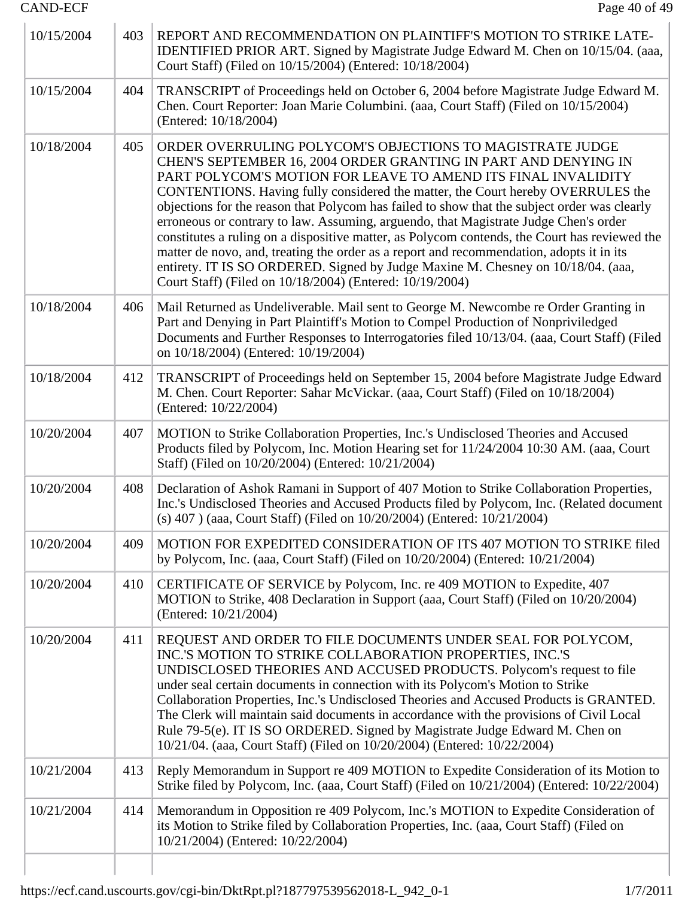| 10/15/2004 | 403 | REPORT AND RECOMMENDATION ON PLAINTIFF'S MOTION TO STRIKE LATE-IDENTIFIED PRIOR ART. Signed by Magistrate Judge Edward M. Chen on 10/15/04. (aaa, Court Staff) (Filed on 10/15/2004) (Entered: 10/18/2004) |
|---|---|---|
| 10/15/2004 | 404 | TRANSCRIPT of Proceedings held on October 6, 2004 before Magistrate Judge Edward M. Chen. Court Reporter: Joan Marie Columbini. (aaa, Court Staff) (Filed on 10/15/2004) (Entered: 10/18/2004) |
| 10/18/2004 | 405 | ORDER OVERRULING POLYCOM'S OBJECTIONS TO MAGISTRATE JUDGE CHEN'S SEPTEMBER 16, 2004 ORDER GRANTING IN PART AND DENYING IN PART POLYCOM'S MOTION FOR LEAVE TO AMEND ITS FINAL INVALIDITY CONTENTIONS. Having fully considered the matter, the Court hereby OVERRULES the objections for the reason that Polycom has failed to show that the subject order was clearly erroneous or contrary to law. Assuming, arguendo, that Magistrate Judge Chen's order constitutes a ruling on a dispositive matter, as Polycom contends, the Court has reviewed the matter de novo, and, treating the order as a report and recommendation, adopts it in its entirety. IT IS SO ORDERED. Signed by Judge Maxine M. Chesney on 10/18/04. (aaa, Court Staff) (Filed on 10/18/2004) (Entered: 10/19/2004) |
| 10/18/2004 | 406 | Mail Returned as Undeliverable. Mail sent to George M. Newcombe re Order Granting in Part and Denying in Part Plaintiff's Motion to Compel Production of Nonpriviledged Documents and Further Responses to Interrogatories filed 10/13/04. (aaa, Court Staff) (Filed on 10/18/2004) (Entered: 10/19/2004) |
| 10/18/2004 | 412 | TRANSCRIPT of Proceedings held on September 15, 2004 before Magistrate Judge Edward M. Chen. Court Reporter: Sahar McVickar. (aaa, Court Staff) (Filed on 10/18/2004) (Entered: 10/22/2004) |
| 10/20/2004 | 407 | MOTION to Strike Collaboration Properties, Inc.'s Undisclosed Theories and Accused Products filed by Polycom, Inc. Motion Hearing set for 11/24/2004 10:30 AM. (aaa, Court Staff) (Filed on 10/20/2004) (Entered: 10/21/2004) |
| 10/20/2004 | 408 | Declaration of Ashok Ramani in Support of 407 Motion to Strike Collaboration Properties, Inc.'s Undisclosed Theories and Accused Products filed by Polycom, Inc. (Related document (s) 407 ) (aaa, Court Staff) (Filed on 10/20/2004) (Entered: 10/21/2004) |
| 10/20/2004 | 409 | MOTION FOR EXPEDITED CONSIDERATION OF ITS 407 MOTION TO STRIKE filed by Polycom, Inc. (aaa, Court Staff) (Filed on 10/20/2004) (Entered: 10/21/2004) |
| 10/20/2004 | 410 | CERTIFICATE OF SERVICE by Polycom, Inc. re 409 MOTION to Expedite, 407 MOTION to Strike, 408 Declaration in Support (aaa, Court Staff) (Filed on 10/20/2004) (Entered: 10/21/2004) |
| 10/20/2004 | 411 | REQUEST AND ORDER TO FILE DOCUMENTS UNDER SEAL FOR POLYCOM, INC.'S MOTION TO STRIKE COLLABORATION PROPERTIES, INC.'S UNDISCLOSED THEORIES AND ACCUSED PRODUCTS. Polycom's request to file under seal certain documents in connection with its Polycom's Motion to Strike Collaboration Properties, Inc.'s Undisclosed Theories and Accused Products is GRANTED. The Clerk will maintain said documents in accordance with the provisions of Civil Local Rule 79-5(e). IT IS SO ORDERED. Signed by Magistrate Judge Edward M. Chen on 10/21/04. (aaa, Court Staff) (Filed on 10/20/2004) (Entered: 10/22/2004) |
| 10/21/2004 | 413 | Reply Memorandum in Support re 409 MOTION to Expedite Consideration of its Motion to Strike filed by Polycom, Inc. (aaa, Court Staff) (Filed on 10/21/2004) (Entered: 10/22/2004) |
| 10/21/2004 | 414 | Memorandum in Opposition re 409 Polycom, Inc.'s MOTION to Expedite Consideration of its Motion to Strike filed by Collaboration Properties, Inc. (aaa, Court Staff) (Filed on 10/21/2004) (Entered: 10/22/2004) |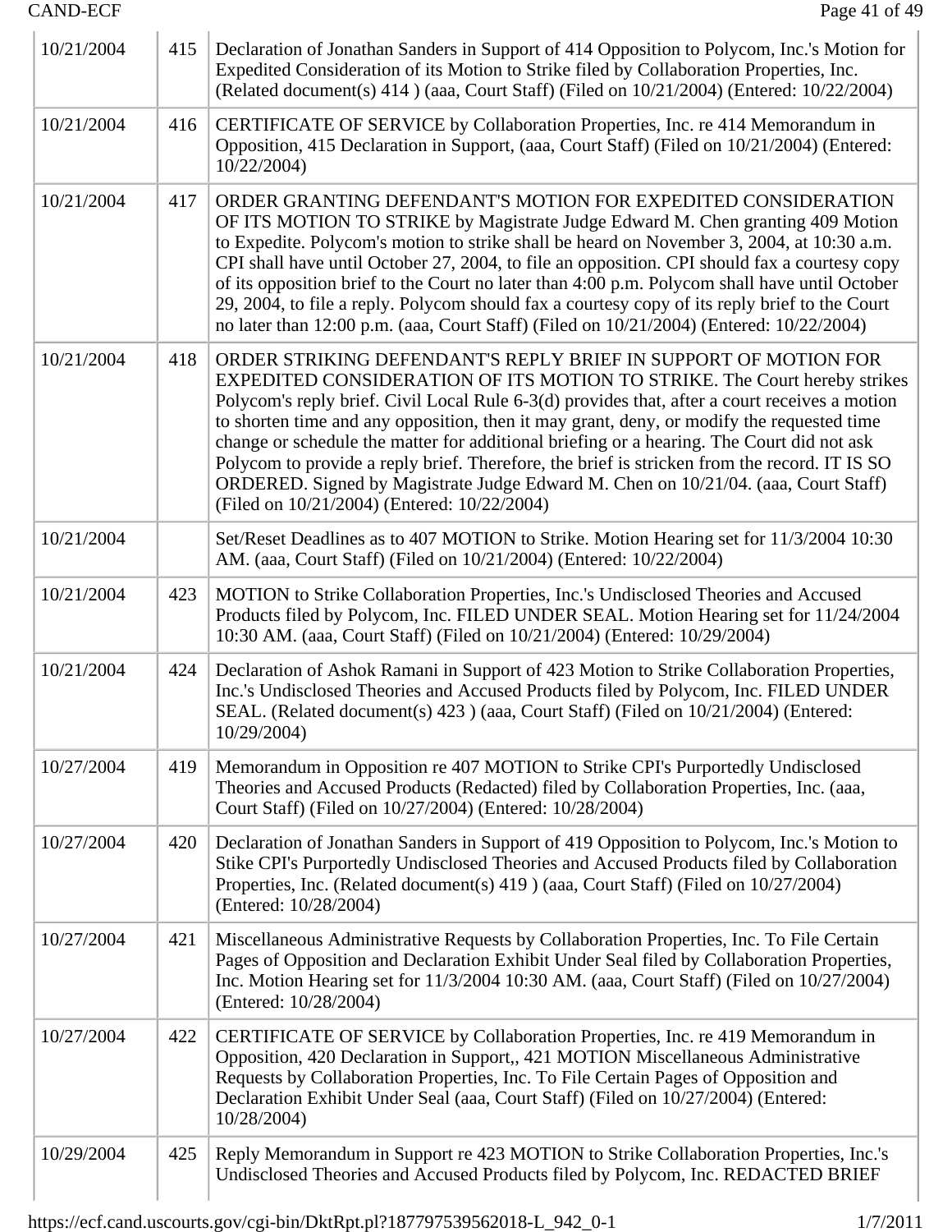| | | |
|---|---|---|
| 10/21/2004 | 415 | Declaration of Jonathan Sanders in Support of 414 Opposition to Polycom, Inc.'s Motion for Expedited Consideration of its Motion to Strike filed by Collaboration Properties, Inc. (Related document(s) 414 ) (aaa, Court Staff) (Filed on 10/21/2004) (Entered: 10/22/2004) |
| 10/21/2004 | 416 | CERTIFICATE OF SERVICE by Collaboration Properties, Inc. re 414 Memorandum in Opposition, 415 Declaration in Support, (aaa, Court Staff) (Filed on 10/21/2004) (Entered: 10/22/2004) |
| 10/21/2004 | 417 | ORDER GRANTING DEFENDANT'S MOTION FOR EXPEDITED CONSIDERATION OF ITS MOTION TO STRIKE by Magistrate Judge Edward M. Chen granting 409 Motion to Expedite. Polycom's motion to strike shall be heard on November 3, 2004, at 10:30 a.m. CPI shall have until October 27, 2004, to file an opposition. CPI should fax a courtesy copy of its opposition brief to the Court no later than 4:00 p.m. Polycom shall have until October 29, 2004, to file a reply. Polycom should fax a courtesy copy of its reply brief to the Court no later than 12:00 p.m. (aaa, Court Staff) (Filed on 10/21/2004) (Entered: 10/22/2004) |
| 10/21/2004 | 418 | ORDER STRIKING DEFENDANT'S REPLY BRIEF IN SUPPORT OF MOTION FOR EXPEDITED CONSIDERATION OF ITS MOTION TO STRIKE. The Court hereby strikes Polycom's reply brief. Civil Local Rule 6-3(d) provides that, after a court receives a motion to shorten time and any opposition, then it may grant, deny, or modify the requested time change or schedule the matter for additional briefing or a hearing. The Court did not ask Polycom to provide a reply brief. Therefore, the brief is stricken from the record. IT IS SO ORDERED. Signed by Magistrate Judge Edward M. Chen on 10/21/04. (aaa, Court Staff) (Filed on 10/21/2004) (Entered: 10/22/2004) |
| 10/21/2004 | | Set/Reset Deadlines as to 407 MOTION to Strike. Motion Hearing set for 11/3/2004 10:30 AM. (aaa, Court Staff) (Filed on 10/21/2004) (Entered: 10/22/2004) |
| 10/21/2004 | 423 | MOTION to Strike Collaboration Properties, Inc.'s Undisclosed Theories and Accused Products filed by Polycom, Inc. FILED UNDER SEAL. Motion Hearing set for 11/24/2004 10:30 AM. (aaa, Court Staff) (Filed on 10/21/2004) (Entered: 10/29/2004) |
| 10/21/2004 | 424 | Declaration of Ashok Ramani in Support of 423 Motion to Strike Collaboration Properties, Inc.'s Undisclosed Theories and Accused Products filed by Polycom, Inc. FILED UNDER SEAL. (Related document(s) 423 ) (aaa, Court Staff) (Filed on 10/21/2004) (Entered: 10/29/2004) |
| 10/27/2004 | 419 | Memorandum in Opposition re 407 MOTION to Strike CPI's Purportedly Undisclosed Theories and Accused Products (Redacted) filed by Collaboration Properties, Inc. (aaa, Court Staff) (Filed on 10/27/2004) (Entered: 10/28/2004) |
| 10/27/2004 | 420 | Declaration of Jonathan Sanders in Support of 419 Opposition to Polycom, Inc.'s Motion to Stike CPI's Purportedly Undisclosed Theories and Accused Products filed by Collaboration Properties, Inc. (Related document(s) 419 ) (aaa, Court Staff) (Filed on 10/27/2004) (Entered: 10/28/2004) |
| 10/27/2004 | 421 | Miscellaneous Administrative Requests by Collaboration Properties, Inc. To File Certain Pages of Opposition and Declaration Exhibit Under Seal filed by Collaboration Properties, Inc. Motion Hearing set for 11/3/2004 10:30 AM. (aaa, Court Staff) (Filed on 10/27/2004) (Entered: 10/28/2004) |
| 10/27/2004 | 422 | CERTIFICATE OF SERVICE by Collaboration Properties, Inc. re 419 Memorandum in Opposition, 420 Declaration in Support,, 421 MOTION Miscellaneous Administrative Requests by Collaboration Properties, Inc. To File Certain Pages of Opposition and Declaration Exhibit Under Seal (aaa, Court Staff) (Filed on 10/27/2004) (Entered: 10/28/2004) |
| 10/29/2004 | 425 | Reply Memorandum in Support re 423 MOTION to Strike Collaboration Properties, Inc.'s Undisclosed Theories and Accused Products filed by Polycom, Inc. REDACTED BRIEF |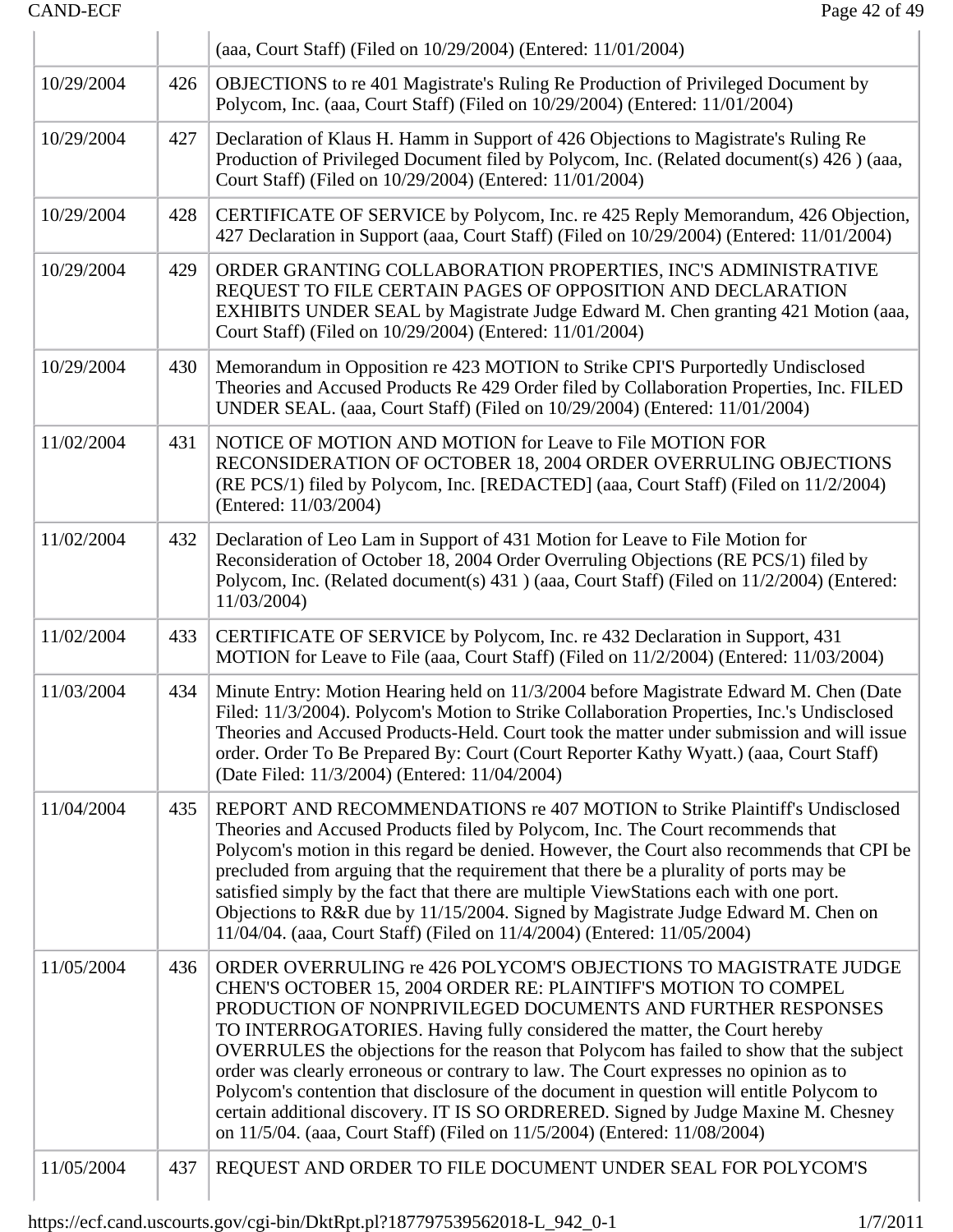| | | (aaa, Court Staff) (Filed on 10/29/2004) (Entered: 11/01/2004) |
|---|---|---|
| 10/29/2004 | 426 | OBJECTIONS to re 401 Magistrate's Ruling Re Production of Privileged Document by Polycom, Inc. (aaa, Court Staff) (Filed on 10/29/2004) (Entered: 11/01/2004) |
| 10/29/2004 | 427 | Declaration of Klaus H. Hamm in Support of 426 Objections to Magistrate's Ruling Re Production of Privileged Document filed by Polycom, Inc. (Related document(s) 426 ) (aaa, Court Staff) (Filed on 10/29/2004) (Entered: 11/01/2004) |
| 10/29/2004 | 428 | CERTIFICATE OF SERVICE by Polycom, Inc. re 425 Reply Memorandum, 426 Objection, 427 Declaration in Support (aaa, Court Staff) (Filed on 10/29/2004) (Entered: 11/01/2004) |
| 10/29/2004 | 429 | ORDER GRANTING COLLABORATION PROPERTIES, INC'S ADMINISTRATIVE REQUEST TO FILE CERTAIN PAGES OF OPPOSITION AND DECLARATION EXHIBITS UNDER SEAL by Magistrate Judge Edward M. Chen granting 421 Motion (aaa, Court Staff) (Filed on 10/29/2004) (Entered: 11/01/2004) |
| 10/29/2004 | 430 | Memorandum in Opposition re 423 MOTION to Strike CPI'S Purportedly Undisclosed Theories and Accused Products Re 429 Order filed by Collaboration Properties, Inc. FILED UNDER SEAL. (aaa, Court Staff) (Filed on 10/29/2004) (Entered: 11/01/2004) |
| 11/02/2004 | 431 | NOTICE OF MOTION AND MOTION for Leave to File MOTION FOR RECONSIDERATION OF OCTOBER 18, 2004 ORDER OVERRULING OBJECTIONS (RE PCS/1) filed by Polycom, Inc. [REDACTED] (aaa, Court Staff) (Filed on 11/2/2004) (Entered: 11/03/2004) |
| 11/02/2004 | 432 | Declaration of Leo Lam in Support of 431 Motion for Leave to File Motion for Reconsideration of October 18, 2004 Order Overruling Objections (RE PCS/1) filed by Polycom, Inc. (Related document(s) 431 ) (aaa, Court Staff) (Filed on 11/2/2004) (Entered: 11/03/2004) |
| 11/02/2004 | 433 | CERTIFICATE OF SERVICE by Polycom, Inc. re 432 Declaration in Support, 431 MOTION for Leave to File (aaa, Court Staff) (Filed on 11/2/2004) (Entered: 11/03/2004) |
| 11/03/2004 | 434 | Minute Entry: Motion Hearing held on 11/3/2004 before Magistrate Edward M. Chen (Date Filed: 11/3/2004). Polycom's Motion to Strike Collaboration Properties, Inc.'s Undisclosed Theories and Accused Products-Held. Court took the matter under submission and will issue order. Order To Be Prepared By: Court (Court Reporter Kathy Wyatt.) (aaa, Court Staff) (Date Filed: 11/3/2004) (Entered: 11/04/2004) |
| 11/04/2004 | 435 | REPORT AND RECOMMENDATIONS re 407 MOTION to Strike Plaintiff's Undisclosed Theories and Accused Products filed by Polycom, Inc. The Court recommends that Polycom's motion in this regard be denied. However, the Court also recommends that CPI be precluded from arguing that the requirement that there be a plurality of ports may be satisfied simply by the fact that there are multiple ViewStations each with one port. Objections to R&R due by 11/15/2004. Signed by Magistrate Judge Edward M. Chen on 11/04/04. (aaa, Court Staff) (Filed on 11/4/2004) (Entered: 11/05/2004) |
| 11/05/2004 | 436 | ORDER OVERRULING re 426 POLYCOM'S OBJECTIONS TO MAGISTRATE JUDGE CHEN'S OCTOBER 15, 2004 ORDER RE: PLAINTIFF'S MOTION TO COMPEL PRODUCTION OF NONPRIVILEGED DOCUMENTS AND FURTHER RESPONSES TO INTERROGATORIES. Having fully considered the matter, the Court hereby OVERRULES the objections for the reason that Polycom has failed to show that the subject order was clearly erroneous or contrary to law. The Court expresses no opinion as to Polycom's contention that disclosure of the document in question will entitle Polycom to certain additional discovery. IT IS SO ORDRERED. Signed by Judge Maxine M. Chesney on 11/5/04. (aaa, Court Staff) (Filed on 11/5/2004) (Entered: 11/08/2004) |
| 11/05/2004 | 437 | REQUEST AND ORDER TO FILE DOCUMENT UNDER SEAL FOR POLYCOM'S |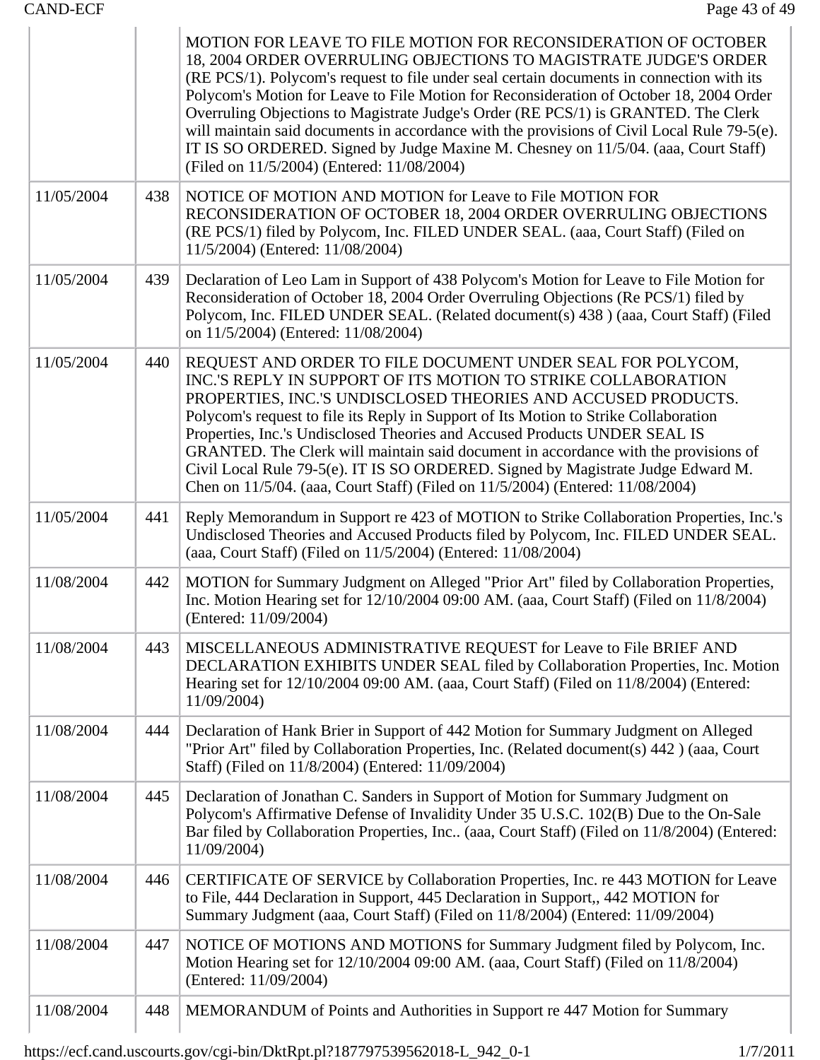| | | |
|---|---|---|
| | | MOTION FOR LEAVE TO FILE MOTION FOR RECONSIDERATION OF OCTOBER 18, 2004 ORDER OVERRULING OBJECTIONS TO MAGISTRATE JUDGE'S ORDER (RE PCS/1). Polycom's request to file under seal certain documents in connection with its Polycom's Motion for Leave to File Motion for Reconsideration of October 18, 2004 Order Overruling Objections to Magistrate Judge's Order (RE PCS/1) is GRANTED. The Clerk will maintain said documents in accordance with the provisions of Civil Local Rule 79-5(e). IT IS SO ORDERED. Signed by Judge Maxine M. Chesney on 11/5/04. (aaa, Court Staff) (Filed on 11/5/2004) (Entered: 11/08/2004) |
| 11/05/2004 | 438 | NOTICE OF MOTION AND MOTION for Leave to File MOTION FOR RECONSIDERATION OF OCTOBER 18, 2004 ORDER OVERRULING OBJECTIONS (RE PCS/1) filed by Polycom, Inc. FILED UNDER SEAL. (aaa, Court Staff) (Filed on 11/5/2004) (Entered: 11/08/2004) |
| 11/05/2004 | 439 | Declaration of Leo Lam in Support of 438 Polycom's Motion for Leave to File Motion for Reconsideration of October 18, 2004 Order Overruling Objections (Re PCS/1) filed by Polycom, Inc. FILED UNDER SEAL. (Related document(s) 438 ) (aaa, Court Staff) (Filed on 11/5/2004) (Entered: 11/08/2004) |
| 11/05/2004 | 440 | REQUEST AND ORDER TO FILE DOCUMENT UNDER SEAL FOR POLYCOM, INC.'S REPLY IN SUPPORT OF ITS MOTION TO STRIKE COLLABORATION PROPERTIES, INC.'S UNDISCLOSED THEORIES AND ACCUSED PRODUCTS. Polycom's request to file its Reply in Support of Its Motion to Strike Collaboration Properties, Inc.'s Undisclosed Theories and Accused Products UNDER SEAL IS GRANTED. The Clerk will maintain said document in accordance with the provisions of Civil Local Rule 79-5(e). IT IS SO ORDERED. Signed by Magistrate Judge Edward M. Chen on 11/5/04. (aaa, Court Staff) (Filed on 11/5/2004) (Entered: 11/08/2004) |
| 11/05/2004 | 441 | Reply Memorandum in Support re 423 of MOTION to Strike Collaboration Properties, Inc.'s Undisclosed Theories and Accused Products filed by Polycom, Inc. FILED UNDER SEAL. (aaa, Court Staff) (Filed on 11/5/2004) (Entered: 11/08/2004) |
| 11/08/2004 | 442 | MOTION for Summary Judgment on Alleged "Prior Art" filed by Collaboration Properties, Inc. Motion Hearing set for 12/10/2004 09:00 AM. (aaa, Court Staff) (Filed on 11/8/2004) (Entered: 11/09/2004) |
| 11/08/2004 | 443 | MISCELLANEOUS ADMINISTRATIVE REQUEST for Leave to File BRIEF AND DECLARATION EXHIBITS UNDER SEAL filed by Collaboration Properties, Inc. Motion Hearing set for 12/10/2004 09:00 AM. (aaa, Court Staff) (Filed on 11/8/2004) (Entered: 11/09/2004) |
| 11/08/2004 | 444 | Declaration of Hank Brier in Support of 442 Motion for Summary Judgment on Alleged "Prior Art" filed by Collaboration Properties, Inc. (Related document(s) 442 ) (aaa, Court Staff) (Filed on 11/8/2004) (Entered: 11/09/2004) |
| 11/08/2004 | 445 | Declaration of Jonathan C. Sanders in Support of Motion for Summary Judgment on Polycom's Affirmative Defense of Invalidity Under 35 U.S.C. 102(B) Due to the On-Sale Bar filed by Collaboration Properties, Inc.. (aaa, Court Staff) (Filed on 11/8/2004) (Entered: 11/09/2004) |
| 11/08/2004 | 446 | CERTIFICATE OF SERVICE by Collaboration Properties, Inc. re 443 MOTION for Leave to File, 444 Declaration in Support, 445 Declaration in Support,, 442 MOTION for Summary Judgment (aaa, Court Staff) (Filed on 11/8/2004) (Entered: 11/09/2004) |
| 11/08/2004 | 447 | NOTICE OF MOTIONS AND MOTIONS for Summary Judgment filed by Polycom, Inc. Motion Hearing set for 12/10/2004 09:00 AM. (aaa, Court Staff) (Filed on 11/8/2004) (Entered: 11/09/2004) |
| 11/08/2004 | 448 | MEMORANDUM of Points and Authorities in Support re 447 Motion for Summary |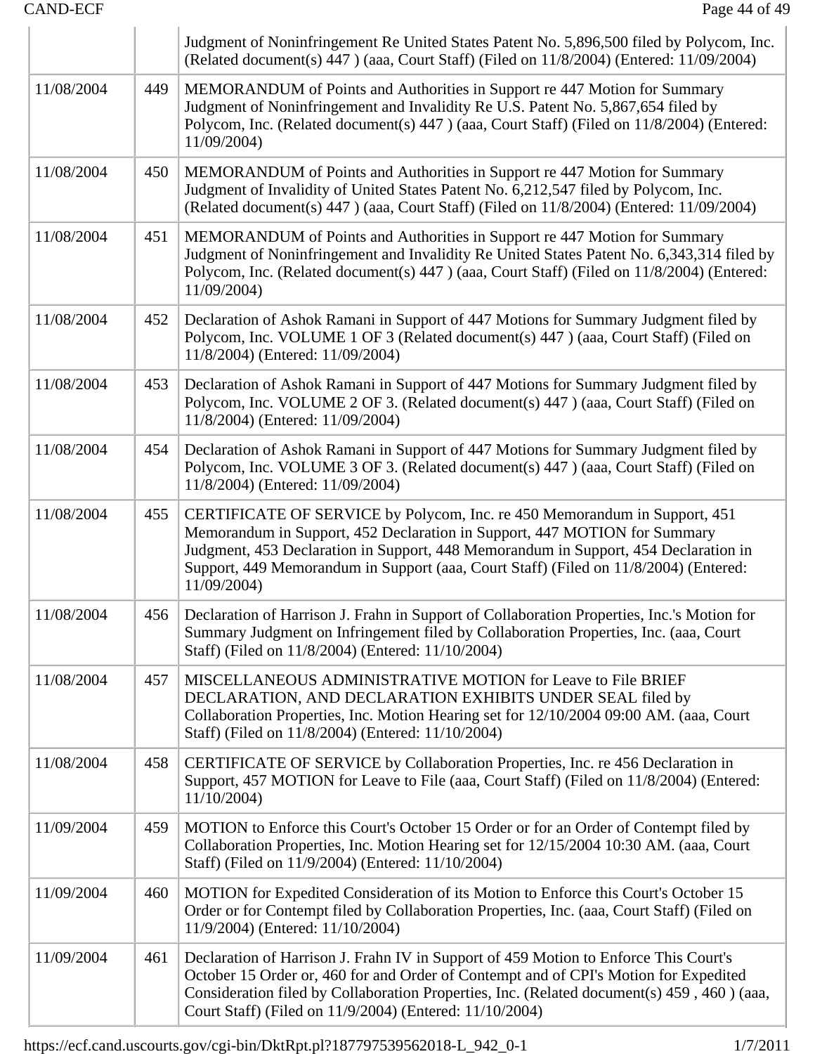| | | Judgment of Noninfringement Re United States Patent No. 5,896,500 filed by Polycom, Inc. (Related document(s) 447 ) (aaa, Court Staff) (Filed on 11/8/2004) (Entered: 11/09/2004) |
|---|---|---|
| 11/08/2004 | 449 | MEMORANDUM of Points and Authorities in Support re 447 Motion for Summary Judgment of Noninfringement and Invalidity Re U.S. Patent No. 5,867,654 filed by Polycom, Inc. (Related document(s) 447 ) (aaa, Court Staff) (Filed on 11/8/2004) (Entered: 11/09/2004) |
| 11/08/2004 | 450 | MEMORANDUM of Points and Authorities in Support re 447 Motion for Summary Judgment of Invalidity of United States Patent No. 6,212,547 filed by Polycom, Inc. (Related document(s) 447 ) (aaa, Court Staff) (Filed on 11/8/2004) (Entered: 11/09/2004) |
| 11/08/2004 | 451 | MEMORANDUM of Points and Authorities in Support re 447 Motion for Summary Judgment of Noninfringement and Invalidity Re United States Patent No. 6,343,314 filed by Polycom, Inc. (Related document(s) 447 ) (aaa, Court Staff) (Filed on 11/8/2004) (Entered: 11/09/2004) |
| 11/08/2004 | 452 | Declaration of Ashok Ramani in Support of 447 Motions for Summary Judgment filed by Polycom, Inc. VOLUME 1 OF 3 (Related document(s) 447 ) (aaa, Court Staff) (Filed on 11/8/2004) (Entered: 11/09/2004) |
| 11/08/2004 | 453 | Declaration of Ashok Ramani in Support of 447 Motions for Summary Judgment filed by Polycom, Inc. VOLUME 2 OF 3. (Related document(s) 447 ) (aaa, Court Staff) (Filed on 11/8/2004) (Entered: 11/09/2004) |
| 11/08/2004 | 454 | Declaration of Ashok Ramani in Support of 447 Motions for Summary Judgment filed by Polycom, Inc. VOLUME 3 OF 3. (Related document(s) 447 ) (aaa, Court Staff) (Filed on 11/8/2004) (Entered: 11/09/2004) |
| 11/08/2004 | 455 | CERTIFICATE OF SERVICE by Polycom, Inc. re 450 Memorandum in Support, 451 Memorandum in Support, 452 Declaration in Support, 447 MOTION for Summary Judgment, 453 Declaration in Support, 448 Memorandum in Support, 454 Declaration in Support, 449 Memorandum in Support (aaa, Court Staff) (Filed on 11/8/2004) (Entered: 11/09/2004) |
| 11/08/2004 | 456 | Declaration of Harrison J. Frahn in Support of Collaboration Properties, Inc.'s Motion for Summary Judgment on Infringement filed by Collaboration Properties, Inc. (aaa, Court Staff) (Filed on 11/8/2004) (Entered: 11/10/2004) |
| 11/08/2004 | 457 | MISCELLANEOUS ADMINISTRATIVE MOTION for Leave to File BRIEF DECLARATION, AND DECLARATION EXHIBITS UNDER SEAL filed by Collaboration Properties, Inc. Motion Hearing set for 12/10/2004 09:00 AM. (aaa, Court Staff) (Filed on 11/8/2004) (Entered: 11/10/2004) |
| 11/08/2004 | 458 | CERTIFICATE OF SERVICE by Collaboration Properties, Inc. re 456 Declaration in Support, 457 MOTION for Leave to File (aaa, Court Staff) (Filed on 11/8/2004) (Entered: 11/10/2004) |
| 11/09/2004 | 459 | MOTION to Enforce this Court's October 15 Order or for an Order of Contempt filed by Collaboration Properties, Inc. Motion Hearing set for 12/15/2004 10:30 AM. (aaa, Court Staff) (Filed on 11/9/2004) (Entered: 11/10/2004) |
| 11/09/2004 | 460 | MOTION for Expedited Consideration of its Motion to Enforce this Court's October 15 Order or for Contempt filed by Collaboration Properties, Inc. (aaa, Court Staff) (Filed on 11/9/2004) (Entered: 11/10/2004) |
| 11/09/2004 | 461 | Declaration of Harrison J. Frahn IV in Support of 459 Motion to Enforce This Court's October 15 Order or, 460 for and Order of Contempt and of CPI's Motion for Expedited Consideration filed by Collaboration Properties, Inc. (Related document(s) 459 , 460 ) (aaa, Court Staff) (Filed on 11/9/2004) (Entered: 11/10/2004) |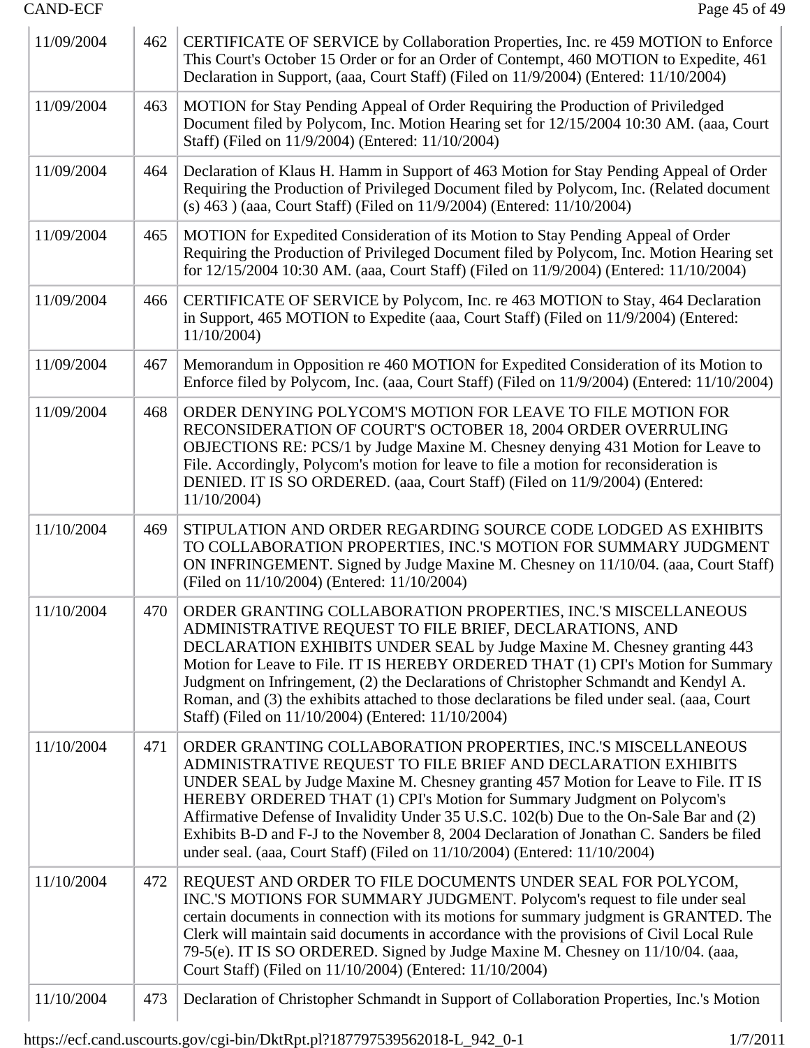| | | |
|---|---|---|
| 11/09/2004 | 462 | CERTIFICATE OF SERVICE by Collaboration Properties, Inc. re 459 MOTION to Enforce This Court's October 15 Order or for an Order of Contempt, 460 MOTION to Expedite, 461 Declaration in Support, (aaa, Court Staff) (Filed on 11/9/2004) (Entered: 11/10/2004) |
| 11/09/2004 | 463 | MOTION for Stay Pending Appeal of Order Requiring the Production of Priviledged Document filed by Polycom, Inc. Motion Hearing set for 12/15/2004 10:30 AM. (aaa, Court Staff) (Filed on 11/9/2004) (Entered: 11/10/2004) |
| 11/09/2004 | 464 | Declaration of Klaus H. Hamm in Support of 463 Motion for Stay Pending Appeal of Order Requiring the Production of Privileged Document filed by Polycom, Inc. (Related document (s) 463 ) (aaa, Court Staff) (Filed on 11/9/2004) (Entered: 11/10/2004) |
| 11/09/2004 | 465 | MOTION for Expedited Consideration of its Motion to Stay Pending Appeal of Order Requiring the Production of Privileged Document filed by Polycom, Inc. Motion Hearing set for 12/15/2004 10:30 AM. (aaa, Court Staff) (Filed on 11/9/2004) (Entered: 11/10/2004) |
| 11/09/2004 | 466 | CERTIFICATE OF SERVICE by Polycom, Inc. re 463 MOTION to Stay, 464 Declaration in Support, 465 MOTION to Expedite (aaa, Court Staff) (Filed on 11/9/2004) (Entered: 11/10/2004) |
| 11/09/2004 | 467 | Memorandum in Opposition re 460 MOTION for Expedited Consideration of its Motion to Enforce filed by Polycom, Inc. (aaa, Court Staff) (Filed on 11/9/2004) (Entered: 11/10/2004) |
| 11/09/2004 | 468 | ORDER DENYING POLYCOM'S MOTION FOR LEAVE TO FILE MOTION FOR RECONSIDERATION OF COURT'S OCTOBER 18, 2004 ORDER OVERRULING OBJECTIONS RE: PCS/1 by Judge Maxine M. Chesney denying 431 Motion for Leave to File. Accordingly, Polycom's motion for leave to file a motion for reconsideration is DENIED. IT IS SO ORDERED. (aaa, Court Staff) (Filed on 11/9/2004) (Entered: 11/10/2004) |
| 11/10/2004 | 469 | STIPULATION AND ORDER REGARDING SOURCE CODE LODGED AS EXHIBITS TO COLLABORATION PROPERTIES, INC.'S MOTION FOR SUMMARY JUDGMENT ON INFRINGEMENT. Signed by Judge Maxine M. Chesney on 11/10/04. (aaa, Court Staff) (Filed on 11/10/2004) (Entered: 11/10/2004) |
| 11/10/2004 | 470 | ORDER GRANTING COLLABORATION PROPERTIES, INC.'S MISCELLANEOUS ADMINISTRATIVE REQUEST TO FILE BRIEF, DECLARATIONS, AND DECLARATION EXHIBITS UNDER SEAL by Judge Maxine M. Chesney granting 443 Motion for Leave to File. IT IS HEREBY ORDERED THAT (1) CPI's Motion for Summary Judgment on Infringement, (2) the Declarations of Christopher Schmandt and Kendyl A. Roman, and (3) the exhibits attached to those declarations be filed under seal. (aaa, Court Staff) (Filed on 11/10/2004) (Entered: 11/10/2004) |
| 11/10/2004 | 471 | ORDER GRANTING COLLABORATION PROPERTIES, INC.'S MISCELLANEOUS ADMINISTRATIVE REQUEST TO FILE BRIEF AND DECLARATION EXHIBITS UNDER SEAL by Judge Maxine M. Chesney granting 457 Motion for Leave to File. IT IS HEREBY ORDERED THAT (1) CPI's Motion for Summary Judgment on Polycom's Affirmative Defense of Invalidity Under 35 U.S.C. 102(b) Due to the On-Sale Bar and (2) Exhibits B-D and F-J to the November 8, 2004 Declaration of Jonathan C. Sanders be filed under seal. (aaa, Court Staff) (Filed on 11/10/2004) (Entered: 11/10/2004) |
| 11/10/2004 | 472 | REQUEST AND ORDER TO FILE DOCUMENTS UNDER SEAL FOR POLYCOM, INC.'S MOTIONS FOR SUMMARY JUDGMENT. Polycom's request to file under seal certain documents in connection with its motions for summary judgment is GRANTED. The Clerk will maintain said documents in accordance with the provisions of Civil Local Rule 79-5(e). IT IS SO ORDERED. Signed by Judge Maxine M. Chesney on 11/10/04. (aaa, Court Staff) (Filed on 11/10/2004) (Entered: 11/10/2004) |
| 11/10/2004 | 473 | Declaration of Christopher Schmandt in Support of Collaboration Properties, Inc.'s Motion |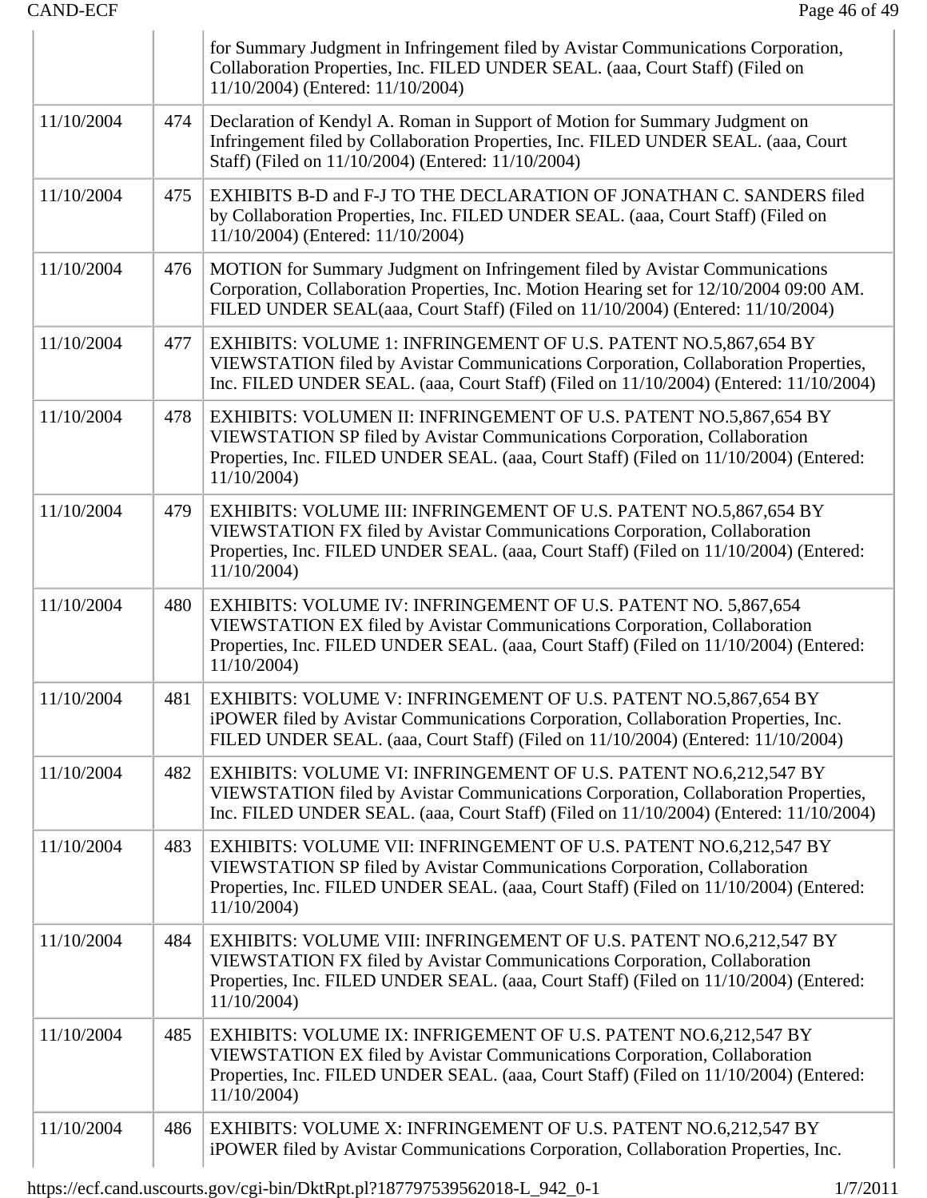| | | |
|---|---|---|
| | | for Summary Judgment in Infringement filed by Avistar Communications Corporation, Collaboration Properties, Inc. FILED UNDER SEAL. (aaa, Court Staff) (Filed on 11/10/2004) (Entered: 11/10/2004) |
| 11/10/2004 | 474 | Declaration of Kendyl A. Roman in Support of Motion for Summary Judgment on Infringement filed by Collaboration Properties, Inc. FILED UNDER SEAL. (aaa, Court Staff) (Filed on 11/10/2004) (Entered: 11/10/2004) |
| 11/10/2004 | 475 | EXHIBITS B-D and F-J TO THE DECLARATION OF JONATHAN C. SANDERS filed by Collaboration Properties, Inc. FILED UNDER SEAL. (aaa, Court Staff) (Filed on 11/10/2004) (Entered: 11/10/2004) |
| 11/10/2004 | 476 | MOTION for Summary Judgment on Infringement filed by Avistar Communications Corporation, Collaboration Properties, Inc. Motion Hearing set for 12/10/2004 09:00 AM. FILED UNDER SEAL(aaa, Court Staff) (Filed on 11/10/2004) (Entered: 11/10/2004) |
| 11/10/2004 | 477 | EXHIBITS: VOLUME 1: INFRINGEMENT OF U.S. PATENT NO.5,867,654 BY VIEWSTATION filed by Avistar Communications Corporation, Collaboration Properties, Inc. FILED UNDER SEAL. (aaa, Court Staff) (Filed on 11/10/2004) (Entered: 11/10/2004) |
| 11/10/2004 | 478 | EXHIBITS: VOLUMEN II: INFRINGEMENT OF U.S. PATENT NO.5,867,654 BY VIEWSTATION SP filed by Avistar Communications Corporation, Collaboration Properties, Inc. FILED UNDER SEAL. (aaa, Court Staff) (Filed on 11/10/2004) (Entered: 11/10/2004) |
| 11/10/2004 | 479 | EXHIBITS: VOLUME III: INFRINGEMENT OF U.S. PATENT NO.5,867,654 BY VIEWSTATION FX filed by Avistar Communications Corporation, Collaboration Properties, Inc. FILED UNDER SEAL. (aaa, Court Staff) (Filed on 11/10/2004) (Entered: 11/10/2004) |
| 11/10/2004 | 480 | EXHIBITS: VOLUME IV: INFRINGEMENT OF U.S. PATENT NO. 5,867,654 VIEWSTATION EX filed by Avistar Communications Corporation, Collaboration Properties, Inc. FILED UNDER SEAL. (aaa, Court Staff) (Filed on 11/10/2004) (Entered: 11/10/2004) |
| 11/10/2004 | 481 | EXHIBITS: VOLUME V: INFRINGEMENT OF U.S. PATENT NO.5,867,654 BY iPOWER filed by Avistar Communications Corporation, Collaboration Properties, Inc. FILED UNDER SEAL. (aaa, Court Staff) (Filed on 11/10/2004) (Entered: 11/10/2004) |
| 11/10/2004 | 482 | EXHIBITS: VOLUME VI: INFRINGEMENT OF U.S. PATENT NO.6,212,547 BY VIEWSTATION filed by Avistar Communications Corporation, Collaboration Properties, Inc. FILED UNDER SEAL. (aaa, Court Staff) (Filed on 11/10/2004) (Entered: 11/10/2004) |
| 11/10/2004 | 483 | EXHIBITS: VOLUME VII: INFRINGEMENT OF U.S. PATENT NO.6,212,547 BY VIEWSTATION SP filed by Avistar Communications Corporation, Collaboration Properties, Inc. FILED UNDER SEAL. (aaa, Court Staff) (Filed on 11/10/2004) (Entered: 11/10/2004) |
| 11/10/2004 | 484 | EXHIBITS: VOLUME VIII: INFRINGEMENT OF U.S. PATENT NO.6,212,547 BY VIEWSTATION FX filed by Avistar Communications Corporation, Collaboration Properties, Inc. FILED UNDER SEAL. (aaa, Court Staff) (Filed on 11/10/2004) (Entered: 11/10/2004) |
| 11/10/2004 | 485 | EXHIBITS: VOLUME IX: INFRIGEMENT OF U.S. PATENT NO.6,212,547 BY VIEWSTATION EX filed by Avistar Communications Corporation, Collaboration Properties, Inc. FILED UNDER SEAL. (aaa, Court Staff) (Filed on 11/10/2004) (Entered: 11/10/2004) |
| 11/10/2004 | 486 | EXHIBITS: VOLUME X: INFRINGEMENT OF U.S. PATENT NO.6,212,547 BY iPOWER filed by Avistar Communications Corporation, Collaboration Properties, Inc. |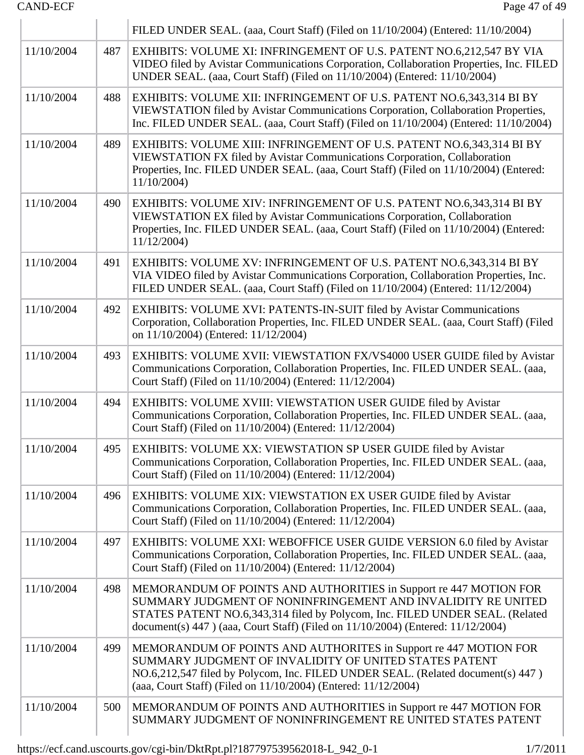| | | FILED UNDER SEAL. (aaa, Court Staff) (Filed on 11/10/2004) (Entered: 11/10/2004) |
|---|---|---|
| 11/10/2004 | 487 | EXHIBITS: VOLUME XI: INFRINGEMENT OF U.S. PATENT NO.6,212,547 BY VIA VIDEO filed by Avistar Communications Corporation, Collaboration Properties, Inc. FILED UNDER SEAL. (aaa, Court Staff) (Filed on 11/10/2004) (Entered: 11/10/2004) |
| 11/10/2004 | 488 | EXHIBITS: VOLUME XII: INFRINGEMENT OF U.S. PATENT NO.6,343,314 BI BY VIEWSTATION filed by Avistar Communications Corporation, Collaboration Properties, Inc. FILED UNDER SEAL. (aaa, Court Staff) (Filed on 11/10/2004) (Entered: 11/10/2004) |
| 11/10/2004 | 489 | EXHIBITS: VOLUME XIII: INFRINGEMENT OF U.S. PATENT NO.6,343,314 BI BY VIEWSTATION FX filed by Avistar Communications Corporation, Collaboration Properties, Inc. FILED UNDER SEAL. (aaa, Court Staff) (Filed on 11/10/2004) (Entered: 11/10/2004) |
| 11/10/2004 | 490 | EXHIBITS: VOLUME XIV: INFRINGEMENT OF U.S. PATENT NO.6,343,314 BI BY VIEWSTATION EX filed by Avistar Communications Corporation, Collaboration Properties, Inc. FILED UNDER SEAL. (aaa, Court Staff) (Filed on 11/10/2004) (Entered: 11/12/2004) |
| 11/10/2004 | 491 | EXHIBITS: VOLUME XV: INFRINGEMENT OF U.S. PATENT NO.6,343,314 BI BY VIA VIDEO filed by Avistar Communications Corporation, Collaboration Properties, Inc. FILED UNDER SEAL. (aaa, Court Staff) (Filed on 11/10/2004) (Entered: 11/12/2004) |
| 11/10/2004 | 492 | EXHIBITS: VOLUME XVI: PATENTS-IN-SUIT filed by Avistar Communications Corporation, Collaboration Properties, Inc. FILED UNDER SEAL. (aaa, Court Staff) (Filed on 11/10/2004) (Entered: 11/12/2004) |
| 11/10/2004 | 493 | EXHIBITS: VOLUME XVII: VIEWSTATION FX/VS4000 USER GUIDE filed by Avistar Communications Corporation, Collaboration Properties, Inc. FILED UNDER SEAL. (aaa, Court Staff) (Filed on 11/10/2004) (Entered: 11/12/2004) |
| 11/10/2004 | 494 | EXHIBITS: VOLUME XVIII: VIEWSTATION USER GUIDE filed by Avistar Communications Corporation, Collaboration Properties, Inc. FILED UNDER SEAL. (aaa, Court Staff) (Filed on 11/10/2004) (Entered: 11/12/2004) |
| 11/10/2004 | 495 | EXHIBITS: VOLUME XX: VIEWSTATION SP USER GUIDE filed by Avistar Communications Corporation, Collaboration Properties, Inc. FILED UNDER SEAL. (aaa, Court Staff) (Filed on 11/10/2004) (Entered: 11/12/2004) |
| 11/10/2004 | 496 | EXHIBITS: VOLUME XIX: VIEWSTATION EX USER GUIDE filed by Avistar Communications Corporation, Collaboration Properties, Inc. FILED UNDER SEAL. (aaa, Court Staff) (Filed on 11/10/2004) (Entered: 11/12/2004) |
| 11/10/2004 | 497 | EXHIBITS: VOLUME XXI: WEBOFFICE USER GUIDE VERSION 6.0 filed by Avistar Communications Corporation, Collaboration Properties, Inc. FILED UNDER SEAL. (aaa, Court Staff) (Filed on 11/10/2004) (Entered: 11/12/2004) |
| 11/10/2004 | 498 | MEMORANDUM OF POINTS AND AUTHORITIES in Support re 447 MOTION FOR SUMMARY JUDGMENT OF NONINFRINGEMENT AND INVALIDITY RE UNITED STATES PATENT NO.6,343,314 filed by Polycom, Inc. FILED UNDER SEAL. (Related document(s) 447 ) (aaa, Court Staff) (Filed on 11/10/2004) (Entered: 11/12/2004) |
| 11/10/2004 | 499 | MEMORANDUM OF POINTS AND AUTHORITES in Support re 447 MOTION FOR SUMMARY JUDGMENT OF INVALIDITY OF UNITED STATES PATENT NO.6,212,547 filed by Polycom, Inc. FILED UNDER SEAL. (Related document(s) 447 ) (aaa, Court Staff) (Filed on 11/10/2004) (Entered: 11/12/2004) |
| 11/10/2004 | 500 | MEMORANDUM OF POINTS AND AUTHORITIES in Support re 447 MOTION FOR SUMMARY JUDGMENT OF NONINFRINGEMENT RE UNITED STATES PATENT |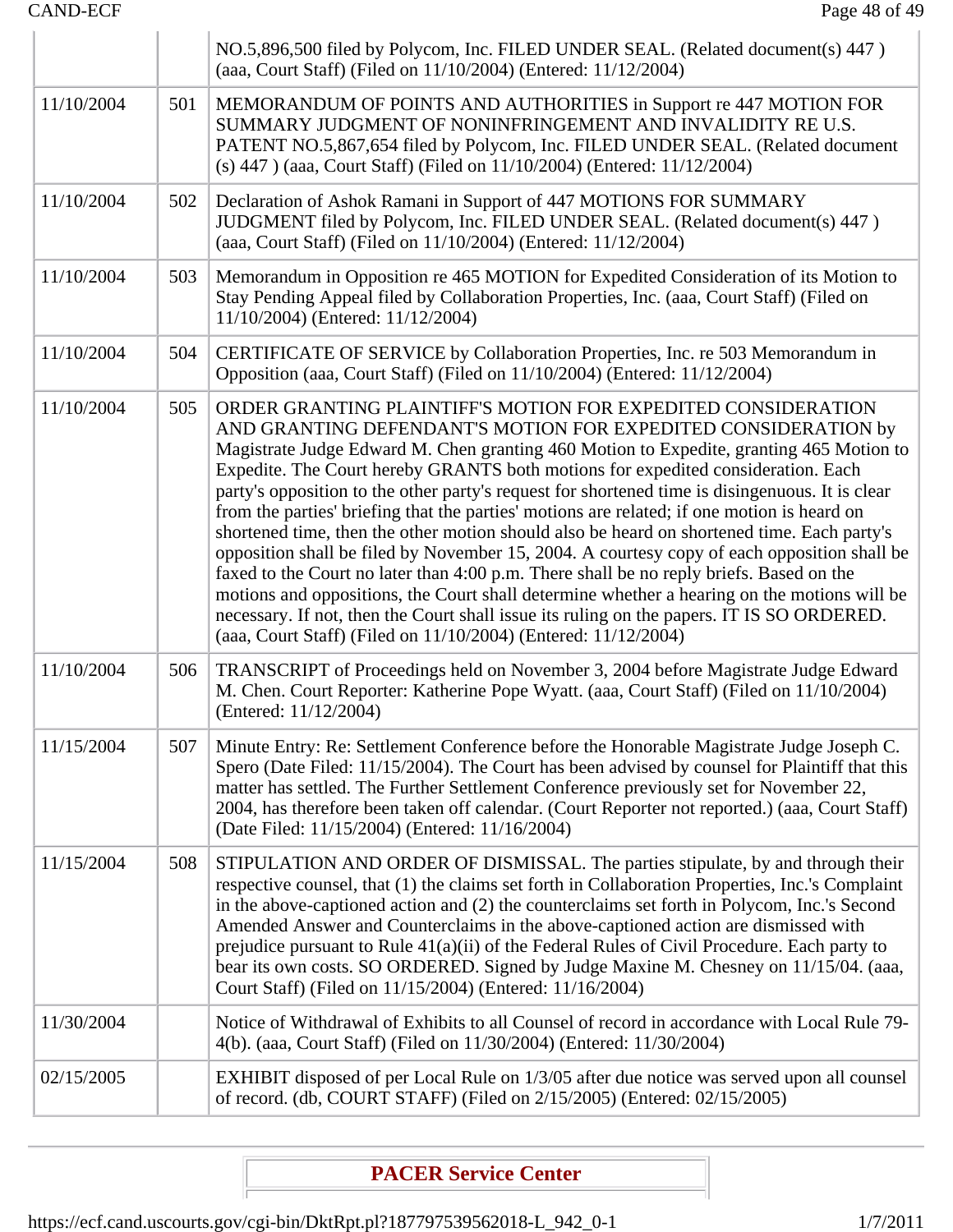| | | |
|---|---|---|
| | | NO.5,896,500 filed by Polycom, Inc. FILED UNDER SEAL. (Related document(s) 447 ) (aaa, Court Staff) (Filed on 11/10/2004) (Entered: 11/12/2004) |
| 11/10/2004 | 501 | MEMORANDUM OF POINTS AND AUTHORITIES in Support re 447 MOTION FOR SUMMARY JUDGMENT OF NONINFRINGEMENT AND INVALIDITY RE U.S. PATENT NO.5,867,654 filed by Polycom, Inc. FILED UNDER SEAL. (Related document (s) 447 ) (aaa, Court Staff) (Filed on 11/10/2004) (Entered: 11/12/2004) |
| 11/10/2004 | 502 | Declaration of Ashok Ramani in Support of 447 MOTIONS FOR SUMMARY JUDGMENT filed by Polycom, Inc. FILED UNDER SEAL. (Related document(s) 447 ) (aaa, Court Staff) (Filed on 11/10/2004) (Entered: 11/12/2004) |
| 11/10/2004 | 503 | Memorandum in Opposition re 465 MOTION for Expedited Consideration of its Motion to Stay Pending Appeal filed by Collaboration Properties, Inc. (aaa, Court Staff) (Filed on 11/10/2004) (Entered: 11/12/2004) |
| 11/10/2004 | 504 | CERTIFICATE OF SERVICE by Collaboration Properties, Inc. re 503 Memorandum in Opposition (aaa, Court Staff) (Filed on 11/10/2004) (Entered: 11/12/2004) |
| 11/10/2004 | 505 | ORDER GRANTING PLAINTIFF'S MOTION FOR EXPEDITED CONSIDERATION AND GRANTING DEFENDANT'S MOTION FOR EXPEDITED CONSIDERATION by Magistrate Judge Edward M. Chen granting 460 Motion to Expedite, granting 465 Motion to Expedite. The Court hereby GRANTS both motions for expedited consideration. Each party's opposition to the other party's request for shortened time is disingenuous. It is clear from the parties' briefing that the parties' motions are related; if one motion is heard on shortened time, then the other motion should also be heard on shortened time. Each party's opposition shall be filed by November 15, 2004. A courtesy copy of each opposition shall be faxed to the Court no later than 4:00 p.m. There shall be no reply briefs. Based on the motions and oppositions, the Court shall determine whether a hearing on the motions will be necessary. If not, then the Court shall issue its ruling on the papers. IT IS SO ORDERED. (aaa, Court Staff) (Filed on 11/10/2004) (Entered: 11/12/2004) |
| 11/10/2004 | 506 | TRANSCRIPT of Proceedings held on November 3, 2004 before Magistrate Judge Edward M. Chen. Court Reporter: Katherine Pope Wyatt. (aaa, Court Staff) (Filed on 11/10/2004) (Entered: 11/12/2004) |
| 11/15/2004 | 507 | Minute Entry: Re: Settlement Conference before the Honorable Magistrate Judge Joseph C. Spero (Date Filed: 11/15/2004). The Court has been advised by counsel for Plaintiff that this matter has settled. The Further Settlement Conference previously set for November 22, 2004, has therefore been taken off calendar. (Court Reporter not reported.) (aaa, Court Staff) (Date Filed: 11/15/2004) (Entered: 11/16/2004) |
| 11/15/2004 | 508 | STIPULATION AND ORDER OF DISMISSAL. The parties stipulate, by and through their respective counsel, that (1) the claims set forth in Collaboration Properties, Inc.'s Complaint in the above-captioned action and (2) the counterclaims set forth in Polycom, Inc.'s Second Amended Answer and Counterclaims in the above-captioned action are dismissed with prejudice pursuant to Rule 41(a)(ii) of the Federal Rules of Civil Procedure. Each party to bear its own costs. SO ORDERED. Signed by Judge Maxine M. Chesney on 11/15/04. (aaa, Court Staff) (Filed on 11/15/2004) (Entered: 11/16/2004) |
| 11/30/2004 | | Notice of Withdrawal of Exhibits to all Counsel of record in accordance with Local Rule 79-4(b). (aaa, Court Staff) (Filed on 11/30/2004) (Entered: 11/30/2004) |
| 02/15/2005 | | EXHIBIT disposed of per Local Rule on 1/3/05 after due notice was served upon all counsel of record. (db, COURT STAFF) (Filed on 2/15/2005) (Entered: 02/15/2005) |

**PACER Service Center**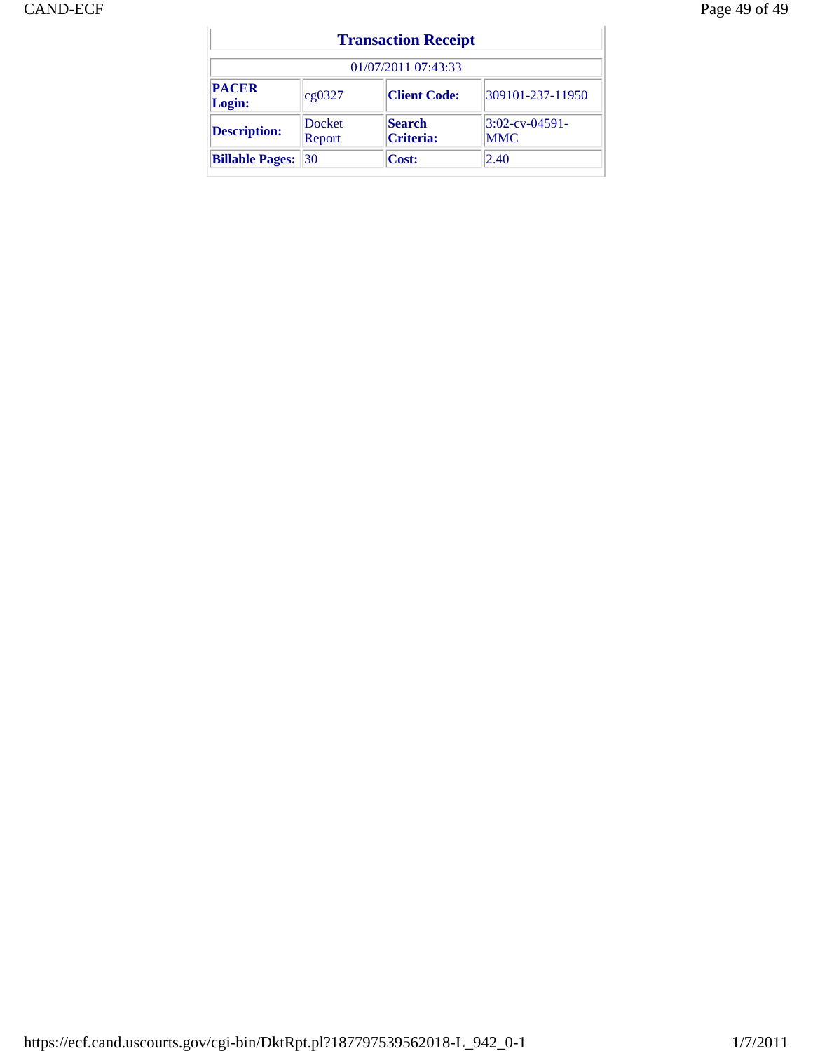| Transaction Receipt | | | |
|---|---|---|---|
| 01/07/2011 07:43:33 | | | |
| **PACER Login:** | cg0327 | **Client Code:** | 309101-237-11950 |
| **Description:** | Docket Report | **Search Criteria:** | 3:02-cv-04591-MMC |
| **Billable Pages:** | 30 | **Cost:** | 2.40 |